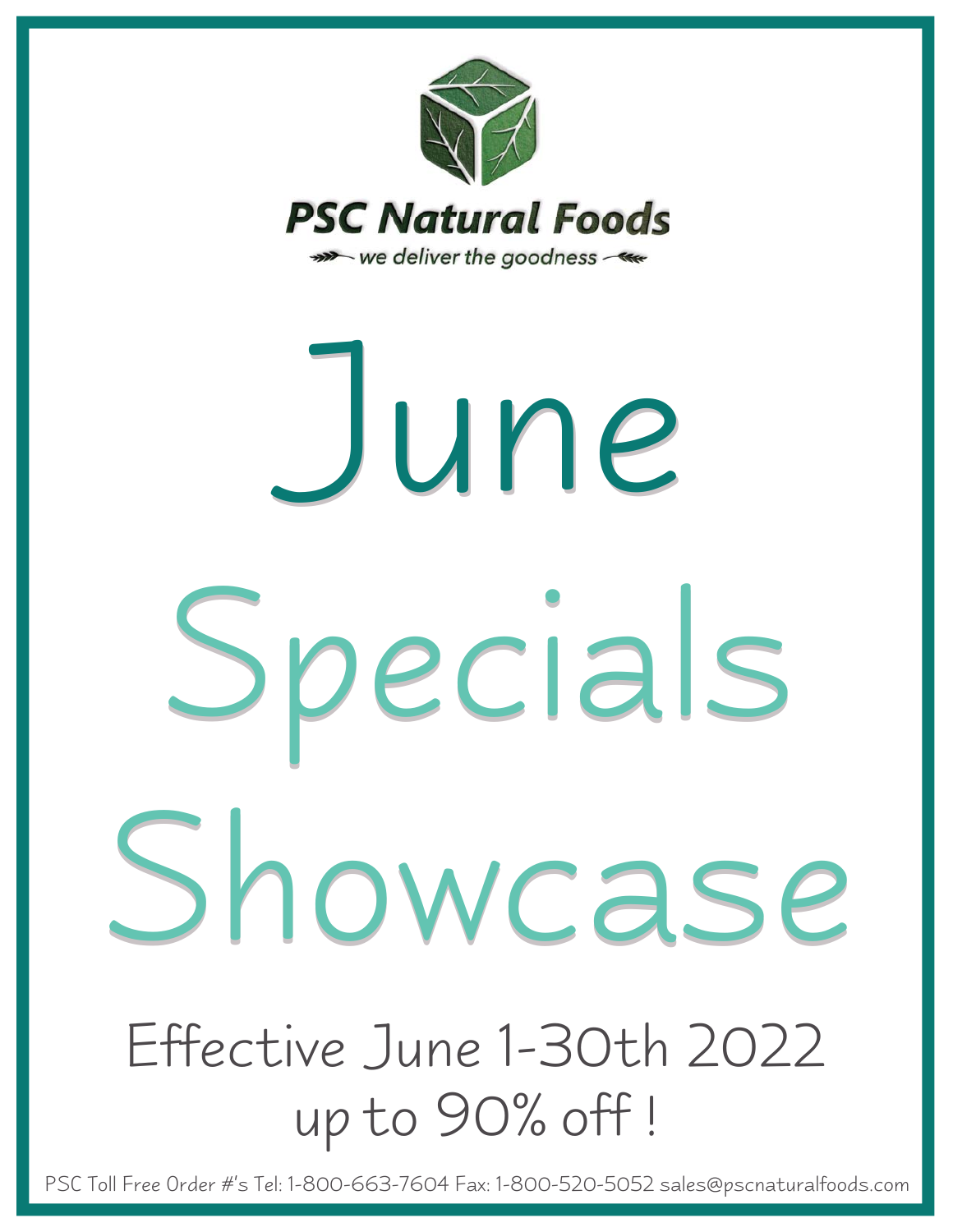**PSC Natural Foods**

*we deliver the goodness*

# June

# Specials

# Showcase

Effective June 1-30th 2022

up to 90% off !

PSC Toll Free Order #'s Tel: 1-800-663-7604 Fax: 1-800-520-5052 sales@pscnaturalfoods.com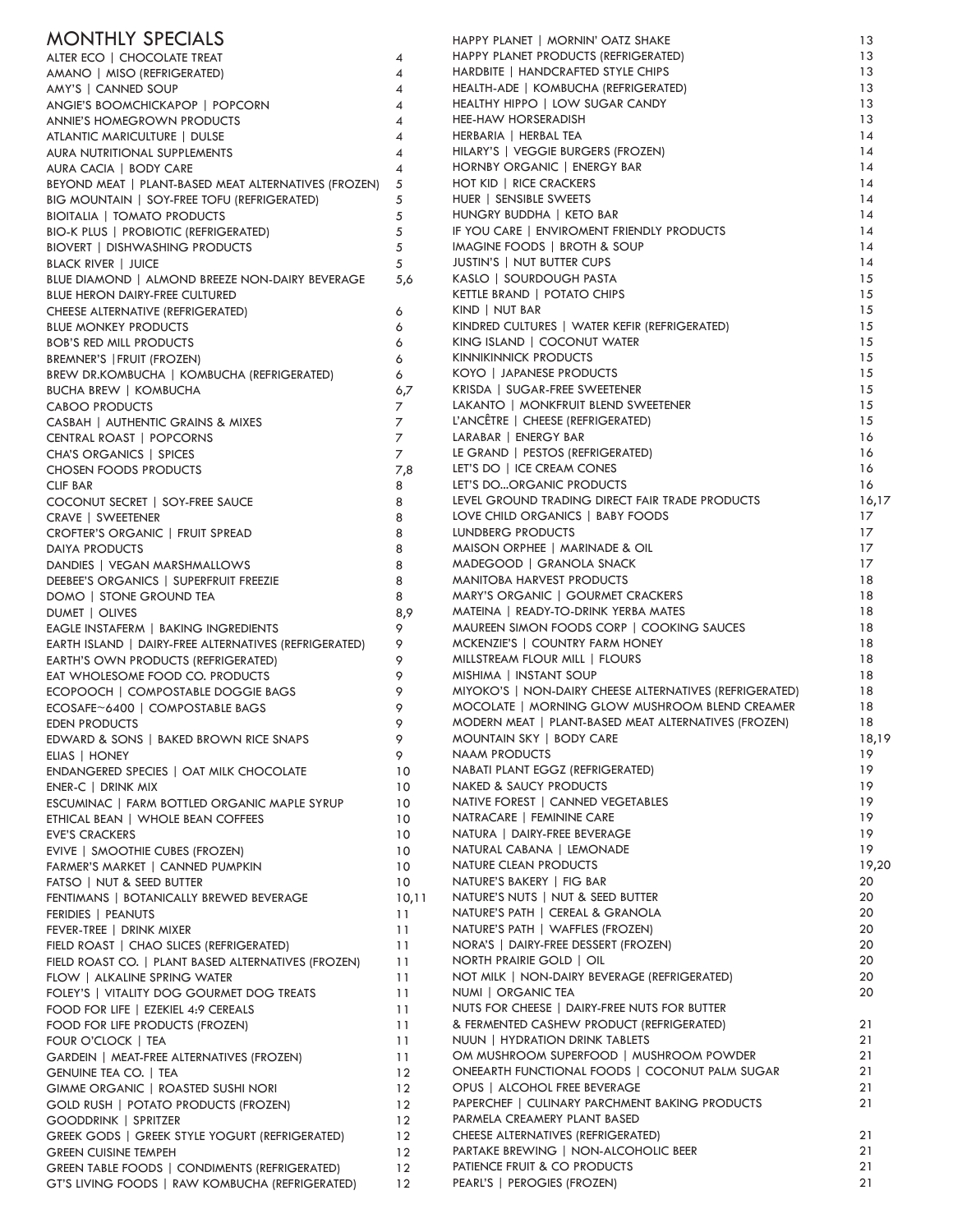# MONTHLY SPECIALS

| Product | Page |
| --- | --- |
| ALTER ECO \| CHOCOLATE TREAT | 4 |
| AMANO \| MISO (REFRIGERATED) | 4 |
| AMY'S \| CANNED SOUP | 4 |
| ANGIE'S BOOMCHICKAPOP \| POPCORN | 4 |
| ANNIE'S HOMEGROWN PRODUCTS | 4 |
| ATLANTIC MARICULTURE \| DULSE | 4 |
| AURA NUTRITIONAL SUPPLEMENTS | 4 |
| AURA CACIA \| BODY CARE | 4 |
| BEYOND MEAT \| PLANT-BASED MEAT ALTERNATIVES (FROZEN) | 5 |
| BIG MOUNTAIN \| SOY-FREE TOFU (REFRIGERATED) | 5 |
| BIOITALIA \| TOMATO PRODUCTS | 5 |
| BIO-K PLUS \| PROBIOTIC (REFRIGERATED) | 5 |
| BIOVERT \| DISHWASHING PRODUCTS | 5 |
| BLACK RIVER \| JUICE | 5 |
| BLUE DIAMOND \| ALMOND BREEZE NON-DAIRY BEVERAGE | 5,6 |
| BLUE HERON DAIRY-FREE CULTURED CHEESE ALTERNATIVE (REFRIGERATED) | 6 |
| BLUE MONKEY PRODUCTS | 6 |
| BOB'S RED MILL PRODUCTS | 6 |
| BREMNER'S \|FRUIT (FROZEN) | 6 |
| BREW DR.KOMBUCHA \| KOMBUCHA (REFRIGERATED) | 6 |
| BUCHA BREW \| KOMBUCHA | 6,7 |
| CABOO PRODUCTS | 7 |
| CASBAH \| AUTHENTIC GRAINS & MIXES | 7 |
| CENTRAL ROAST \| POPCORNS | 7 |
| CHA'S ORGANICS \| SPICES | 7 |
| CHOSEN FOODS PRODUCTS | 7,8 |
| CLIF BAR | 8 |
| COCONUT SECRET \| SOY-FREE SAUCE | 8 |
| CRAVE \| SWEETENER | 8 |
| CROFTER'S ORGANIC \| FRUIT SPREAD | 8 |
| DAIYA PRODUCTS | 8 |
| DANDIES \| VEGAN MARSHMALLOWS | 8 |
| DEEBEE'S ORGANICS \| SUPERFRUIT FREEZIE | 8 |
| DOMO \| STONE GROUND TEA | 8 |
| DUMET \| OLIVES | 8,9 |
| EAGLE INSTAFERM \| BAKING INGREDIENTS | 9 |
| EARTH ISLAND \| DAIRY-FREE ALTERNATIVES (REFRIGERATED) | 9 |
| EARTH'S OWN PRODUCTS (REFRIGERATED) | 9 |
| EAT WHOLESOME FOOD CO. PRODUCTS | 9 |
| ECOPOOCH \| COMPOSTABLE DOGGIE BAGS | 9 |
| ECOSAFE~6400 \| COMPOSTABLE BAGS | 9 |
| EDEN PRODUCTS | 9 |
| EDWARD & SONS \| BAKED BROWN RICE SNAPS | 9 |
| ELIAS \| HONEY | 9 |
| ENDANGERED SPECIES \| OAT MILK CHOCOLATE | 10 |
| ENER-C \| DRINK MIX | 10 |
| ESCUMINAC \| FARM BOTTLED ORGANIC MAPLE SYRUP | 10 |
| ETHICAL BEAN \| WHOLE BEAN COFFEES | 10 |
| EVE'S CRACKERS | 10 |
| EVIVE \| SMOOTHIE CUBES (FROZEN) | 10 |
| FARMER'S MARKET \| CANNED PUMPKIN | 10 |
| FATSO \| NUT & SEED BUTTER | 10 |
| FENTIMANS \| BOTANICALLY BREWED BEVERAGE | 10,11 |
| FERIDIES \| PEANUTS | 11 |
| FEVER-TREE \| DRINK MIXER | 11 |
| FIELD ROAST \| CHAO SLICES (REFRIGERATED) | 11 |
| FIELD ROAST CO. \| PLANT BASED ALTERNATIVES (FROZEN) | 11 |
| FLOW \| ALKALINE SPRING WATER | 11 |
| FOLEY'S \| VITALITY DOG GOURMET DOG TREATS | 11 |
| FOOD FOR LIFE \| EZEKIEL 4:9 CEREALS | 11 |
| FOOD FOR LIFE PRODUCTS (FROZEN) | 11 |
| FOUR O'CLOCK \| TEA | 11 |
| GARDEIN \| MEAT-FREE ALTERNATIVES (FROZEN) | 11 |
| GENUINE TEA CO. \| TEA | 12 |
| GIMME ORGANIC \| ROASTED SUSHI NORI | 12 |
| GOLD RUSH \| POTATO PRODUCTS (FROZEN) | 12 |
| GOODDRINK \| SPRITZER | 12 |
| GREEK GODS \| GREEK STYLE YOGURT (REFRIGERATED) | 12 |
| GREEN CUISINE TEMPEH | 12 |
| GREEN TABLE FOODS \| CONDIMENTS (REFRIGERATED) | 12 |
| GT'S LIVING FOODS \| RAW KOMBUCHA (REFRIGERATED) | 12 |
| HAPPY PLANET \| MORNIN' OATZ SHAKE | 13 |
| HAPPY PLANET PRODUCTS (REFRIGERATED) | 13 |
| HARDBITE \| HANDCRAFTED STYLE CHIPS | 13 |
| HEALTH-ADE \| KOMBUCHA (REFRIGERATED) | 13 |
| HEALTHY HIPPO \| LOW SUGAR CANDY | 13 |
| HEE-HAW HORSERADISH | 13 |
| HERBARIA \| HERBAL TEA | 14 |
| HILARY'S \| VEGGIE BURGERS (FROZEN) | 14 |
| HORNBY ORGANIC \| ENERGY BAR | 14 |
| HOT KID \| RICE CRACKERS | 14 |
| HUER \| SENSIBLE SWEETS | 14 |
| HUNGRY BUDDHA \| KETO BAR | 14 |
| IF YOU CARE \| ENVIROMENT FRIENDLY PRODUCTS | 14 |
| IMAGINE FOODS \| BROTH & SOUP | 14 |
| JUSTIN'S \| NUT BUTTER CUPS | 14 |
| KASLO \| SOURDOUGH PASTA | 15 |
| KETTLE BRAND \| POTATO CHIPS | 15 |
| KIND \| NUT BAR | 15 |
| KINDRED CULTURES \| WATER KEFIR (REFRIGERATED) | 15 |
| KING ISLAND \| COCONUT WATER | 15 |
| KINNIKINNICK PRODUCTS | 15 |
| KOYO \| JAPANESE PRODUCTS | 15 |
| KRISDA \| SUGAR-FREE SWEETENER | 15 |
| LAKANTO \| MONKFRUIT BLEND SWEETENER | 15 |
| L'ANCÊTRE \| CHEESE (REFRIGERATED) | 15 |
| LARABAR \| ENERGY BAR | 16 |
| LE GRAND \| PESTOS (REFRIGERATED) | 16 |
| LET'S DO \| ICE CREAM CONES | 16 |
| LET'S DO...ORGANIC PRODUCTS | 16 |
| LEVEL GROUND TRADING DIRECT FAIR TRADE PRODUCTS | 16,17 |
| LOVE CHILD ORGANICS \| BABY FOODS | 17 |
| LUNDBERG PRODUCTS | 17 |
| MAISON ORPHEE \| MARINADE & OIL | 17 |
| MADEGOOD \| GRANOLA SNACK | 17 |
| MANITOBA HARVEST PRODUCTS | 18 |
| MARY'S ORGANIC \| GOURMET CRACKERS | 18 |
| MATEINA \| READY-TO-DRINK YERBA MATES | 18 |
| MAUREEN SIMON FOODS CORP \| COOKING SAUCES | 18 |
| MCKENZIE'S \| COUNTRY FARM HONEY | 18 |
| MILLSTREAM FLOUR MILL \| FLOURS | 18 |
| MISHIMA \| INSTANT SOUP | 18 |
| MIYOKO'S \| NON-DAIRY CHEESE ALTERNATIVES (REFRIGERATED) | 18 |
| MOCOLATE \| MORNING GLOW MUSHROOM BLEND CREAMER | 18 |
| MODERN MEAT \| PLANT-BASED MEAT ALTERNATIVES (FROZEN) | 18 |
| MOUNTAIN SKY \| BODY CARE | 18,19 |
| NAAM PRODUCTS | 19 |
| NABATI PLANT EGGZ (REFRIGERATED) | 19 |
| NAKED & SAUCY PRODUCTS | 19 |
| NATIVE FOREST \| CANNED VEGETABLES | 19 |
| NATRACARE \| FEMININE CARE | 19 |
| NATURA \| DAIRY-FREE BEVERAGE | 19 |
| NATURAL CABANA \| LEMONADE | 19 |
| NATURE CLEAN PRODUCTS | 19,20 |
| NATURE'S BAKERY \| FIG BAR | 20 |
| NATURE'S NUTS \| NUT & SEED BUTTER | 20 |
| NATURE'S PATH \| CEREAL & GRANOLA | 20 |
| NATURE'S PATH \| WAFFLES (FROZEN) | 20 |
| NORA'S \| DAIRY-FREE DESSERT (FROZEN) | 20 |
| NORTH PRAIRIE GOLD \| OIL | 20 |
| NOT MILK \| NON-DAIRY BEVERAGE (REFRIGERATED) | 20 |
| NUMI \| ORGANIC TEA | 20 |
| NUTS FOR CHEESE \| DAIRY-FREE NUTS FOR BUTTER & FERMENTED CASHEW PRODUCT (REFRIGERATED) | 21 |
| NUUN \| HYDRATION DRINK TABLETS | 21 |
| OM MUSHROOM SUPERFOOD \| MUSHROOM POWDER | 21 |
| ONEEARTH FUNCTIONAL FOODS \| COCONUT PALM SUGAR | 21 |
| OPUS \| ALCOHOL FREE BEVERAGE | 21 |
| PAPERCHEF \| CULINARY PARCHMENT BAKING PRODUCTS | 21 |
| PARMELA CREAMERY PLANT BASED CHEESE ALTERNATIVES (REFRIGERATED) | 21 |
| PARTAKE BREWING \| NON-ALCOHOLIC BEER | 21 |
| PATIENCE FRUIT & CO PRODUCTS | 21 |
| PEARL'S \| PEROGIES (FROZEN) | 21 |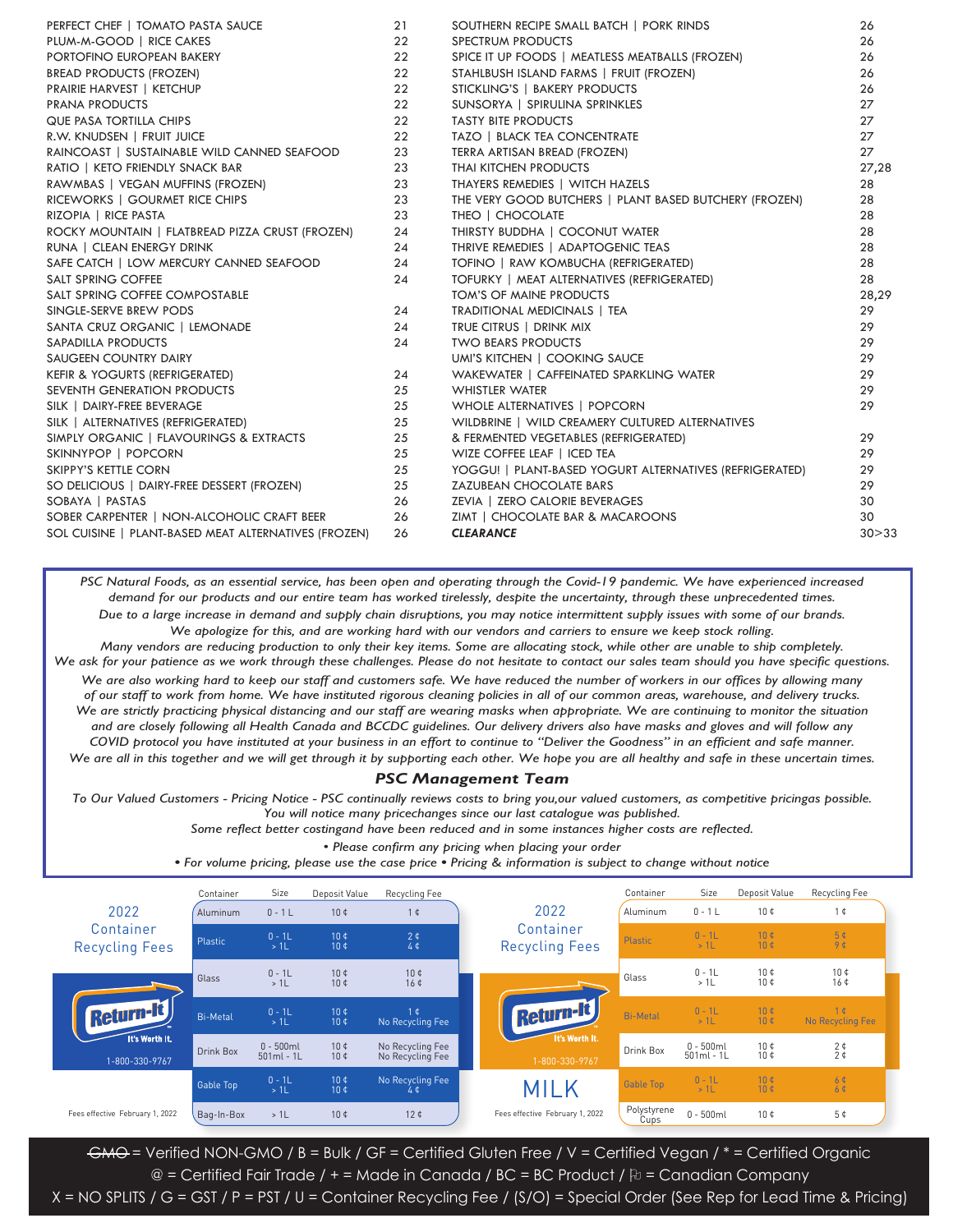| Brand | Page |
| --- | --- |
| PERFECT CHEF \| TOMATO PASTA SAUCE | 21 |
| PLUM-M-GOOD \| RICE CAKES | 22 |
| PORTOFINO EUROPEAN BAKERY | 22 |
| BREAD PRODUCTS (FROZEN) | 22 |
| PRAIRIE HARVEST \| KETCHUP | 22 |
| PRANA PRODUCTS | 22 |
| QUE PASA TORTILLA CHIPS | 22 |
| R.W. KNUDSEN \| FRUIT JUICE | 22 |
| RAINCOAST \| SUSTAINABLE WILD CANNED SEAFOOD | 23 |
| RATIO \| KETO FRIENDLY SNACK BAR | 23 |
| RAWMBAS \| VEGAN MUFFINS (FROZEN) | 23 |
| RICEWORKS \| GOURMET RICE CHIPS | 23 |
| RIZOPIA \| RICE PASTA | 23 |
| ROCKY MOUNTAIN \| FLATBREAD PIZZA CRUST (FROZEN) | 24 |
| RUNA \| CLEAN ENERGY DRINK | 24 |
| SAFE CATCH \| LOW MERCURY CANNED SEAFOOD | 24 |
| SALT SPRING COFFEE | 24 |
| SALT SPRING COFFEE COMPOSTABLE | |
| SINGLE-SERVE BREW PODS | 24 |
| SANTA CRUZ ORGANIC \| LEMONADE | 24 |
| SAPADILLA PRODUCTS | 24 |
| SAUGEEN COUNTRY DAIRY | |
| KEFIR & YOGURTS (REFRIGERATED) | 24 |
| SEVENTH GENERATION PRODUCTS | 25 |
| SILK \| DAIRY-FREE BEVERAGE | 25 |
| SILK \| ALTERNATIVES (REFRIGERATED) | 25 |
| SIMPLY ORGANIC \| FLAVOURINGS & EXTRACTS | 25 |
| SKINNYPOP \| POPCORN | 25 |
| SKIPPY'S KETTLE CORN | 25 |
| SO DELICIOUS \| DAIRY-FREE DESSERT (FROZEN) | 25 |
| SOBAYA \| PASTAS | 26 |
| SOBER CARPENTER \| NON-ALCOHOLIC CRAFT BEER | 26 |
| SOL CUISINE \| PLANT-BASED MEAT ALTERNATIVES (FROZEN) | 26 |
| SOUTHERN RECIPE SMALL BATCH \| PORK RINDS | 26 |
| SPECTRUM PRODUCTS | 26 |
| SPICE IT UP FOODS \| MEATLESS MEATBALLS (FROZEN) | 26 |
| STAHLBUSH ISLAND FARMS \| FRUIT (FROZEN) | 26 |
| STICKLING'S \| BAKERY PRODUCTS | 26 |
| SUNSORYA \| SPIRULINA SPRINKLES | 27 |
| TASTY BITE PRODUCTS | 27 |
| TAZO \| BLACK TEA CONCENTRATE | 27 |
| TERRA ARTISAN BREAD (FROZEN) | 27 |
| THAI KITCHEN PRODUCTS | 27,28 |
| THAYERS REMEDIES \| WITCH HAZELS | 28 |
| THE VERY GOOD BUTCHERS \| PLANT BASED BUTCHERY (FROZEN) | 28 |
| THEO \| CHOCOLATE | 28 |
| THIRSTY BUDDHA \| COCONUT WATER | 28 |
| THRIVE REMEDIES \| ADAPTOGENIC TEAS | 28 |
| TOFINO \| RAW KOMBUCHA (REFRIGERATED) | 28 |
| TOFURKY \| MEAT ALTERNATIVES (REFRIGERATED) | 28 |
| TOM'S OF MAINE PRODUCTS | 28,29 |
| TRADITIONAL MEDICINALS \| TEA | 29 |
| TRUE CITRUS \| DRINK MIX | 29 |
| TWO BEARS PRODUCTS | 29 |
| UMI'S KITCHEN \| COOKING SAUCE | 29 |
| WAKEWATER \| CAFFEINATED SPARKLING WATER | 29 |
| WHISTLER WATER | 29 |
| WHOLE ALTERNATIVES \| POPCORN | 29 |
| WILDBRINE \| WILD CREAMERY CULTURED ALTERNATIVES | |
| & FERMENTED VEGETABLES (REFRIGERATED) | 29 |
| WIZE COFFEE LEAF \| ICED TEA | 29 |
| YOGGU! \| PLANT-BASED YOGURT ALTERNATIVES (REFRIGERATED) | 29 |
| ZAZUBEAN CHOCOLATE BARS | 29 |
| ZEVIA \| ZERO CALORIE BEVERAGES | 30 |
| ZIMT \| CHOCOLATE BAR & MACAROONS | 30 |
| ***CLEARANCE*** | 30>33 |

*PSC Natural Foods, as an essential service, has been open and operating through the Covid-19 pandemic. We have experienced increased demand for our products and our entire team has worked tirelessly, despite the uncertainty, through these unprecedented times. Due to a large increase in demand and supply chain disruptions, you may notice intermittent supply issues with some of our brands. We apologize for this, and are working hard with our vendors and carriers to ensure we keep stock rolling. Many vendors are reducing production to only their key items. Some are allocating stock, while other are unable to ship completely. We ask for your patience as we work through these challenges. Please do not hesitate to contact our sales team should you have specific questions. We are also working hard to keep our staff and customers safe. We have reduced the number of workers in our offices by allowing many of our staff to work from home. We have instituted rigorous cleaning policies in all of our common areas, warehouse, and delivery trucks. We are strictly practicing physical distancing and our staff are wearing masks when appropriate. We are continuing to monitor the situation and are closely following all Health Canada and BCCDC guidelines. Our delivery drivers also have masks and gloves and will follow any COVID protocol you have instituted at your business in an effort to continue to "Deliver the Goodness" in an efficient and safe manner. We are all in this together and we will get through it by supporting each other. We hope you are all healthy and safe in these uncertain times.*

***PSC Management Team***

*To Our Valued Customers - Pricing Notice - PSC continually reviews costs to bring you,our valued customers, as competitive pricingas possible. You will notice many pricechanges since our last catalogue was published. Some reflect better costingand have been reduced and in some instances higher costs are reflected.*

*• Please confirm any pricing when placing your order*
*• For volume pricing, please use the case price • Pricing & information is subject to change without notice*

## 2022 Container Recycling Fees

Return-It — It's Worth It. — 1-800-330-9767

| Container | Size | Deposit Value | Recycling Fee |
| --- | --- | --- | --- |
| Aluminum | 0 - 1 L | 10 ¢ | 1 ¢ |
| Plastic | 0 - 1L / > 1L | 10 ¢ / 10 ¢ | 2 ¢ / 4 ¢ |
| Glass | 0 - 1L / > 1L | 10 ¢ / 10 ¢ | 10 ¢ / 16 ¢ |
| Bi-Metal | 0 - 1L / > 1L | 10 ¢ / 10 ¢ | 1 ¢ / No Recycling Fee |
| Drink Box | 0 - 500ml / 501ml - 1L | 10 ¢ / 10 ¢ | No Recycling Fee / No Recycling Fee |
| Gable Top | 0 - 1L / > 1L | 10 ¢ / 10 ¢ | No Recycling Fee / 4 ¢ |
| Bag-In-Box | > 1L | 10 ¢ | 12 ¢ |

Fees effective February 1, 2022

## 2022 Container Recycling Fees — MILK

Return-It — It's Worth It. — 1-800-330-9767

| Container | Size | Deposit Value | Recycling Fee |
| --- | --- | --- | --- |
| Aluminum | 0 - 1 L | 10 ¢ | 1 ¢ |
| Plastic | 0 - 1L / > 1L | 10 ¢ / 10 ¢ | 5 ¢ / 9 ¢ |
| Glass | 0 - 1L / > 1L | 10 ¢ / 10 ¢ | 10 ¢ / 16 ¢ |
| Bi-Metal | 0 - 1L / > 1L | 10 ¢ / 10 ¢ | 1 ¢ / No Recycling Fee |
| Drink Box | 0 - 500ml / 501ml - 1L | 10 ¢ / 10 ¢ | 2 ¢ / 2 ¢ |
| Gable Top | 0 - 1L / > 1L | 10 ¢ / 10 ¢ | 6 ¢ / 6 ¢ |
| Polystyrene Cups | 0 - 500ml | 10 ¢ | 5 ¢ |

Fees effective February 1, 2022

~~GMO~~ = Verified NON-GMO / B = Bulk / GF = Certified Gluten Free / V = Certified Vegan / * = Certified Organic
@ = Certified Fair Trade / + = Made in Canada / BC = BC Product / 🏳 = Canadian Company
X = NO SPLITS / G = GST / P = PST / U = Container Recycling Fee / (S/O) = Special Order (See Rep for Lead Time & Pricing)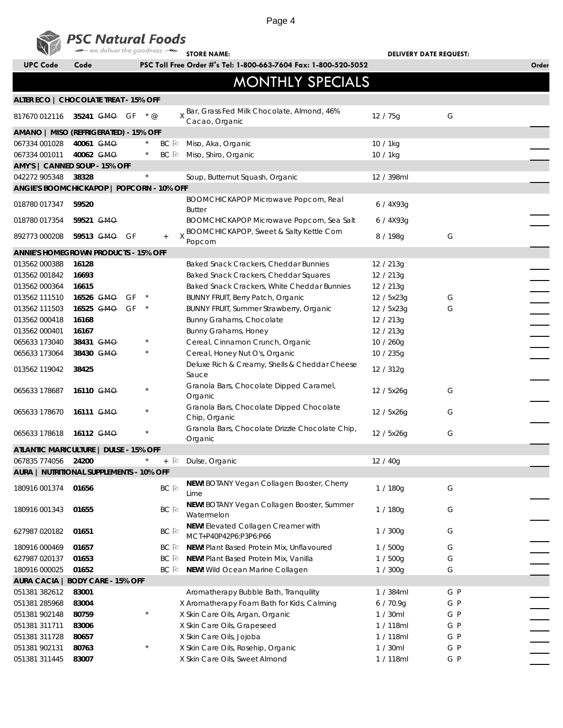**PSC Natural Foods** — we deliver the goodness

STORE NAME: DELIVERY DATE REQUEST:

PSC Toll Free Order #'s Tel: 1-800-663-7604 Fax: 1-800-520-5052

# MONTHLY SPECIALS

| UPC Code | Code | | | | | | Description | Size | | Order |
|---|---|---|---|---|---|---|---|---|---|---|
| **ALTER ECO \| CHOCOLATE TREAT - 15% OFF** | | | | | | | | | | |
| 817670 012116 | **35241** | ~~GMO~~ | GF | * @ | | X | Bar, Grass Fed Milk Chocolate, Almond, 46% Cacao, Organic | 12 / 75g | G | |
| **AMANO \| MISO (REFRIGERATED) - 15% OFF** | | | | | | | | | | |
| 067334 001028 | **40061** | ~~GMO~~ | | * | BC | | Miso, Aka, Organic | 10 / 1kg | | |
| 067334 001011 | **40062** | ~~GMO~~ | | * | BC | | Miso, Shiro, Organic | 10 / 1kg | | |
| **AMY'S \| CANNED SOUP - 15% OFF** | | | | | | | | | | |
| 042272 905348 | **38328** | | | * | | | Soup, Butternut Squash, Organic | 12 / 398ml | | |
| **ANGIE'S BOOMCHICKAPOP \| POPCORN - 10% OFF** | | | | | | | | | | |
| 018780 017347 | **59520** | | | | | | BOOMCHICKAPOP Microwave Popcorn, Real Butter | 6 / 4X93g | | |
| 018780 017354 | **59521** | ~~GMO~~ | | | | | BOOMCHICKAPOP Microwave Popcorn, Sea Salt | 6 / 4X93g | | |
| 892773 000208 | **59513** | ~~GMO~~ | GF | | + | X | BOOMCHICKAPOP, Sweet & Salty Kettle Corn Popcorn | 8 / 198g | G | |
| **ANNIE'S HOMEGROWN PRODUCTS - 15% OFF** | | | | | | | | | | |
| 013562 000388 | **16128** | | | | | | Baked Snack Crackers, Cheddar Bunnies | 12 / 213g | | |
| 013562 001842 | **16693** | | | | | | Baked Snack Crackers, Cheddar Squares | 12 / 213g | | |
| 013562 000364 | **16615** | | | | | | Baked Snack Crackers, White Cheddar Bunnies | 12 / 213g | | |
| 013562 111510 | **16526** | ~~GMO~~ | GF | * | | | BUNNY FRUIT, Berry Patch, Organic | 12 / 5x23g | G | |
| 013562 111503 | **16525** | ~~GMO~~ | GF | * | | | BUNNY FRUIT, Summer Strawberry, Organic | 12 / 5x23g | G | |
| 013562 000418 | **16168** | | | | | | Bunny Grahams, Chocolate | 12 / 213g | | |
| 013562 000401 | **16167** | | | | | | Bunny Grahams, Honey | 12 / 213g | | |
| 065633 173040 | **38431** | ~~GMO~~ | | * | | | Cereal, Cinnamon Crunch, Organic | 10 / 260g | | |
| 065633 173064 | **38430** | ~~GMO~~ | | * | | | Cereal, Honey Nut O's, Organic | 10 / 235g | | |
| 013562 119042 | **38425** | | | | | | Deluxe Rich & Creamy, Shells & Cheddar Cheese Sauce | 12 / 312g | | |
| 065633 178687 | **16110** | ~~GMO~~ | | * | | | Granola Bars, Chocolate Dipped Caramel, Organic | 12 / 5x26g | G | |
| 065633 178670 | **16111** | ~~GMO~~ | | * | | | Granola Bars, Chocolate Dipped Chocolate Chip, Organic | 12 / 5x26g | G | |
| 065633 178618 | **16112** | ~~GMO~~ | | * | | | Granola Bars, Chocolate Drizzle Chocolate Chip, Organic | 12 / 5x26g | G | |
| **ATLANTIC MARICULTURE \| DULSE - 15% OFF** | | | | | | | | | | |
| 067835 774056 | **24200** | | | * | + | | Dulse, Organic | 12 / 40g | | |
| **AURA \| NUTRITIONAL SUPPLEMENTS - 10% OFF** | | | | | | | | | | |
| 180916 001374 | **01656** | | | | BC | | **NEW!** BOTANY Vegan Collagen Booster, Cherry Lime | 1 / 180g | G | |
| 180916 001343 | **01655** | | | | BC | | **NEW!** BOTANY Vegan Collagen Booster, Summer Watermelon | 1 / 180g | G | |
| 627987 020182 | **01651** | | | | BC | | **NEW!** Elevated Collagen Creamer with MCT+P40P42P6:P3P6:P66 | 1 / 300g | G | |
| 180916 000469 | **01657** | | | | BC | | **NEW!** Plant Based Protein Mix, Unflavoured | 1 / 500g | G | |
| 627987 020137 | **01653** | | | | BC | | **NEW!** Plant Based Protein Mix, Vanilla | 1 / 500g | G | |
| 180916 000025 | **01652** | | | | BC | | **NEW!** Wild Ocean Marine Collagen | 1 / 300g | G | |
| **AURA CACIA \| BODY CARE - 15% OFF** | | | | | | | | | | |
| 051381 382612 | **83001** | | | | | | Aromatherapy Bubble Bath, Tranquility | 1 / 384ml | G P | |
| 051381 285968 | **83004** | | | | | X | Aromatherapy Foam Bath for Kids, Calming | 6 / 70.9g | G P | |
| 051381 902148 | **80759** | | | * | | X | Skin Care Oils, Argan, Organic | 1 / 30ml | G P | |
| 051381 311711 | **83006** | | | | | X | Skin Care Oils, Grapeseed | 1 / 118ml | G P | |
| 051381 311728 | **80657** | | | | | X | Skin Care Oils, Jojoba | 1 / 118ml | G P | |
| 051381 902131 | **80763** | | | * | | X | Skin Care Oils, Rosehip, Organic | 1 / 30ml | G P | |
| 051381 311445 | **83007** | | | | | X | Skin Care Oils, Sweet Almond | 1 / 118ml | G P | |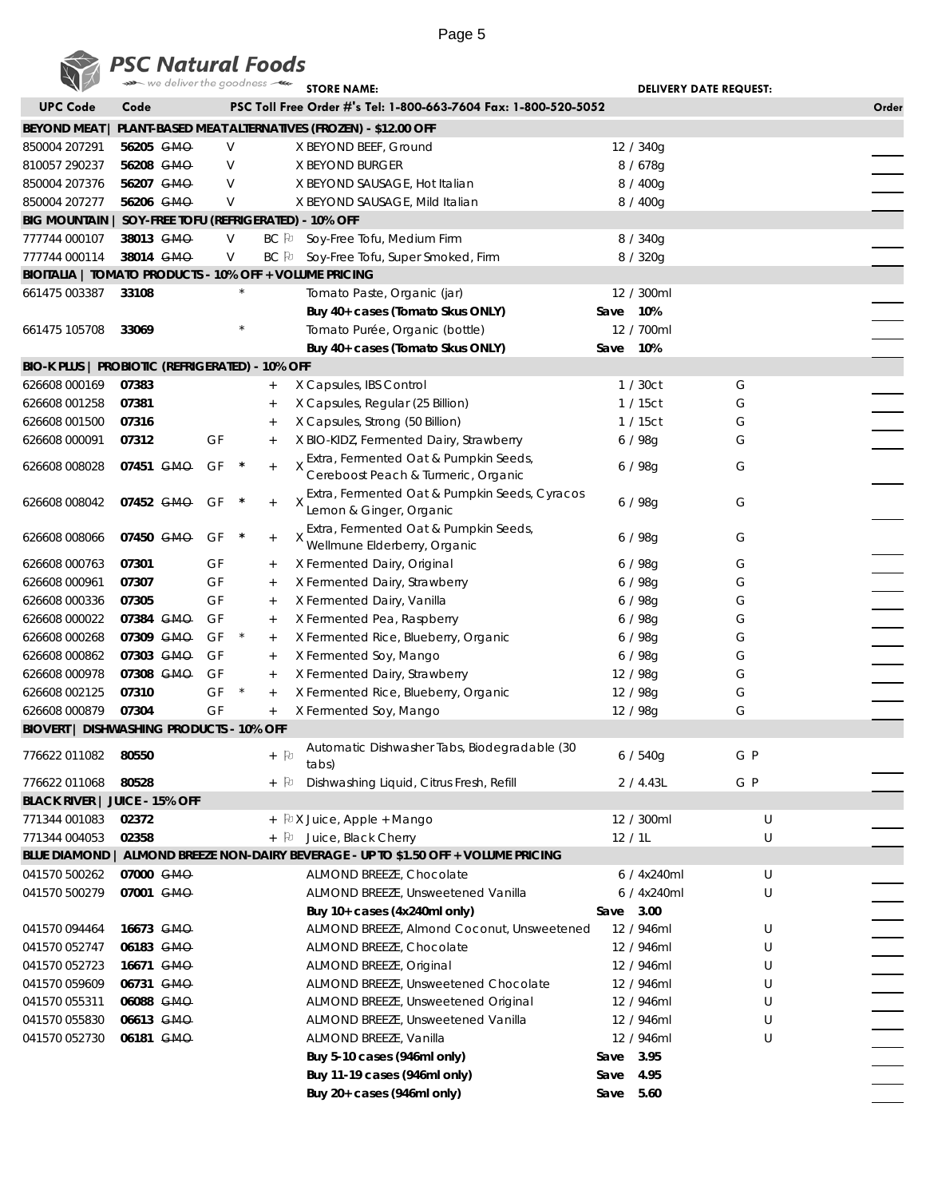# PSC Natural Foods

we deliver the goodness

STORE NAME: DELIVERY DATE REQUEST:

| UPC Code | Code | | | | | | PSC Toll Free Order #'s Tel: 1-800-663-7604 Fax: 1-800-520-5052 | | | Order |
|---|---|---|---|---|---|---|---|---|---|---|
| **BEYOND MEAT \| PLANT-BASED MEAT ALTERNATIVES (FROZEN) - $12.00 OFF** | | | | | | | | | | |
| 850004 207291 | **56205** | ~~GMO~~ | V | | | | X BEYOND BEEF, Ground | 12 / 340g | | |
| 810057 290237 | **56208** | ~~GMO~~ | V | | | | X BEYOND BURGER | 8 / 678g | | |
| 850004 207376 | **56207** | ~~GMO~~ | V | | | | X BEYOND SAUSAGE, Hot Italian | 8 / 400g | | |
| 850004 207277 | **56206** | ~~GMO~~ | V | | | | X BEYOND SAUSAGE, Mild Italian | 8 / 400g | | |
| **BIG MOUNTAIN \| SOY-FREE TOFU (REFRIGERATED) - 10% OFF** | | | | | | | | | | |
| 777744 000107 | **38013** | ~~GMO~~ | V | | BC | | Soy-Free Tofu, Medium Firm | 8 / 340g | | |
| 777744 000114 | **38014** | ~~GMO~~ | V | | BC | | Soy-Free Tofu, Super Smoked, Firm | 8 / 320g | | |
| **BIOITALIA \| TOMATO PRODUCTS - 10% OFF + VOLUME PRICING** | | | | | | | | | | |
| 661475 003387 | **33108** | | | * | | | Tomato Paste, Organic (jar) | 12 / 300ml | | |
| | | | | | | | **Buy 40+ cases (Tomato Skus ONLY)** | **Save 10%** | | |
| 661475 105708 | **33069** | | | * | | | Tomato Purée, Organic (bottle) | 12 / 700ml | | |
| | | | | | | | **Buy 40+ cases (Tomato Skus ONLY)** | **Save 10%** | | |
| **BIO-K PLUS \| PROBIOTIC (REFRIGERATED) - 10% OFF** | | | | | | | | | | |
| 626608 000169 | **07383** | | | | + | | X Capsules, IBS Control | 1 / 30ct | G | |
| 626608 001258 | **07381** | | | | + | | X Capsules, Regular (25 Billion) | 1 / 15ct | G | |
| 626608 001500 | **07316** | | | | + | | X Capsules, Strong (50 Billion) | 1 / 15ct | G | |
| 626608 000091 | **07312** | | GF | | + | | X BIO-KIDZ, Fermented Dairy, Strawberry | 6 / 98g | G | |
| 626608 008028 | **07451** | ~~GMO~~ | GF | * | + | | X Extra, Fermented Oat & Pumpkin Seeds, Cereboost Peach & Turmeric, Organic | 6 / 98g | G | |
| 626608 008042 | **07452** | ~~GMO~~ | GF | * | + | | X Extra, Fermented Oat & Pumpkin Seeds, Cyracos Lemon & Ginger, Organic | 6 / 98g | G | |
| 626608 008066 | **07450** | ~~GMO~~ | GF | * | + | | X Extra, Fermented Oat & Pumpkin Seeds, Wellmune Elderberry, Organic | 6 / 98g | G | |
| 626608 000763 | **07301** | | GF | | + | | X Fermented Dairy, Original | 6 / 98g | G | |
| 626608 000961 | **07307** | | GF | | + | | X Fermented Dairy, Strawberry | 6 / 98g | G | |
| 626608 000336 | **07305** | | GF | | + | | X Fermented Dairy, Vanilla | 6 / 98g | G | |
| 626608 000022 | **07384** | ~~GMO~~ | GF | | + | | X Fermented Pea, Raspberry | 6 / 98g | G | |
| 626608 000268 | **07309** | ~~GMO~~ | GF | * | + | | X Fermented Rice, Blueberry, Organic | 6 / 98g | G | |
| 626608 000862 | **07303** | ~~GMO~~ | GF | | + | | X Fermented Soy, Mango | 6 / 98g | G | |
| 626608 000978 | **07308** | ~~GMO~~ | GF | | + | | X Fermented Dairy, Strawberry | 12 / 98g | G | |
| 626608 002125 | **07310** | | GF | * | + | | X Fermented Rice, Blueberry, Organic | 12 / 98g | G | |
| 626608 000879 | **07304** | | GF | | + | | X Fermented Soy, Mango | 12 / 98g | G | |
| **BIOVERT \| DISHWASHING PRODUCTS - 10% OFF** | | | | | | | | | | |
| 776622 011082 | **80550** | | | | + | | Automatic Dishwasher Tabs, Biodegradable (30 tabs) | 6 / 540g | G P | |
| 776622 011068 | **80528** | | | | + | | Dishwashing Liquid, Citrus Fresh, Refill | 2 / 4.43L | G P | |
| **BLACK RIVER \| JUICE - 15% OFF** | | | | | | | | | | |
| 771344 001083 | **02372** | | | | + | | X Juice, Apple + Mango | 12 / 300ml | U | |
| 771344 004053 | **02358** | | | | + | | Juice, Black Cherry | 12 / 1L | U | |
| **BLUE DIAMOND \| ALMOND BREEZE NON-DAIRY BEVERAGE - UP TO $1.50 OFF + VOLUME PRICING** | | | | | | | | | | |
| 041570 500262 | **07000** | ~~GMO~~ | | | | | ALMOND BREEZE, Chocolate | 6 / 4x240ml | U | |
| 041570 500279 | **07001** | ~~GMO~~ | | | | | ALMOND BREEZE, Unsweetened Vanilla | 6 / 4x240ml | U | |
| | | | | | | | **Buy 10+ cases (4x240ml only)** | **Save 3.00** | | |
| 041570 094464 | **16673** | ~~GMO~~ | | | | | ALMOND BREEZE, Almond Coconut, Unsweetened | 12 / 946ml | U | |
| 041570 052747 | **06183** | ~~GMO~~ | | | | | ALMOND BREEZE, Chocolate | 12 / 946ml | U | |
| 041570 052723 | **16671** | ~~GMO~~ | | | | | ALMOND BREEZE, Original | 12 / 946ml | U | |
| 041570 059609 | **06731** | ~~GMO~~ | | | | | ALMOND BREEZE, Unsweetened Chocolate | 12 / 946ml | U | |
| 041570 055311 | **06088** | ~~GMO~~ | | | | | ALMOND BREEZE, Unsweetened Original | 12 / 946ml | U | |
| 041570 055830 | **06613** | ~~GMO~~ | | | | | ALMOND BREEZE, Unsweetened Vanilla | 12 / 946ml | U | |
| 041570 052730 | **06181** | ~~GMO~~ | | | | | ALMOND BREEZE, Vanilla | 12 / 946ml | U | |
| | | | | | | | **Buy 5-10 cases (946ml only)** | **Save 3.95** | | |
| | | | | | | | **Buy 11-19 cases (946ml only)** | **Save 4.95** | | |
| | | | | | | | **Buy 20+ cases (946ml only)** | **Save 5.60** | | |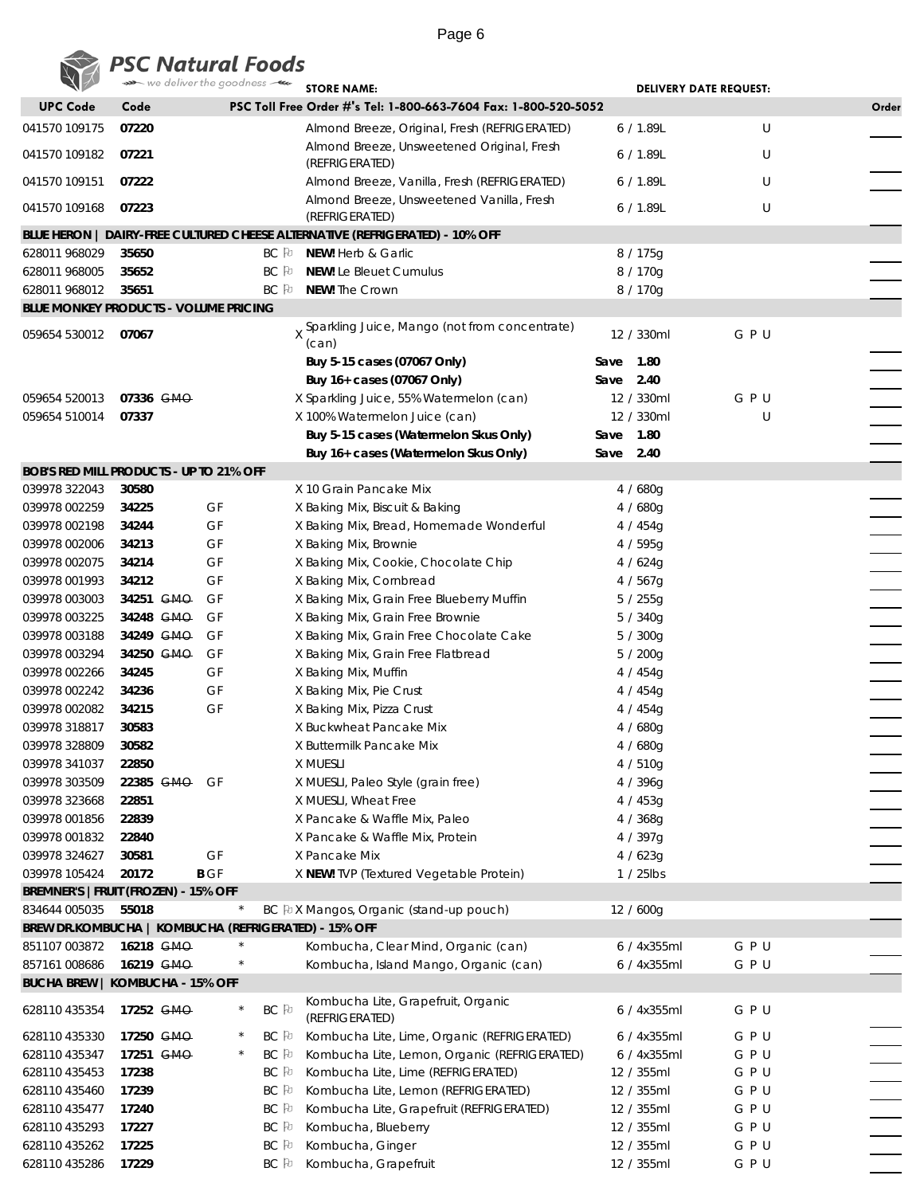**PSC Natural Foods** — we deliver the goodness

STORE NAME: DELIVERY DATE REQUEST:

| UPC Code | Code | | | PSC Toll Free Order #'s Tel: 1-800-663-7604 Fax: 1-800-520-5052 | | | Order |
|---|---|---|---|---|---|---|---|
| 041570 109175 | 07220 | | | Almond Breeze, Original, Fresh (REFRIGERATED) | 6 / 1.89L | U | |
| 041570 109182 | 07221 | | | Almond Breeze, Unsweetened Original, Fresh (REFRIGERATED) | 6 / 1.89L | U | |
| 041570 109151 | 07222 | | | Almond Breeze, Vanilla, Fresh (REFRIGERATED) | 6 / 1.89L | U | |
| 041570 109168 | 07223 | | | Almond Breeze, Unsweetened Vanilla, Fresh (REFRIGERATED) | 6 / 1.89L | U | |
| **BLUE HERON \| DAIRY-FREE CULTURED CHEESE ALTERNATIVE (REFRIGERATED) - 10% OFF** | | | | | | | |
| 628011 968029 | 35650 | | BC | **NEW!** Herb & Garlic | 8 / 175g | | |
| 628011 968005 | 35652 | | BC | **NEW!** Le Bleuet Cumulus | 8 / 170g | | |
| 628011 968012 | 35651 | | BC | **NEW!** The Crown | 8 / 170g | | |
| **BLUE MONKEY PRODUCTS - VOLUME PRICING** | | | | | | | |
| 059654 530012 | 07067 | | | X Sparkling Juice, Mango (not from concentrate) (can) | 12 / 330ml | G P U | |
| | | | | **Buy 5-15 cases (07067 Only)** | **Save 1.80** | | |
| | | | | **Buy 16+ cases (07067 Only)** | **Save 2.40** | | |
| 059654 520013 | 07336 ~~GMO~~ | | | X Sparkling Juice, 55% Watermelon (can) | 12 / 330ml | G P U | |
| 059654 510014 | 07337 | | | X 100% Watermelon Juice (can) | 12 / 330ml | U | |
| | | | | **Buy 5-15 cases (Watermelon Skus Only)** | **Save 1.80** | | |
| | | | | **Buy 16+ cases (Watermelon Skus Only)** | **Save 2.40** | | |
| **BOB'S RED MILL PRODUCTS - UP TO 21% OFF** | | | | | | | |
| 039978 322043 | 30580 | | | X 10 Grain Pancake Mix | 4 / 680g | | |
| 039978 002259 | 34225 | GF | | X Baking Mix, Biscuit & Baking | 4 / 680g | | |
| 039978 002198 | 34244 | GF | | X Baking Mix, Bread, Homemade Wonderful | 4 / 454g | | |
| 039978 002006 | 34213 | GF | | X Baking Mix, Brownie | 4 / 595g | | |
| 039978 002075 | 34214 | GF | | X Baking Mix, Cookie, Chocolate Chip | 4 / 624g | | |
| 039978 001993 | 34212 | GF | | X Baking Mix, Cornbread | 4 / 567g | | |
| 039978 003003 | 34251 ~~GMO~~ | GF | | X Baking Mix, Grain Free Blueberry Muffin | 5 / 255g | | |
| 039978 003225 | 34248 ~~GMO~~ | GF | | X Baking Mix, Grain Free Brownie | 5 / 340g | | |
| 039978 003188 | 34249 ~~GMO~~ | GF | | X Baking Mix, Grain Free Chocolate Cake | 5 / 300g | | |
| 039978 003294 | 34250 ~~GMO~~ | GF | | X Baking Mix, Grain Free Flatbread | 5 / 200g | | |
| 039978 002266 | 34245 | GF | | X Baking Mix, Muffin | 4 / 454g | | |
| 039978 002242 | 34236 | GF | | X Baking Mix, Pie Crust | 4 / 454g | | |
| 039978 002082 | 34215 | GF | | X Baking Mix, Pizza Crust | 4 / 454g | | |
| 039978 318817 | 30583 | | | X Buckwheat Pancake Mix | 4 / 680g | | |
| 039978 328809 | 30582 | | | X Buttermilk Pancake Mix | 4 / 680g | | |
| 039978 341037 | 22850 | | | X MUESLI | 4 / 510g | | |
| 039978 303509 | 22385 ~~GMO~~ | GF | | X MUESLI, Paleo Style (grain free) | 4 / 396g | | |
| 039978 323668 | 22851 | | | X MUESLI, Wheat Free | 4 / 453g | | |
| 039978 001856 | 22839 | | | X Pancake & Waffle Mix, Paleo | 4 / 368g | | |
| 039978 001832 | 22840 | | | X Pancake & Waffle Mix, Protein | 4 / 397g | | |
| 039978 324627 | 30581 | GF | | X Pancake Mix | 4 / 623g | | |
| 039978 105424 | 20172 | **B** GF | | X **NEW!** TVP (Textured Vegetable Protein) | 1 / 25lbs | | |
| **BREMNER'S \| FRUIT (FROZEN) - 15% OFF** | | | | | | | |
| 834644 005035 | 55018 | * | BC | X Mangos, Organic (stand-up pouch) | 12 / 600g | | |
| **BREW DR.KOMBUCHA \| KOMBUCHA (REFRIGERATED) - 15% OFF** | | | | | | | |
| 851107 003872 | 16218 ~~GMO~~ | * | | Kombucha, Clear Mind, Organic (can) | 6 / 4x355ml | G P U | |
| 857161 008686 | 16219 ~~GMO~~ | * | | Kombucha, Island Mango, Organic (can) | 6 / 4x355ml | G P U | |
| **BUCHA BREW \| KOMBUCHA - 15% OFF** | | | | | | | |
| 628110 435354 | 17252 ~~GMO~~ | * | BC | Kombucha Lite, Grapefruit, Organic (REFRIGERATED) | 6 / 4x355ml | G P U | |
| 628110 435330 | 17250 ~~GMO~~ | * | BC | Kombucha Lite, Lime, Organic (REFRIGERATED) | 6 / 4x355ml | G P U | |
| 628110 435347 | 17251 ~~GMO~~ | * | BC | Kombucha Lite, Lemon, Organic (REFRIGERATED) | 6 / 4x355ml | G P U | |
| 628110 435453 | 17238 | | BC | Kombucha Lite, Lime (REFRIGERATED) | 12 / 355ml | G P U | |
| 628110 435460 | 17239 | | BC | Kombucha Lite, Lemon (REFRIGERATED) | 12 / 355ml | G P U | |
| 628110 435477 | 17240 | | BC | Kombucha Lite, Grapefruit (REFRIGERATED) | 12 / 355ml | G P U | |
| 628110 435293 | 17227 | | BC | Kombucha, Blueberry | 12 / 355ml | G P U | |
| 628110 435262 | 17225 | | BC | Kombucha, Ginger | 12 / 355ml | G P U | |
| 628110 435286 | 17229 | | BC | Kombucha, Grapefruit | 12 / 355ml | G P U | |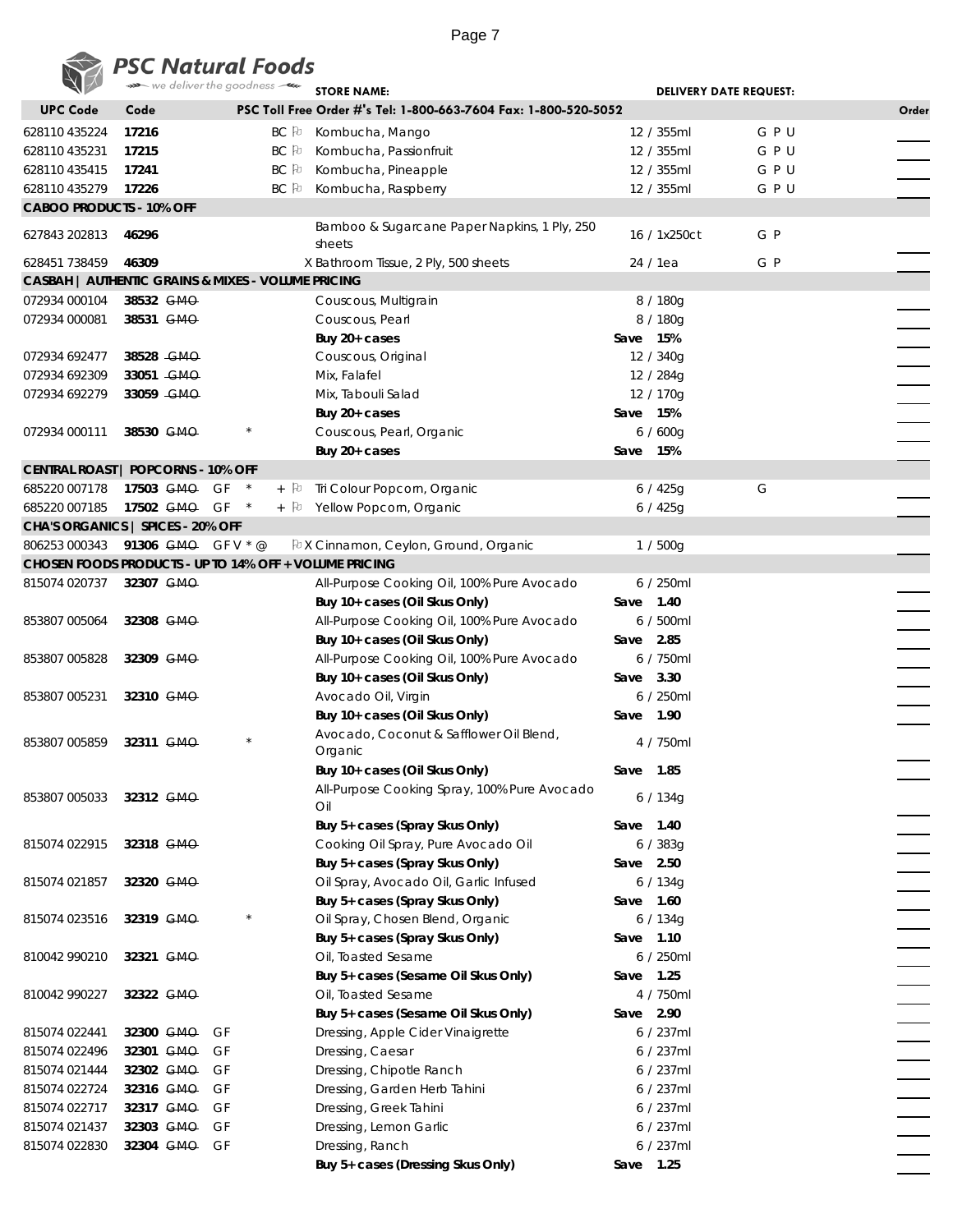# PSC Natural Foods

we deliver the goodness

STORE NAME: DELIVERY DATE REQUEST:

| UPC Code | Code | | | PSC Toll Free Order #'s Tel: 1-800-663-7604 Fax: 1-800-520-5052 | | | Order |
|---|---|---|---|---|---|---|---|
| 628110 435224 | **17216** | | BC 🏳 | Kombucha, Mango | 12 / 355ml | G P U | |
| 628110 435231 | **17215** | | BC 🏳 | Kombucha, Passionfruit | 12 / 355ml | G P U | |
| 628110 435415 | **17241** | | BC 🏳 | Kombucha, Pineapple | 12 / 355ml | G P U | |
| 628110 435279 | **17226** | | BC 🏳 | Kombucha, Raspberry | 12 / 355ml | G P U | |
| **CABOO PRODUCTS - 10% OFF** | | | | | | | |
| 627843 202813 | **46296** | | | Bamboo & Sugarcane Paper Napkins, 1 Ply, 250 sheets | 16 / 1x250ct | G P | |
| 628451 738459 | **46309** | | X | Bathroom Tissue, 2 Ply, 500 sheets | 24 / 1ea | G P | |
| **CASBAH \| AUTHENTIC GRAINS & MIXES - VOLUME PRICING** | | | | | | | |
| 072934 000104 | **38532** ~~GMO~~ | | | Couscous, Multigrain | 8 / 180g | | |
| 072934 000081 | **38531** ~~GMO~~ | | | Couscous, Pearl | 8 / 180g | | |
| | | | | **Buy 20+ cases** | **Save 15%** | | |
| 072934 692477 | **38528** ~~GMO~~ | | | Couscous, Original | 12 / 340g | | |
| 072934 692309 | **33051** ~~GMO~~ | | | Mix, Falafel | 12 / 284g | | |
| 072934 692279 | **33059** ~~GMO~~ | | | Mix, Tabouli Salad | 12 / 170g | | |
| | | | | **Buy 20+ cases** | **Save 15%** | | |
| 072934 000111 | **38530** ~~GMO~~ | * | | Couscous, Pearl, Organic | 6 / 600g | | |
| | | | | **Buy 20+ cases** | **Save 15%** | | |
| **CENTRAL ROAST \| POPCORNS - 10% OFF** | | | | | | | |
| 685220 007178 | **17503** ~~GMO~~ | GF * | + 🏳 | Tri Colour Popcorn, Organic | 6 / 425g | G | |
| 685220 007185 | **17502** ~~GMO~~ | GF * | + 🏳 | Yellow Popcorn, Organic | 6 / 425g | | |
| **CHA'S ORGANICS \| SPICES - 20% OFF** | | | | | | | |
| 806253 000343 | **91306** ~~GMO~~ | GF V * @ | 🏳 X | Cinnamon, Ceylon, Ground, Organic | 1 / 500g | | |
| **CHOSEN FOODS PRODUCTS - UP TO 14% OFF + VOLUME PRICING** | | | | | | | |
| 815074 020737 | **32307** ~~GMO~~ | | | All-Purpose Cooking Oil, 100% Pure Avocado | 6 / 250ml | | |
| | | | | **Buy 10+ cases (Oil Skus Only)** | **Save 1.40** | | |
| 853807 005064 | **32308** ~~GMO~~ | | | All-Purpose Cooking Oil, 100% Pure Avocado | 6 / 500ml | | |
| | | | | **Buy 10+ cases (Oil Skus Only)** | **Save 2.85** | | |
| 853807 005828 | **32309** ~~GMO~~ | | | All-Purpose Cooking Oil, 100% Pure Avocado | 6 / 750ml | | |
| | | | | **Buy 10+ cases (Oil Skus Only)** | **Save 3.30** | | |
| 853807 005231 | **32310** ~~GMO~~ | | | Avocado Oil, Virgin | 6 / 250ml | | |
| | | | | **Buy 10+ cases (Oil Skus Only)** | **Save 1.90** | | |
| 853807 005859 | **32311** ~~GMO~~ | * | | Avocado, Coconut & Safflower Oil Blend, Organic | 4 / 750ml | | |
| | | | | **Buy 10+ cases (Oil Skus Only)** | **Save 1.85** | | |
| 853807 005033 | **32312** ~~GMO~~ | | | All-Purpose Cooking Spray, 100% Pure Avocado Oil | 6 / 134g | | |
| | | | | **Buy 5+ cases (Spray Skus Only)** | **Save 1.40** | | |
| 815074 022915 | **32318** ~~GMO~~ | | | Cooking Oil Spray, Pure Avocado Oil | 6 / 383g | | |
| | | | | **Buy 5+ cases (Spray Skus Only)** | **Save 2.50** | | |
| 815074 021857 | **32320** ~~GMO~~ | | | Oil Spray, Avocado Oil, Garlic Infused | 6 / 134g | | |
| | | | | **Buy 5+ cases (Spray Skus Only)** | **Save 1.60** | | |
| 815074 023516 | **32319** ~~GMO~~ | * | | Oil Spray, Chosen Blend, Organic | 6 / 134g | | |
| | | | | **Buy 5+ cases (Spray Skus Only)** | **Save 1.10** | | |
| 810042 990210 | **32321** ~~GMO~~ | | | Oil, Toasted Sesame | 6 / 250ml | | |
| | | | | **Buy 5+ cases (Sesame Oil Skus Only)** | **Save 1.25** | | |
| 810042 990227 | **32322** ~~GMO~~ | | | Oil, Toasted Sesame | 4 / 750ml | | |
| | | | | **Buy 5+ cases (Sesame Oil Skus Only)** | **Save 2.90** | | |
| 815074 022441 | **32300** ~~GMO~~ | GF | | Dressing, Apple Cider Vinaigrette | 6 / 237ml | | |
| 815074 022496 | **32301** ~~GMO~~ | GF | | Dressing, Caesar | 6 / 237ml | | |
| 815074 021444 | **32302** ~~GMO~~ | GF | | Dressing, Chipotle Ranch | 6 / 237ml | | |
| 815074 022724 | **32316** ~~GMO~~ | GF | | Dressing, Garden Herb Tahini | 6 / 237ml | | |
| 815074 022717 | **32317** ~~GMO~~ | GF | | Dressing, Greek Tahini | 6 / 237ml | | |
| 815074 021437 | **32303** ~~GMO~~ | GF | | Dressing, Lemon Garlic | 6 / 237ml | | |
| 815074 022830 | **32304** ~~GMO~~ | GF | | Dressing, Ranch | 6 / 237ml | | |
| | | | | **Buy 5+ cases (Dressing Skus Only)** | **Save 1.25** | | |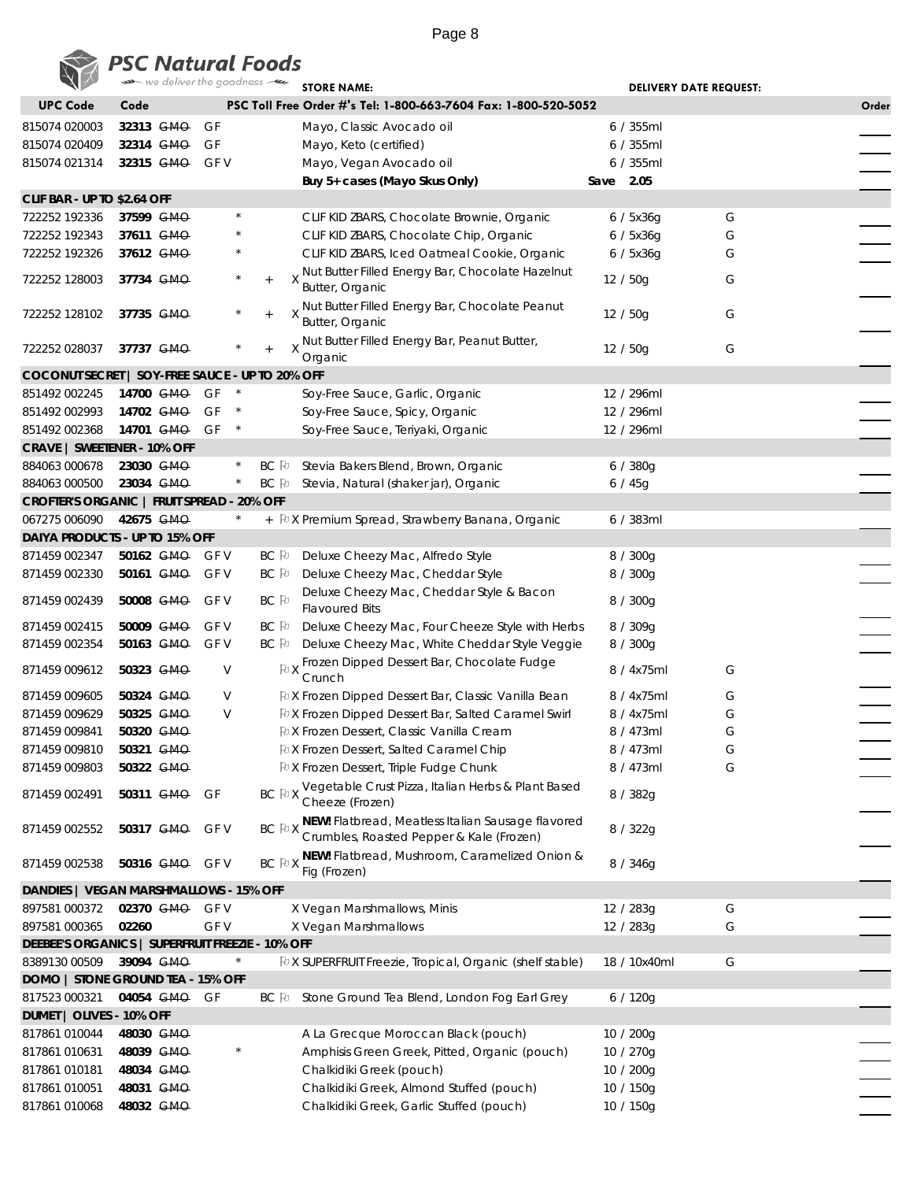# PSC Natural Foods

*we deliver the goodness*

**STORE NAME:** **DELIVERY DATE REQUEST:**

| UPC Code | Code | | | | | | PSC Toll Free Order #'s Tel: 1-800-663-7604 Fax: 1-800-520-5052 | | | Order |
|---|---|---|---|---|---|---|---|---|---|---|
| 815074 020003 | **32313** | ~~GMO~~ | GF | | | | Mayo, Classic Avocado oil | 6 / 355ml | | |
| 815074 020409 | **32314** | ~~GMO~~ | GF | | | | Mayo, Keto (certified) | 6 / 355ml | | |
| 815074 021314 | **32315** | ~~GMO~~ | GF V | | | | Mayo, Vegan Avocado oil | 6 / 355ml | | |
| | | | | | | | **Buy 5+ cases (Mayo Skus Only)** | **Save 2.05** | | |
| **CLIF BAR - UP TO $2.64 OFF** | | | | | | | | | | |
| 722252 192336 | **37599** | ~~GMO~~ | | * | | | CLIF KID ZBARS, Chocolate Brownie, Organic | 6 / 5x36g | G | |
| 722252 192343 | **37611** | ~~GMO~~ | | * | | | CLIF KID ZBARS, Chocolate Chip, Organic | 6 / 5x36g | G | |
| 722252 192326 | **37612** | ~~GMO~~ | | * | | | CLIF KID ZBARS, Iced Oatmeal Cookie, Organic | 6 / 5x36g | G | |
| 722252 128003 | **37734** | ~~GMO~~ | | * | + | X | Nut Butter Filled Energy Bar, Chocolate Hazelnut Butter, Organic | 12 / 50g | G | |
| 722252 128102 | **37735** | ~~GMO~~ | | * | + | X | Nut Butter Filled Energy Bar, Chocolate Peanut Butter, Organic | 12 / 50g | G | |
| 722252 028037 | **37737** | ~~GMO~~ | | * | + | X | Nut Butter Filled Energy Bar, Peanut Butter, Organic | 12 / 50g | G | |
| **COCONUT SECRET \| SOY-FREE SAUCE - UP TO 20% OFF** | | | | | | | | | | |
| 851492 002245 | **14700** | ~~GMO~~ | GF | * | | | Soy-Free Sauce, Garlic, Organic | 12 / 296ml | | |
| 851492 002993 | **14702** | ~~GMO~~ | GF | * | | | Soy-Free Sauce, Spicy, Organic | 12 / 296ml | | |
| 851492 002368 | **14701** | ~~GMO~~ | GF | * | | | Soy-Free Sauce, Teriyaki, Organic | 12 / 296ml | | |
| **CRAVE \| SWEETENER - 10% OFF** | | | | | | | | | | |
| 884063 000678 | **23030** | ~~GMO~~ | | * | BC | | Stevia Bakers Blend, Brown, Organic | 6 / 380g | | |
| 884063 000500 | **23034** | ~~GMO~~ | | * | BC | | Stevia, Natural (shaker jar), Organic | 6 / 45g | | |
| **CROFTER'S ORGANIC \| FRUIT SPREAD - 20% OFF** | | | | | | | | | | |
| 067275 006090 | **42675** | ~~GMO~~ | | * | + | X | Premium Spread, Strawberry Banana, Organic | 6 / 383ml | | |
| **DAIYA PRODUCTS - UP TO 15% OFF** | | | | | | | | | | |
| 871459 002347 | **50162** | ~~GMO~~ | GF V | | BC | | Deluxe Cheezy Mac, Alfredo Style | 8 / 300g | | |
| 871459 002330 | **50161** | ~~GMO~~ | GF V | | BC | | Deluxe Cheezy Mac, Cheddar Style | 8 / 300g | | |
| 871459 002439 | **50008** | ~~GMO~~ | GF V | | BC | | Deluxe Cheezy Mac, Cheddar Style & Bacon Flavoured Bits | 8 / 300g | | |
| 871459 002415 | **50009** | ~~GMO~~ | GF V | | BC | | Deluxe Cheezy Mac, Four Cheeze Style with Herbs | 8 / 309g | | |
| 871459 002354 | **50163** | ~~GMO~~ | GF V | | BC | | Deluxe Cheezy Mac, White Cheddar Style Veggie | 8 / 300g | | |
| 871459 009612 | **50323** | ~~GMO~~ | V | | | X | Frozen Dipped Dessert Bar, Chocolate Fudge Crunch | 8 / 4x75ml | G | |
| 871459 009605 | **50324** | ~~GMO~~ | V | | | X | Frozen Dipped Dessert Bar, Classic Vanilla Bean | 8 / 4x75ml | G | |
| 871459 009629 | **50325** | ~~GMO~~ | V | | | X | Frozen Dipped Dessert Bar, Salted Caramel Swirl | 8 / 4x75ml | G | |
| 871459 009841 | **50320** | ~~GMO~~ | | | | X | Frozen Dessert, Classic Vanilla Cream | 8 / 473ml | G | |
| 871459 009810 | **50321** | ~~GMO~~ | | | | X | Frozen Dessert, Salted Caramel Chip | 8 / 473ml | G | |
| 871459 009803 | **50322** | ~~GMO~~ | | | | X | Frozen Dessert, Triple Fudge Chunk | 8 / 473ml | G | |
| 871459 002491 | **50311** | ~~GMO~~ | GF | | BC | X | Vegetable Crust Pizza, Italian Herbs & Plant Based Cheeze (Frozen) | 8 / 382g | | |
| 871459 002552 | **50317** | ~~GMO~~ | GF V | | BC | X | **NEW!** Flatbread, Meatless Italian Sausage flavored Crumbles, Roasted Pepper & Kale (Frozen) | 8 / 322g | | |
| 871459 002538 | **50316** | ~~GMO~~ | GF V | | BC | X | **NEW!** Flatbread, Mushroom, Caramelized Onion & Fig (Frozen) | 8 / 346g | | |
| **DANDIES \| VEGAN MARSHMALLOWS - 15% OFF** | | | | | | | | | | |
| 897581 000372 | **02370** | ~~GMO~~ | GF V | | | X | Vegan Marshmallows, Minis | 12 / 283g | G | |
| 897581 000365 | **02260** | | GF V | | | X | Vegan Marshmallows | 12 / 283g | G | |
| **DEEBEE'S ORGANICS \| SUPERFRUIT FREEZIE - 10% OFF** | | | | | | | | | | |
| 8389130 00509 | **39094** | ~~GMO~~ | | * | | X | SUPERFRUIT Freezie, Tropical, Organic (shelf stable) | 18 / 10x40ml | G | |
| **DOMO \| STONE GROUND TEA - 15% OFF** | | | | | | | | | | |
| 817523 000321 | **04054** | ~~GMO~~ | GF | | BC | | Stone Ground Tea Blend, London Fog Earl Grey | 6 / 120g | | |
| **DUMET \| OLIVES - 10% OFF** | | | | | | | | | | |
| 817861 010044 | **48030** | ~~GMO~~ | | | | | A La Grecque Moroccan Black (pouch) | 10 / 200g | | |
| 817861 010631 | **48039** | ~~GMO~~ | | * | | | Amphisis Green Greek, Pitted, Organic (pouch) | 10 / 270g | | |
| 817861 010181 | **48034** | ~~GMO~~ | | | | | Chalkidiki Greek (pouch) | 10 / 200g | | |
| 817861 010051 | **48031** | ~~GMO~~ | | | | | Chalkidiki Greek, Almond Stuffed (pouch) | 10 / 150g | | |
| 817861 010068 | **48032** | ~~GMO~~ | | | | | Chalkidiki Greek, Garlic Stuffed (pouch) | 10 / 150g | | |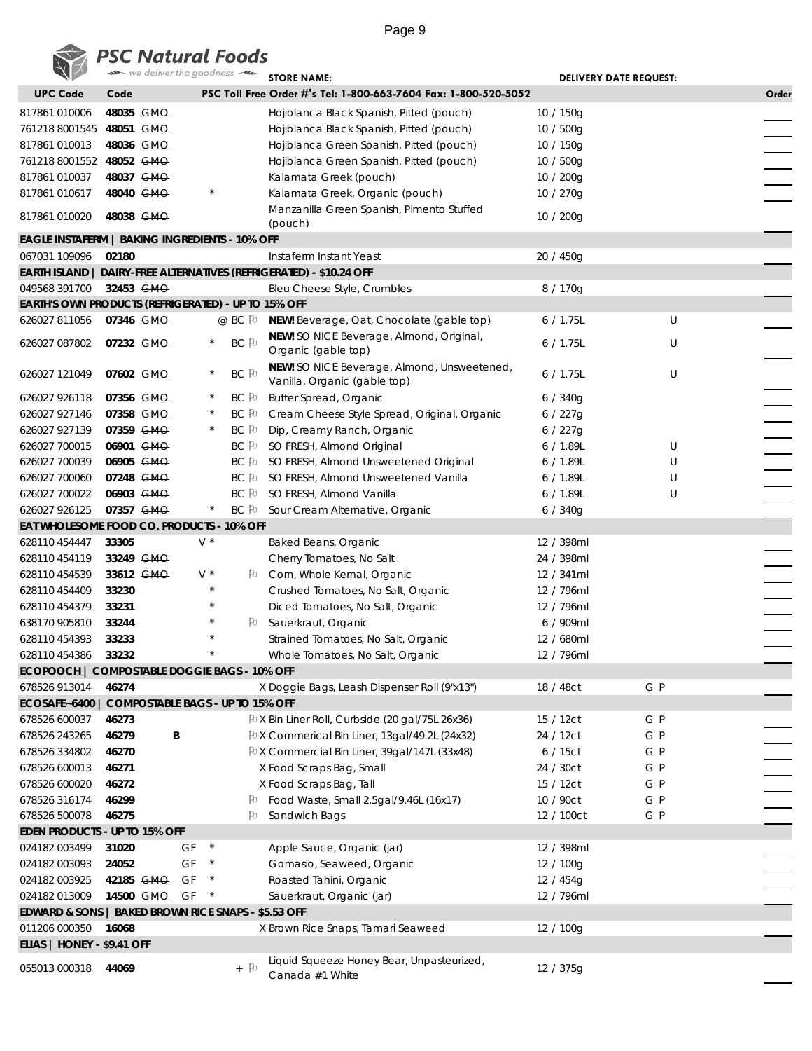## PSC Natural Foods

we deliver the goodness

STORE NAME: DELIVERY DATE REQUEST:

| UPC Code | Code | | | | PSC Toll Free Order #'s Tel: 1-800-663-7604 Fax: 1-800-520-5052 | | | Order |
|---|---|---|---|---|---|---|---|---|
| 817861 010006 | 48035 | ~~GMO~~ | | | Hojiblanca Black Spanish, Pitted (pouch) | 10 / 150g | | |
| 761218 8001545 | 48051 | ~~GMO~~ | | | Hojiblanca Black Spanish, Pitted (pouch) | 10 / 500g | | |
| 817861 010013 | 48036 | ~~GMO~~ | | | Hojiblanca Green Spanish, Pitted (pouch) | 10 / 150g | | |
| 761218 8001552 | 48052 | ~~GMO~~ | | | Hojiblanca Green Spanish, Pitted (pouch) | 10 / 500g | | |
| 817861 010037 | 48037 | ~~GMO~~ | | | Kalamata Greek (pouch) | 10 / 200g | | |
| 817861 010617 | 48040 | ~~GMO~~ | * | | Kalamata Greek, Organic (pouch) | 10 / 270g | | |
| 817861 010020 | 48038 | ~~GMO~~ | | | Manzanilla Green Spanish, Pimento Stuffed (pouch) | 10 / 200g | | |
| **EAGLE INSTAFERM \| BAKING INGREDIENTS - 10% OFF** | | | | | | | | |
| 067031 109096 | 02180 | | | | Instaferm Instant Yeast | 20 / 450g | | |
| **EARTH ISLAND \| DAIRY-FREE ALTERNATIVES (REFRIGERATED) - $10.24 OFF** | | | | | | | | |
| 049568 391700 | 32453 | ~~GMO~~ | | | Bleu Cheese Style, Crumbles | 8 / 170g | | |
| **EARTH'S OWN PRODUCTS (REFRIGERATED) - UP TO 15% OFF** | | | | | | | | |
| 626027 811056 | 07346 | ~~GMO~~ | | @ BC ♻ | **NEW!** Beverage, Oat, Chocolate (gable top) | 6 / 1.75L | U | |
| 626027 087802 | 07232 | ~~GMO~~ | * | BC ♻ | **NEW!** SO NICE Beverage, Almond, Original, Organic (gable top) | 6 / 1.75L | U | |
| 626027 121049 | 07602 | ~~GMO~~ | * | BC ♻ | **NEW!** SO NICE Beverage, Almond, Unsweetened, Vanilla, Organic (gable top) | 6 / 1.75L | U | |
| 626027 926118 | 07356 | ~~GMO~~ | * | BC ♻ | Butter Spread, Organic | 6 / 340g | | |
| 626027 927146 | 07358 | ~~GMO~~ | * | BC ♻ | Cream Cheese Style Spread, Original, Organic | 6 / 227g | | |
| 626027 927139 | 07359 | ~~GMO~~ | * | BC ♻ | Dip, Creamy Ranch, Organic | 6 / 227g | | |
| 626027 700015 | 06901 | ~~GMO~~ | | BC ♻ | SO FRESH, Almond Original | 6 / 1.89L | U | |
| 626027 700039 | 06905 | ~~GMO~~ | | BC ♻ | SO FRESH, Almond Unsweetened Original | 6 / 1.89L | U | |
| 626027 700060 | 07248 | ~~GMO~~ | | BC ♻ | SO FRESH, Almond Unsweetened Vanilla | 6 / 1.89L | U | |
| 626027 700022 | 06903 | ~~GMO~~ | | BC ♻ | SO FRESH, Almond Vanilla | 6 / 1.89L | U | |
| 626027 926125 | 07357 | ~~GMO~~ | * | BC ♻ | Sour Cream Alternative, Organic | 6 / 340g | | |
| **EATWHOLESOME FOOD CO. PRODUCTS - 10% OFF** | | | | | | | | |
| 628110 454447 | 33305 | | V * | | Baked Beans, Organic | 12 / 398ml | | |
| 628110 454119 | 33249 | ~~GMO~~ | | | Cherry Tomatoes, No Salt | 24 / 398ml | | |
| 628110 454539 | 33612 | ~~GMO~~ | V * | ♻ | Corn, Whole Kernal, Organic | 12 / 341ml | | |
| 628110 454409 | 33230 | | * | | Crushed Tomatoes, No Salt, Organic | 12 / 796ml | | |
| 628110 454379 | 33231 | | * | | Diced Tomatoes, No Salt, Organic | 12 / 796ml | | |
| 638170 905810 | 33244 | | * | ♻ | Sauerkraut, Organic | 6 / 909ml | | |
| 628110 454393 | 33233 | | * | | Strained Tomatoes, No Salt, Organic | 12 / 680ml | | |
| 628110 454386 | 33232 | | * | | Whole Tomatoes, No Salt, Organic | 12 / 796ml | | |
| **ECOPOOCH \| COMPOSTABLE DOGGIE BAGS - 10% OFF** | | | | | | | | |
| 678526 913014 | 46274 | | | | X Doggie Bags, Leash Dispenser Roll (9"x13") | 18 / 48ct | G P | |
| **ECOSAFE-6400 \| COMPOSTABLE BAGS - UP TO 15% OFF** | | | | | | | | |
| 678526 600037 | 46273 | | | ♻ | X Bin Liner Roll, Curbside (20 gal/75L 26x36) | 15 / 12ct | G P | |
| 678526 243265 | 46279 | B | | ♻ | X Commerical Bin Liner, 13gal/49.2L (24x32) | 24 / 12ct | G P | |
| 678526 334802 | 46270 | | | ♻ | X Commercial Bin Liner, 39gal/147L (33x48) | 6 / 15ct | G P | |
| 678526 600013 | 46271 | | | | X Food Scraps Bag, Small | 24 / 30ct | G P | |
| 678526 600020 | 46272 | | | | X Food Scraps Bag, Tall | 15 / 12ct | G P | |
| 678526 316174 | 46299 | | | ♻ | Food Waste, Small 2.5gal/9.46L (16x17) | 10 / 90ct | G P | |
| 678526 500078 | 46275 | | | ♻ | Sandwich Bags | 12 / 100ct | G P | |
| **EDEN PRODUCTS - UP TO 15% OFF** | | | | | | | | |
| 024182 003499 | 31020 | | GF * | | Apple Sauce, Organic (jar) | 12 / 398ml | | |
| 024182 003093 | 24052 | | GF * | | Gomasio, Seaweed, Organic | 12 / 100g | | |
| 024182 003925 | 42185 | ~~GMO~~ | GF * | | Roasted Tahini, Organic | 12 / 454g | | |
| 024182 013009 | 14500 | ~~GMO~~ | GF * | | Sauerkraut, Organic (jar) | 12 / 796ml | | |
| **EDWARD & SONS \| BAKED BROWN RICE SNAPS - $5.53 OFF** | | | | | | | | |
| 011206 000350 | 16068 | | | | X Brown Rice Snaps, Tamari Seaweed | 12 / 100g | | |
| **ELIAS \| HONEY - $9.41 OFF** | | | | | | | | |
| 055013 000318 | 44069 | | | + ♻ | Liquid Squeeze Honey Bear, Unpasteurized, Canada #1 White | 12 / 375g | | |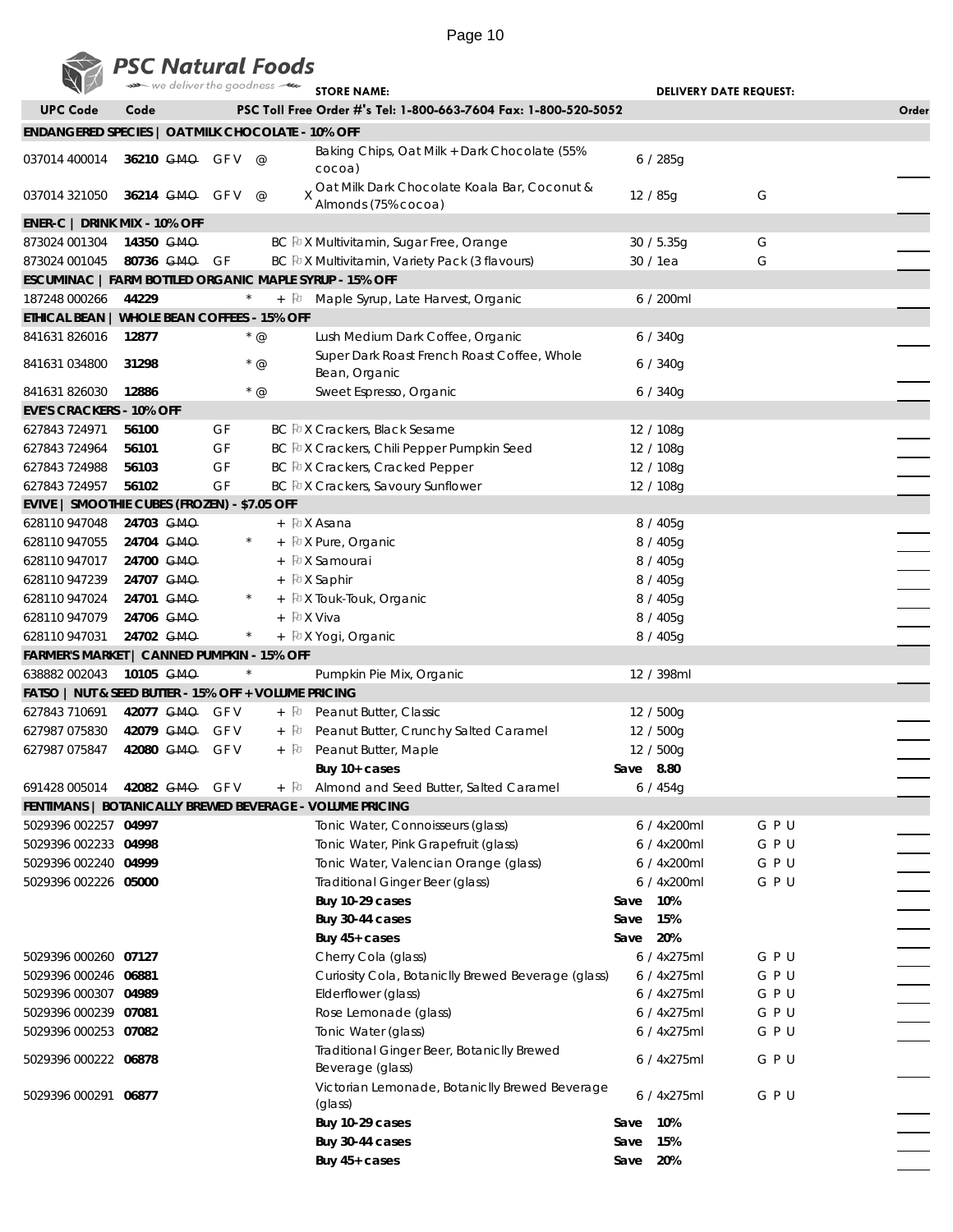# PSC Natural Foods

we deliver the goodness

STORE NAME: DELIVERY DATE REQUEST:

PSC Toll Free Order #'s Tel: 1-800-663-7604 Fax: 1-800-520-5052

| UPC Code | Code | | | | Description | Pack | | Order |
|---|---|---|---|---|---|---|---|---|
| **ENDANGERED SPECIES \| OAT MILK CHOCOLATE - 10% OFF** | | | | | | | | |
| 037014 400014 | **36210** | ~~GMO~~ | GFV @ | | Baking Chips, Oat Milk + Dark Chocolate (55% cocoa) | 6 / 285g | | |
| 037014 321050 | **36214** | ~~GMO~~ | GFV @ | X | Oat Milk Dark Chocolate Koala Bar, Coconut & Almonds (75% cocoa) | 12 / 85g | G | |
| **ENER-C \| DRINK MIX - 10% OFF** | | | | | | | | |
| 873024 001304 | **14350** | ~~GMO~~ | | BC X | Multivitamin, Sugar Free, Orange | 30 / 5.35g | G | |
| 873024 001045 | **80736** | ~~GMO~~ | GF | BC X | Multivitamin, Variety Pack (3 flavours) | 30 / 1ea | G | |
| **ESCUMINAC \| FARM BOTTLED ORGANIC MAPLE SYRUP - 15% OFF** | | | | | | | | |
| 187248 000266 | **44229** | | * | + | Maple Syrup, Late Harvest, Organic | 6 / 200ml | | |
| **ETHICAL BEAN \| WHOLE BEAN COFFEES - 15% OFF** | | | | | | | | |
| 841631 826016 | **12877** | | * @ | | Lush Medium Dark Coffee, Organic | 6 / 340g | | |
| 841631 034800 | **31298** | | * @ | | Super Dark Roast French Roast Coffee, Whole Bean, Organic | 6 / 340g | | |
| 841631 826030 | **12886** | | * @ | | Sweet Espresso, Organic | 6 / 340g | | |
| **EVE'S CRACKERS - 10% OFF** | | | | | | | | |
| 627843 724971 | **56100** | | GF | BC X | Crackers, Black Sesame | 12 / 108g | | |
| 627843 724964 | **56101** | | GF | BC X | Crackers, Chili Pepper Pumpkin Seed | 12 / 108g | | |
| 627843 724988 | **56103** | | GF | BC X | Crackers, Cracked Pepper | 12 / 108g | | |
| 627843 724957 | **56102** | | GF | BC X | Crackers, Savoury Sunflower | 12 / 108g | | |
| **EVIVE \| SMOOTHIE CUBES (FROZEN) - $7.05 OFF** | | | | | | | | |
| 628110 947048 | **24703** | ~~GMO~~ | | + X | Asana | 8 / 405g | | |
| 628110 947055 | **24704** | ~~GMO~~ | * | + X | Pure, Organic | 8 / 405g | | |
| 628110 947017 | **24700** | ~~GMO~~ | | + X | Samourai | 8 / 405g | | |
| 628110 947239 | **24707** | ~~GMO~~ | | + X | Saphir | 8 / 405g | | |
| 628110 947024 | **24701** | ~~GMO~~ | * | + X | Touk-Touk, Organic | 8 / 405g | | |
| 628110 947079 | **24706** | ~~GMO~~ | | + X | Viva | 8 / 405g | | |
| 628110 947031 | **24702** | ~~GMO~~ | * | + X | Yogi, Organic | 8 / 405g | | |
| **FARMER'S MARKET \| CANNED PUMPKIN - 15% OFF** | | | | | | | | |
| 638882 002043 | **10105** | ~~GMO~~ | * | | Pumpkin Pie Mix, Organic | 12 / 398ml | | |
| **FATSO \| NUT & SEED BUTTER - 15% OFF + VOLUME PRICING** | | | | | | | | |
| 627843 710691 | **42077** | ~~GMO~~ | GFV | + | Peanut Butter, Classic | 12 / 500g | | |
| 627987 075830 | **42079** | ~~GMO~~ | GFV | + | Peanut Butter, Crunchy Salted Caramel | 12 / 500g | | |
| 627987 075847 | **42080** | ~~GMO~~ | GFV | + | Peanut Butter, Maple | 12 / 500g | | |
| | | | | | **Buy 10+ cases** | **Save 8.80** | | |
| 691428 005014 | **42082** | ~~GMO~~ | GFV | + | Almond and Seed Butter, Salted Caramel | 6 / 454g | | |
| **FENTIMANS \| BOTANICALLY BREWED BEVERAGE - VOLUME PRICING** | | | | | | | | |
| 5029396 002257 | **04997** | | | | Tonic Water, Connoisseurs (glass) | 6 / 4x200ml | G P U | |
| 5029396 002233 | **04998** | | | | Tonic Water, Pink Grapefruit (glass) | 6 / 4x200ml | G P U | |
| 5029396 002240 | **04999** | | | | Tonic Water, Valencian Orange (glass) | 6 / 4x200ml | G P U | |
| 5029396 002226 | **05000** | | | | Traditional Ginger Beer (glass) | 6 / 4x200ml | G P U | |
| | | | | | **Buy 10-29 cases** | **Save 10%** | | |
| | | | | | **Buy 30-44 cases** | **Save 15%** | | |
| | | | | | **Buy 45+ cases** | **Save 20%** | | |
| 5029396 000260 | **07127** | | | | Cherry Cola (glass) | 6 / 4x275ml | G P U | |
| 5029396 000246 | **06881** | | | | Curiosity Cola, Botaniclly Brewed Beverage (glass) | 6 / 4x275ml | G P U | |
| 5029396 000307 | **04989** | | | | Elderflower (glass) | 6 / 4x275ml | G P U | |
| 5029396 000239 | **07081** | | | | Rose Lemonade (glass) | 6 / 4x275ml | G P U | |
| 5029396 000253 | **07082** | | | | Tonic Water (glass) | 6 / 4x275ml | G P U | |
| 5029396 000222 | **06878** | | | | Traditional Ginger Beer, Botaniclly Brewed Beverage (glass) | 6 / 4x275ml | G P U | |
| 5029396 000291 | **06877** | | | | Victorian Lemonade, Botaniclly Brewed Beverage (glass) | 6 / 4x275ml | G P U | |
| | | | | | **Buy 10-29 cases** | **Save 10%** | | |
| | | | | | **Buy 30-44 cases** | **Save 15%** | | |
| | | | | | **Buy 45+ cases** | **Save 20%** | | |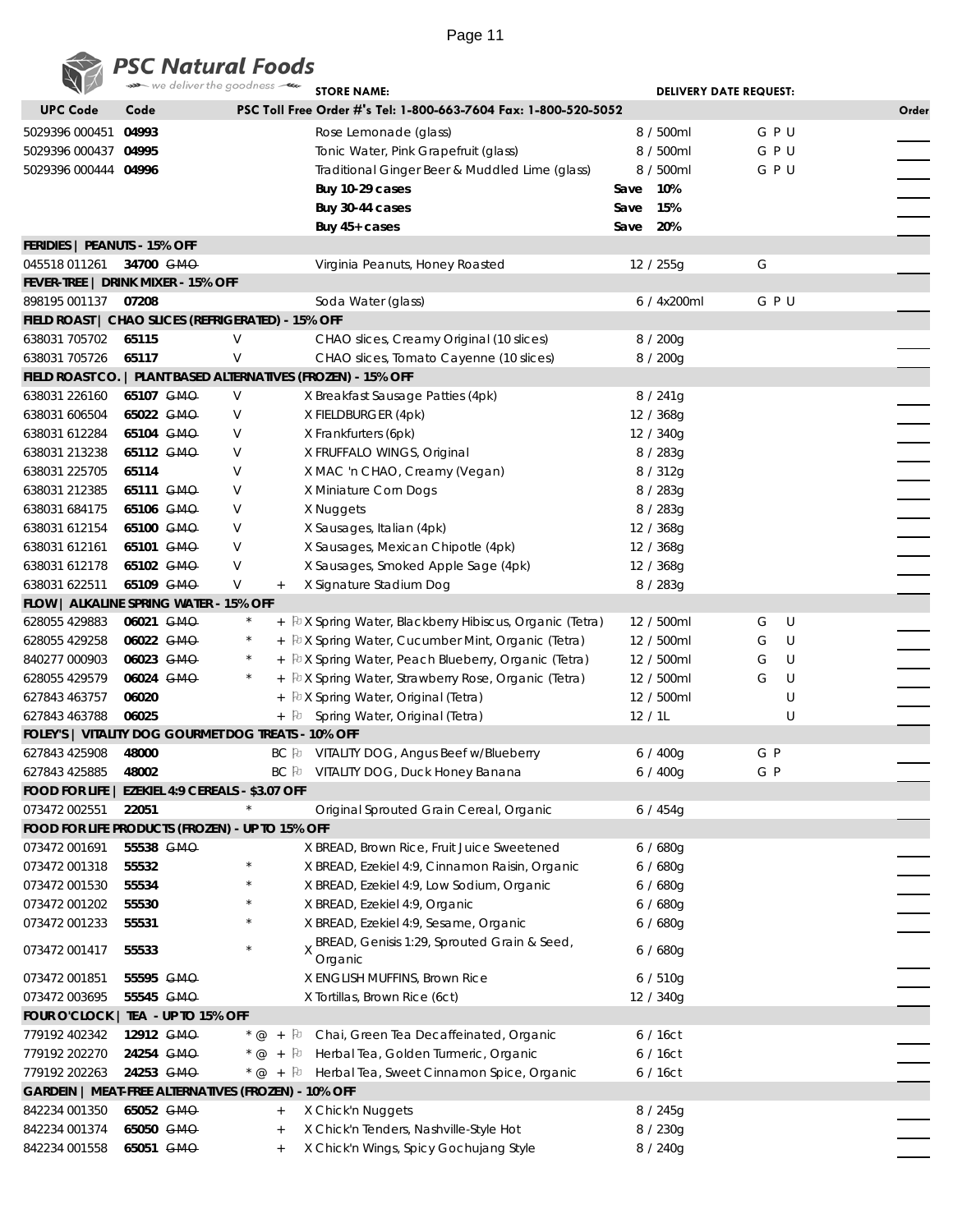**PSC Natural Foods** — we deliver the goodness

STORE NAME: DELIVERY DATE REQUEST:

| UPC Code | Code | | PSC Toll Free Order #'s Tel: 1-800-663-7604 Fax: 1-800-520-5052 | | | Order |
|---|---|---|---|---|---|---|
| 5029396 000451 | **04993** | | Rose Lemonade (glass) | 8 / 500ml | G P U | |
| 5029396 000437 | **04995** | | Tonic Water, Pink Grapefruit (glass) | 8 / 500ml | G P U | |
| 5029396 000444 | **04996** | | Traditional Ginger Beer & Muddled Lime (glass) | 8 / 500ml | G P U | |
| | | | **Buy 10-29 cases** | **Save 10%** | | |
| | | | **Buy 30-44 cases** | **Save 15%** | | |
| | | | **Buy 45+ cases** | **Save 20%** | | |
| **FERIDIES \| PEANUTS - 15% OFF** | | | | | | |
| 045518 011261 | **34700** ~~GMO~~ | | Virginia Peanuts, Honey Roasted | 12 / 255g | G | |
| **FEVER-TREE \| DRINK MIXER - 15% OFF** | | | | | | |
| 898195 001137 | **07208** | | Soda Water (glass) | 6 / 4x200ml | G P U | |
| **FIELD ROAST \| CHAO SLICES (REFRIGERATED) - 15% OFF** | | | | | | |
| 638031 705702 | **65115** | V | CHAO slices, Creamy Original (10 slices) | 8 / 200g | | |
| 638031 705726 | **65117** | V | CHAO slices, Tomato Cayenne (10 slices) | 8 / 200g | | |
| **FIELD ROAST CO. \| PLANT BASED ALTERNATIVES (FROZEN) - 15% OFF** | | | | | | |
| 638031 226160 | **65107** ~~GMO~~ | V | X Breakfast Sausage Patties (4pk) | 8 / 241g | | |
| 638031 606504 | **65022** ~~GMO~~ | V | X FIELDBURGER (4pk) | 12 / 368g | | |
| 638031 612284 | **65104** ~~GMO~~ | V | X Frankfurters (6pk) | 12 / 340g | | |
| 638031 213238 | **65112** ~~GMO~~ | V | X FRUFFALO WINGS, Original | 8 / 283g | | |
| 638031 225705 | **65114** | V | X MAC 'n CHAO, Creamy (Vegan) | 8 / 312g | | |
| 638031 212385 | **65111** ~~GMO~~ | V | X Miniature Corn Dogs | 8 / 283g | | |
| 638031 684175 | **65106** ~~GMO~~ | V | X Nuggets | 8 / 283g | | |
| 638031 612154 | **65100** ~~GMO~~ | V | X Sausages, Italian (4pk) | 12 / 368g | | |
| 638031 612161 | **65101** ~~GMO~~ | V | X Sausages, Mexican Chipotle (4pk) | 12 / 368g | | |
| 638031 612178 | **65102** ~~GMO~~ | V | X Sausages, Smoked Apple Sage (4pk) | 12 / 368g | | |
| 638031 622511 | **65109** ~~GMO~~ | V + | X Signature Stadium Dog | 8 / 283g | | |
| **FLOW \| ALKALINE SPRING WATER - 15% OFF** | | | | | | |
| 628055 429883 | **06021** ~~GMO~~ | * + | X Spring Water, Blackberry Hibiscus, Organic (Tetra) | 12 / 500ml | G U | |
| 628055 429258 | **06022** ~~GMO~~ | * + | X Spring Water, Cucumber Mint, Organic (Tetra) | 12 / 500ml | G U | |
| 840277 000903 | **06023** ~~GMO~~ | * + | X Spring Water, Peach Blueberry, Organic (Tetra) | 12 / 500ml | G U | |
| 628055 429579 | **06024** ~~GMO~~ | * + | X Spring Water, Strawberry Rose, Organic (Tetra) | 12 / 500ml | G U | |
| 627843 463757 | **06020** | + | X Spring Water, Original (Tetra) | 12 / 500ml | U | |
| 627843 463788 | **06025** | + | Spring Water, Original (Tetra) | 12 / 1L | U | |
| **FOLEY'S \| VITALITY DOG GOURMET DOG TREATS - 10% OFF** | | | | | | |
| 627843 425908 | **48000** | BC | VITALITY DOG, Angus Beef w/Blueberry | 6 / 400g | G P | |
| 627843 425885 | **48002** | BC | VITALITY DOG, Duck Honey Banana | 6 / 400g | G P | |
| **FOOD FOR LIFE \| EZEKIEL 4:9 CEREALS - $3.07 OFF** | | | | | | |
| 073472 002551 | **22051** | * | Original Sprouted Grain Cereal, Organic | 6 / 454g | | |
| **FOOD FOR LIFE PRODUCTS (FROZEN) - UP TO 15% OFF** | | | | | | |
| 073472 001691 | **55538** ~~GMO~~ | | X BREAD, Brown Rice, Fruit Juice Sweetened | 6 / 680g | | |
| 073472 001318 | **55532** | * | X BREAD, Ezekiel 4:9, Cinnamon Raisin, Organic | 6 / 680g | | |
| 073472 001530 | **55534** | * | X BREAD, Ezekiel 4:9, Low Sodium, Organic | 6 / 680g | | |
| 073472 001202 | **55530** | * | X BREAD, Ezekiel 4:9, Organic | 6 / 680g | | |
| 073472 001233 | **55531** | * | X BREAD, Ezekiel 4:9, Sesame, Organic | 6 / 680g | | |
| 073472 001417 | **55533** | * | X BREAD, Genisis 1:29, Sprouted Grain & Seed, Organic | 6 / 680g | | |
| 073472 001851 | **55595** ~~GMO~~ | | X ENGLISH MUFFINS, Brown Rice | 6 / 510g | | |
| 073472 003695 | **55545** ~~GMO~~ | | X Tortillas, Brown Rice (6ct) | 12 / 340g | | |
| **FOUR O'CLOCK \| TEA - UP TO 15% OFF** | | | | | | |
| 779192 402342 | **12912** ~~GMO~~ | * @ + | Chai, Green Tea Decaffeinated, Organic | 6 / 16ct | | |
| 779192 202270 | **24254** ~~GMO~~ | * @ + | Herbal Tea, Golden Turmeric, Organic | 6 / 16ct | | |
| 779192 202263 | **24253** ~~GMO~~ | * @ + | Herbal Tea, Sweet Cinnamon Spice, Organic | 6 / 16ct | | |
| **GARDEIN \| MEAT-FREE ALTERNATIVES (FROZEN) - 10% OFF** | | | | | | |
| 842234 001350 | **65052** ~~GMO~~ | + | X Chick'n Nuggets | 8 / 245g | | |
| 842234 001374 | **65050** ~~GMO~~ | + | X Chick'n Tenders, Nashville-Style Hot | 8 / 230g | | |
| 842234 001558 | **65051** ~~GMO~~ | + | X Chick'n Wings, Spicy Gochujang Style | 8 / 240g | | |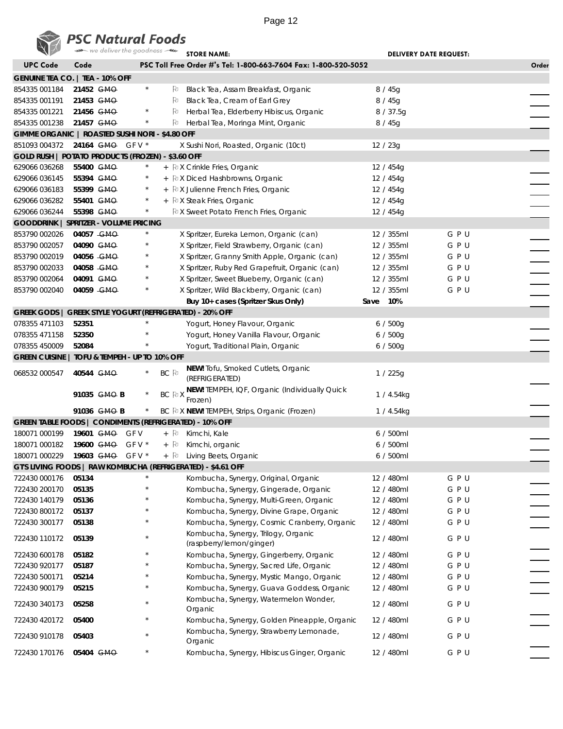**PSC Natural Foods**
we deliver the goodness

STORE NAME: DELIVERY DATE REQUEST:

| UPC Code | Code | | | | PSC Toll Free Order #'s Tel: 1-800-663-7604 Fax: 1-800-520-5052 | | | Order |
|---|---|---|---|---|---|---|---|---|
| **GENUINE TEA CO. \| TEA - 10% OFF** | | | | | | | | |
| 854335 001184 | **21452** ~~GMO~~ | | * | | Black Tea, Assam Breakfast, Organic | 8 / 45g | | |
| 854335 001191 | **21453** ~~GMO~~ | | | | Black Tea, Cream of Earl Grey | 8 / 45g | | |
| 854335 001221 | **21456** ~~GMO~~ | | * | | Herbal Tea, Elderberry Hibiscus, Organic | 8 / 37.5g | | |
| 854335 001238 | **21457** ~~GMO~~ | | * | | Herbal Tea, Moringa Mint, Organic | 8 / 45g | | |
| **GIMME ORGANIC \| ROASTED SUSHI NORI - $4.80 OFF** | | | | | | | | |
| 851093 004372 | **24164** ~~GMO~~ | GF V | * | | X Sushi Nori, Roasted, Organic (10ct) | 12 / 23g | | |
| **GOLD RUSH \| POTATO PRODUCTS (FROZEN) - $3.60 OFF** | | | | | | | | |
| 629066 036268 | **55400** ~~GMO~~ | | * | + | X Crinkle Fries, Organic | 12 / 454g | | |
| 629066 036145 | **55394** ~~GMO~~ | | * | + | X Diced Hashbrowns, Organic | 12 / 454g | | |
| 629066 036183 | **55399** ~~GMO~~ | | * | + | X Julienne French Fries, Organic | 12 / 454g | | |
| 629066 036282 | **55401** ~~GMO~~ | | * | + | X Steak Fries, Organic | 12 / 454g | | |
| 629066 036244 | **55398** ~~GMO~~ | | * | | X Sweet Potato French Fries, Organic | 12 / 454g | | |
| **GOODDRINK \| SPRITZER - VOLUME PRICING** | | | | | | | | |
| 853790 002026 | **04057** ~~GMO~~ | | * | | X Spritzer, Eureka Lemon, Organic (can) | 12 / 355ml | G P U | |
| 853790 002057 | **04090** ~~GMO~~ | | * | | X Spritzer, Field Strawberry, Organic (can) | 12 / 355ml | G P U | |
| 853790 002019 | **04056** ~~GMO~~ | | * | | X Spritzer, Granny Smith Apple, Organic (can) | 12 / 355ml | G P U | |
| 853790 002033 | **04058** ~~GMO~~ | | * | | X Spritzer, Ruby Red Grapefruit, Organic (can) | 12 / 355ml | G P U | |
| 853790 002064 | **04091** ~~GMO~~ | | * | | X Spritzer, Sweet Blueberry, Organic (can) | 12 / 355ml | G P U | |
| 853790 002040 | **04059** ~~GMO~~ | | * | | X Spritzer, Wild Blackberry, Organic (can) | 12 / 355ml | G P U | |
| | | | | | **Buy 10+ cases (Spritzer Skus Only)** | **Save 10%** | | |
| **GREEK GODS \| GREEK STYLE YOGURT (REFRIGERATED) - 20% OFF** | | | | | | | | |
| 078355 471103 | **52351** | | * | | Yogurt, Honey Flavour, Organic | 6 / 500g | | |
| 078355 471158 | **52350** | | * | | Yogurt, Honey Vanilla Flavour, Organic | 6 / 500g | | |
| 078355 450009 | **52084** | | * | | Yogurt, Traditional Plain, Organic | 6 / 500g | | |
| **GREEN CUISINE \| TOFU & TEMPEH - UP TO 10% OFF** | | | | | | | | |
| 068532 000547 | **40544** ~~GMO~~ | | * | BC | **NEW!** Tofu, Smoked Cutlets, Organic (REFRIGERATED) | 1 / 225g | | |
| | **91035** ~~GMO~~ **B** | | * | BC | X **NEW!** TEMPEH, IQF, Organic (Individually Quick Frozen) | 1 / 4.54kg | | |
| | **91036** ~~GMO~~ **B** | | * | BC | X **NEW!** TEMPEH, Strips, Organic (Frozen) | 1 / 4.54kg | | |
| **GREEN TABLE FOODS \| CONDIMENTS (REFRIGERATED) - 10% OFF** | | | | | | | | |
| 180071 000199 | **19601** ~~GMO~~ | GF V | | + | Kimchi, Kale | 6 / 500ml | | |
| 180071 000182 | **19600** ~~GMO~~ | GF V | * | + | Kimchi, organic | 6 / 500ml | | |
| 180071 000229 | **19603** ~~GMO~~ | GF V | * | + | Living Beets, Organic | 6 / 500ml | | |
| **GT'S LIVING FOODS \| RAW KOMBUCHA (REFRIGERATED) - $4.61 OFF** | | | | | | | | |
| 722430 000176 | **05134** | | * | | Kombucha, Synergy, Original, Organic | 12 / 480ml | G P U | |
| 722430 200170 | **05135** | | * | | Kombucha, Synergy, Gingerade, Organic | 12 / 480ml | G P U | |
| 722430 140179 | **05136** | | * | | Kombucha, Synergy, Multi-Green, Organic | 12 / 480ml | G P U | |
| 722430 800172 | **05137** | | * | | Kombucha, Synergy, Divine Grape, Organic | 12 / 480ml | G P U | |
| 722430 300177 | **05138** | | * | | Kombucha, Synergy, Cosmic Cranberry, Organic | 12 / 480ml | G P U | |
| 722430 110172 | **05139** | | * | | Kombucha, Synergy, Trilogy, Organic (raspberry/lemon/ginger) | 12 / 480ml | G P U | |
| 722430 600178 | **05182** | | * | | Kombucha, Synergy, Gingerberry, Organic | 12 / 480ml | G P U | |
| 722430 920177 | **05187** | | * | | Kombucha, Synergy, Sacred Life, Organic | 12 / 480ml | G P U | |
| 722430 500171 | **05214** | | * | | Kombucha, Synergy, Mystic Mango, Organic | 12 / 480ml | G P U | |
| 722430 900179 | **05215** | | * | | Kombucha, Synergy, Guava Goddess, Organic | 12 / 480ml | G P U | |
| 722430 340173 | **05258** | | * | | Kombucha, Synergy, Watermelon Wonder, Organic | 12 / 480ml | G P U | |
| 722430 420172 | **05400** | | * | | Kombucha, Synergy, Golden Pineapple, Organic | 12 / 480ml | G P U | |
| 722430 910178 | **05403** | | * | | Kombucha, Synergy, Strawberry Lemonade, Organic | 12 / 480ml | G P U | |
| 722430 170176 | **05404** ~~GMO~~ | | * | | Kombucha, Synergy, Hibiscus Ginger, Organic | 12 / 480ml | G P U | |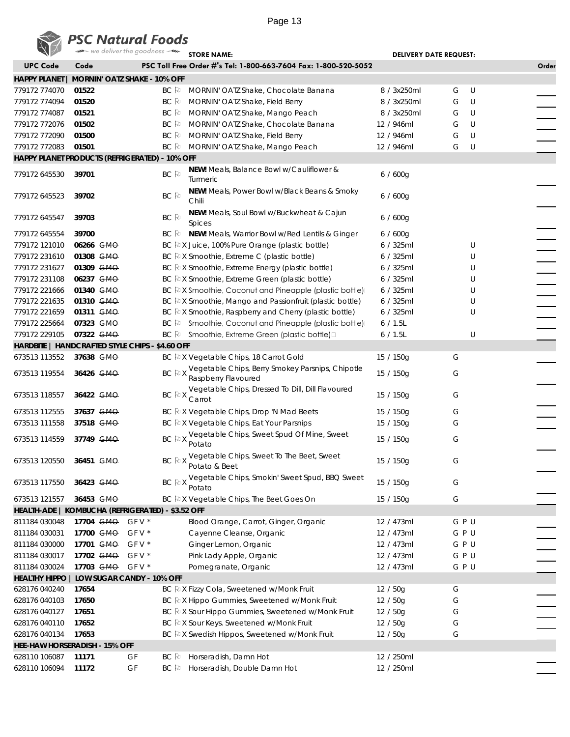**PSC Natural Foods** — we deliver the goodness

**STORE NAME:** **DELIVERY DATE REQUEST:**

| UPC Code | Code | | | | Description | Size | | Order |
|---|---|---|---|---|---|---|---|---|
| **PSC Toll Free Order #'s Tel: 1-800-663-7604 Fax: 1-800-520-5052** | | | | | | | | |
| **HAPPY PLANET \| MORNIN' OATZ SHAKE - 10% OFF** | | | | | | | | |
| 779172 774070 | **01522** | | | BC | MORNIN' OATZ Shake, Chocolate Banana | 8 / 3x250ml | G U | |
| 779172 774094 | **01520** | | | BC | MORNIN' OATZ Shake, Field Berry | 8 / 3x250ml | G U | |
| 779172 774087 | **01521** | | | BC | MORNIN' OATZ Shake, Mango Peach | 8 / 3x250ml | G U | |
| 779172 772076 | **01502** | | | BC | MORNIN' OATZ Shake, Chocolate Banana | 12 / 946ml | G U | |
| 779172 772090 | **01500** | | | BC | MORNIN' OATZ Shake, Field Berry | 12 / 946ml | G U | |
| 779172 772083 | **01501** | | | BC | MORNIN' OATZ Shake, Mango Peach | 12 / 946ml | G U | |
| **HAPPY PLANET PRODUCTS (REFRIGERATED) - 10% OFF** | | | | | | | | |
| 779172 645530 | **39701** | | | BC | **NEW!** Meals, Balance Bowl w/Cauliflower & Turmeric | 6 / 600g | | |
| 779172 645523 | **39702** | | | BC | **NEW!** Meals, Power Bowl w/Black Beans & Smoky Chili | 6 / 600g | | |
| 779172 645547 | **39703** | | | BC | **NEW!** Meals, Soul Bowl w/Buckwheat & Cajun Spices | 6 / 600g | | |
| 779172 645554 | **39700** | | | BC | **NEW!** Meals, Warrior Bowl w/Red Lentils & Ginger | 6 / 600g | | |
| 779172 121010 | **06266** | ~~GMO~~ | | BC X | Juice, 100% Pure Orange (plastic bottle) | 6 / 325ml | U | |
| 779172 231610 | **01308** | ~~GMO~~ | | BC X | Smoothie, Extreme C (plastic bottle) | 6 / 325ml | U | |
| 779172 231627 | **01309** | ~~GMO~~ | | BC X | Smoothie, Extreme Energy (plastic bottle) | 6 / 325ml | U | |
| 779172 231108 | **06237** | ~~GMO~~ | | BC X | Smoothie, Extreme Green (plastic bottle) | 6 / 325ml | U | |
| 779172 221666 | **01340** | ~~GMO~~ | | BC X | Smoothie, Coconut and Pineapple (plastic bottle) | 6 / 325ml | U | |
| 779172 221635 | **01310** | ~~GMO~~ | | BC X | Smoothie, Mango and Passionfruit (plastic bottle) | 6 / 325ml | U | |
| 779172 221659 | **01311** | ~~GMO~~ | | BC X | Smoothie, Raspberry and Cherry (plastic bottle) | 6 / 325ml | U | |
| 779172 225664 | **07323** | ~~GMO~~ | | BC | Smoothie, Coconut and Pineapple (plastic bottle) | 6 / 1.5L | | |
| 779172 229105 | **07322** | ~~GMO~~ | | BC | Smoothie, Extreme Green (plastic bottle) | 6 / 1.5L | U | |
| **HARDBITE \| HANDCRAFTED STYLE CHIPS - $4.60 OFF** | | | | | | | | |
| 673513 113552 | **37638** | ~~GMO~~ | | BC X | Vegetable Chips, 18 Carrot Gold | 15 / 150g | G | |
| 673513 119554 | **36426** | ~~GMO~~ | | BC X | Vegetable Chips, Berry Smokey Parsnips, Chipotle Raspberry Flavoured | 15 / 150g | G | |
| 673513 118557 | **36422** | ~~GMO~~ | | BC X | Vegetable Chips, Dressed To Dill, Dill Flavoured Carrot | 15 / 150g | G | |
| 673513 112555 | **37637** | ~~GMO~~ | | BC X | Vegetable Chips, Drop 'N Mad Beets | 15 / 150g | G | |
| 673513 111558 | **37518** | ~~GMO~~ | | BC X | Vegetable Chips, Eat Your Parsnips | 15 / 150g | G | |
| 673513 114559 | **37749** | ~~GMO~~ | | BC X | Vegetable Chips, Sweet Spud Of Mine, Sweet Potato | 15 / 150g | G | |
| 673513 120550 | **36451** | ~~GMO~~ | | BC X | Vegetable Chips, Sweet To The Beet, Sweet Potato & Beet | 15 / 150g | G | |
| 673513 117550 | **36423** | ~~GMO~~ | | BC X | Vegetable Chips, Smokin' Sweet Spud, BBQ Sweet Potato | 15 / 150g | G | |
| 673513 121557 | **36453** | ~~GMO~~ | | BC X | Vegetable Chips, The Beet Goes On | 15 / 150g | G | |
| **HEALTH-ADE \| KOMBUCHA (REFRIGERATED) - $3.52 OFF** | | | | | | | | |
| 811184 030048 | **17704** | ~~GMO~~ | GF V * | | Blood Orange, Carrot, Ginger, Organic | 12 / 473ml | G P U | |
| 811184 030031 | **17700** | ~~GMO~~ | GF V * | | Cayenne Cleanse, Organic | 12 / 473ml | G P U | |
| 811184 030000 | **17701** | ~~GMO~~ | GF V * | | Ginger Lemon, Organic | 12 / 473ml | G P U | |
| 811184 030017 | **17702** | ~~GMO~~ | GF V * | | Pink Lady Apple, Organic | 12 / 473ml | G P U | |
| 811184 030024 | **17703** | ~~GMO~~ | GF V * | | Pomegranate, Organic | 12 / 473ml | G P U | |
| **HEALTHY HIPPO \| LOW SUGAR CANDY - 10% OFF** | | | | | | | | |
| 628176 040240 | **17654** | | | BC X | Fizzy Cola, Sweetened w/Monk Fruit | 12 / 50g | G | |
| 628176 040103 | **17650** | | | BC X | Hippo Gummies, Sweetened w/Monk Fruit | 12 / 50g | G | |
| 628176 040127 | **17651** | | | BC X | Sour Hippo Gummies, Sweetened w/Monk Fruit | 12 / 50g | G | |
| 628176 040110 | **17652** | | | BC X | Sour Keys. Sweetened w/Monk Fruit | 12 / 50g | G | |
| 628176 040134 | **17653** | | | BC X | Swedish Hippos, Sweetened w/Monk Fruit | 12 / 50g | G | |
| **HEE-HAW HORSERADISH - 15% OFF** | | | | | | | | |
| 628110 106087 | **11171** | | GF | BC | Horseradish, Damn Hot | 12 / 250ml | | |
| 628110 106094 | **11172** | | GF | BC | Horseradish, Double Damn Hot | 12 / 250ml | | |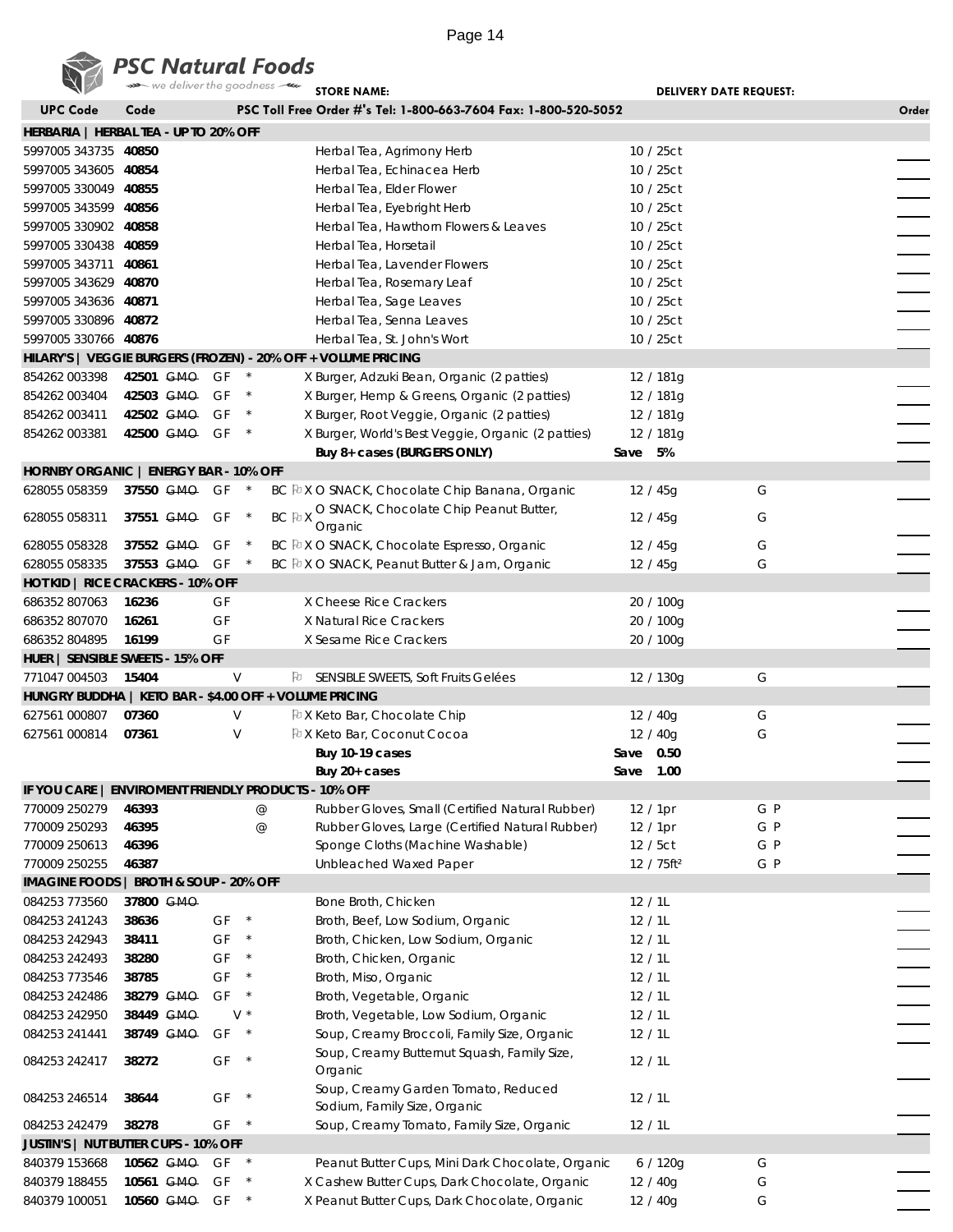**PSC Natural Foods** — we deliver the goodness

STORE NAME: DELIVERY DATE REQUEST:

| UPC Code | Code | | | | | PSC Toll Free Order #'s Tel: 1-800-663-7604 Fax: 1-800-520-5052 | | | Order |
|---|---|---|---|---|---|---|---|---|---|
| **HERBARIA \| HERBAL TEA - UP TO 20% OFF** | | | | | | | | | |
| 5997005 343735 | **40850** | | | | | Herbal Tea, Agrimony Herb | 10 / 25ct | | |
| 5997005 343605 | **40854** | | | | | Herbal Tea, Echinacea Herb | 10 / 25ct | | |
| 5997005 330049 | **40855** | | | | | Herbal Tea, Elder Flower | 10 / 25ct | | |
| 5997005 343599 | **40856** | | | | | Herbal Tea, Eyebright Herb | 10 / 25ct | | |
| 5997005 330902 | **40858** | | | | | Herbal Tea, Hawthorn Flowers & Leaves | 10 / 25ct | | |
| 5997005 330438 | **40859** | | | | | Herbal Tea, Horsetail | 10 / 25ct | | |
| 5997005 343711 | **40861** | | | | | Herbal Tea, Lavender Flowers | 10 / 25ct | | |
| 5997005 343629 | **40870** | | | | | Herbal Tea, Rosemary Leaf | 10 / 25ct | | |
| 5997005 343636 | **40871** | | | | | Herbal Tea, Sage Leaves | 10 / 25ct | | |
| 5997005 330896 | **40872** | | | | | Herbal Tea, Senna Leaves | 10 / 25ct | | |
| 5997005 330766 | **40876** | | | | | Herbal Tea, St. John's Wort | 10 / 25ct | | |
| **HILARY'S \| VEGGIE BURGERS (FROZEN) - 20% OFF + VOLUME PRICING** | | | | | | | | | |
| 854262 003398 | **42501** | GMO | GF | * | | X Burger, Adzuki Bean, Organic (2 patties) | 12 / 181g | | |
| 854262 003404 | **42503** | GMO | GF | * | | X Burger, Hemp & Greens, Organic (2 patties) | 12 / 181g | | |
| 854262 003411 | **42502** | GMO | GF | * | | X Burger, Root Veggie, Organic (2 patties) | 12 / 181g | | |
| 854262 003381 | **42500** | GMO | GF | * | | X Burger, World's Best Veggie, Organic (2 patties) | 12 / 181g | | |
| | | | | | | **Buy 8+ cases (BURGERS ONLY)** | **Save 5%** | | |
| **HORNBY ORGANIC \| ENERGY BAR - 10% OFF** | | | | | | | | | |
| 628055 058359 | **37550** | GMO | GF | * | BC | X O SNACK, Chocolate Chip Banana, Organic | 12 / 45g | G | |
| 628055 058311 | **37551** | GMO | GF | * | BC | X O SNACK, Chocolate Chip Peanut Butter, Organic | 12 / 45g | G | |
| 628055 058328 | **37552** | GMO | GF | * | BC | X O SNACK, Chocolate Espresso, Organic | 12 / 45g | G | |
| 628055 058335 | **37553** | GMO | GF | * | BC | X O SNACK, Peanut Butter & Jam, Organic | 12 / 45g | G | |
| **HOT KID \| RICE CRACKERS - 10% OFF** | | | | | | | | | |
| 686352 807063 | **16236** | | GF | | | X Cheese Rice Crackers | 20 / 100g | | |
| 686352 807070 | **16261** | | GF | | | X Natural Rice Crackers | 20 / 100g | | |
| 686352 804895 | **16199** | | GF | | | X Sesame Rice Crackers | 20 / 100g | | |
| **HUER \| SENSIBLE SWEETS - 15% OFF** | | | | | | | | | |
| 771047 004503 | **15404** | | V | | | SENSIBLE SWEETS, Soft Fruits Gelées | 12 / 130g | G | |
| **HUNGRY BUDDHA \| KETO BAR - $4.00 OFF + VOLUME PRICING** | | | | | | | | | |
| 627561 000807 | **07360** | | V | | | X Keto Bar, Chocolate Chip | 12 / 40g | G | |
| 627561 000814 | **07361** | | V | | | X Keto Bar, Coconut Cocoa | 12 / 40g | G | |
| | | | | | | **Buy 10-19 cases** | **Save 0.50** | | |
| | | | | | | **Buy 20+ cases** | **Save 1.00** | | |
| **IF YOU CARE \| ENVIROMENT FRIENDLY PRODUCTS - 10% OFF** | | | | | | | | | |
| 770009 250279 | **46393** | | | @ | | Rubber Gloves, Small (Certified Natural Rubber) | 12 / 1pr | G P | |
| 770009 250293 | **46395** | | | @ | | Rubber Gloves, Large (Certified Natural Rubber) | 12 / 1pr | G P | |
| 770009 250613 | **46396** | | | | | Sponge Cloths (Machine Washable) | 12 / 5ct | G P | |
| 770009 250255 | **46387** | | | | | Unbleached Waxed Paper | 12 / 75ft² | G P | |
| **IMAGINE FOODS \| BROTH & SOUP - 20% OFF** | | | | | | | | | |
| 084253 773560 | **37800** | GMO | | | | Bone Broth, Chicken | 12 / 1L | | |
| 084253 241243 | **38636** | | GF | * | | Broth, Beef, Low Sodium, Organic | 12 / 1L | | |
| 084253 242943 | **38411** | | GF | * | | Broth, Chicken, Low Sodium, Organic | 12 / 1L | | |
| 084253 242493 | **38280** | | GF | * | | Broth, Chicken, Organic | 12 / 1L | | |
| 084253 773546 | **38785** | | GF | * | | Broth, Miso, Organic | 12 / 1L | | |
| 084253 242486 | **38279** | GMO | GF | * | | Broth, Vegetable, Organic | 12 / 1L | | |
| 084253 242950 | **38449** | GMO | V | * | | Broth, Vegetable, Low Sodium, Organic | 12 / 1L | | |
| 084253 241441 | **38749** | GMO | GF | * | | Soup, Creamy Broccoli, Family Size, Organic | 12 / 1L | | |
| 084253 242417 | **38272** | | GF | * | | Soup, Creamy Butternut Squash, Family Size, Organic | 12 / 1L | | |
| 084253 246514 | **38644** | | GF | * | | Soup, Creamy Garden Tomato, Reduced Sodium, Family Size, Organic | 12 / 1L | | |
| 084253 242479 | **38278** | | GF | * | | Soup, Creamy Tomato, Family Size, Organic | 12 / 1L | | |
| **JUSTIN'S \| NUT BUTTER CUPS - 10% OFF** | | | | | | | | | |
| 840379 153668 | **10562** | GMO | GF | * | | Peanut Butter Cups, Mini Dark Chocolate, Organic | 6 / 120g | G | |
| 840379 188455 | **10561** | GMO | GF | * | | X Cashew Butter Cups, Dark Chocolate, Organic | 12 / 40g | G | |
| 840379 100051 | **10560** | GMO | GF | * | | X Peanut Butter Cups, Dark Chocolate, Organic | 12 / 40g | G | |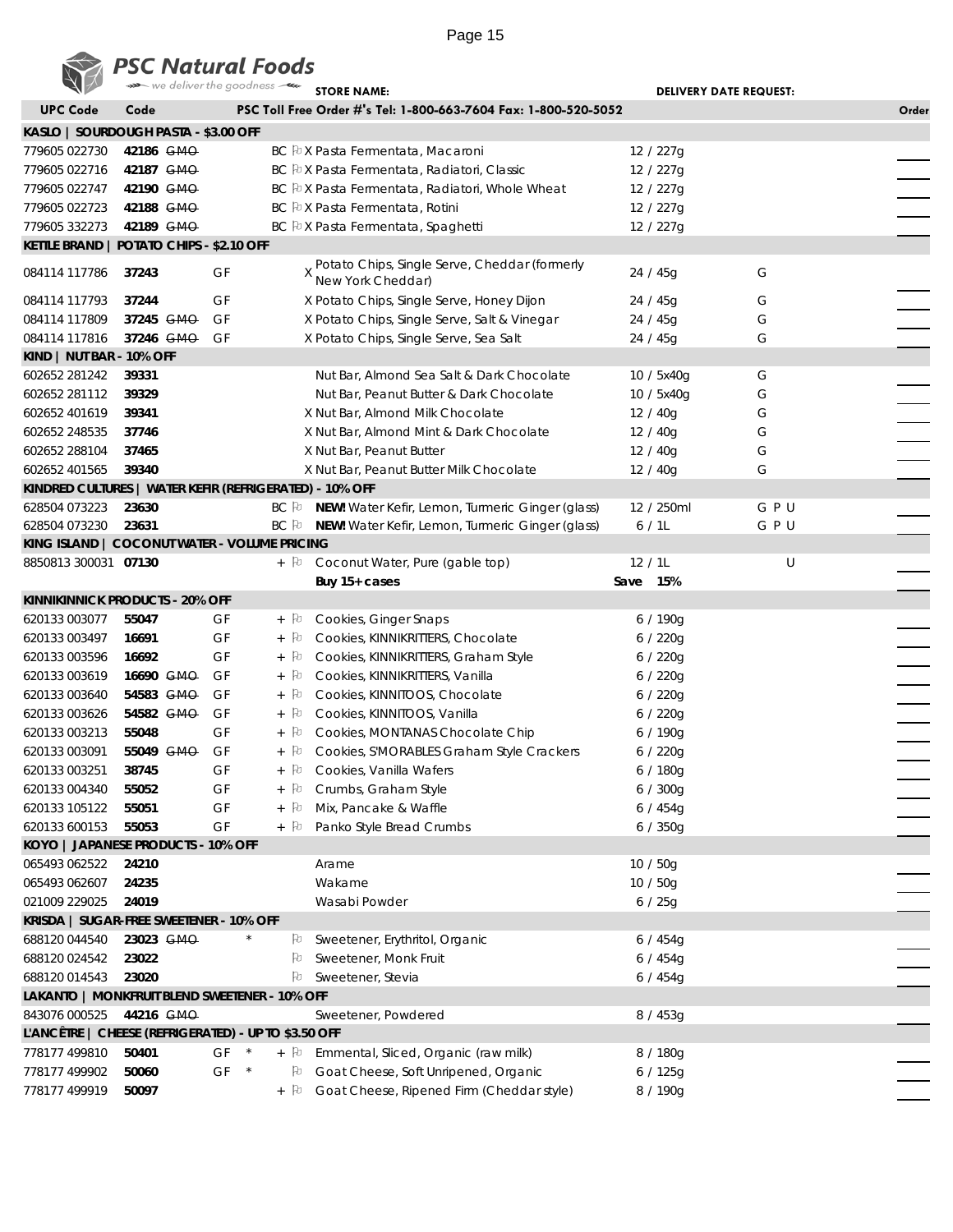**PSC Natural Foods** — we deliver the goodness

STORE NAME: DELIVERY DATE REQUEST:

| UPC Code | Code | | | | | PSC Toll Free Order #'s Tel: 1-800-663-7604 Fax: 1-800-520-5052 | | | Order |
|---|---|---|---|---|---|---|---|---|---|
| **KASLO \| SOURDOUGH PASTA - $3.00 OFF** | | | | | | | | | |
| 779605 022730 | 42186 | ~~GMO~~ | | | BC | X Pasta Fermentata, Macaroni | 12 / 227g | | |
| 779605 022716 | 42187 | ~~GMO~~ | | | BC | X Pasta Fermentata, Radiatori, Classic | 12 / 227g | | |
| 779605 022747 | 42190 | ~~GMO~~ | | | BC | X Pasta Fermentata, Radiatori, Whole Wheat | 12 / 227g | | |
| 779605 022723 | 42188 | ~~GMO~~ | | | BC | X Pasta Fermentata, Rotini | 12 / 227g | | |
| 779605 332273 | 42189 | ~~GMO~~ | | | BC | X Pasta Fermentata, Spaghetti | 12 / 227g | | |
| **KETTLE BRAND \| POTATO CHIPS - $2.10 OFF** | | | | | | | | | |
| 084114 117786 | 37243 | | GF | | | X Potato Chips, Single Serve, Cheddar (formerly New York Cheddar) | 24 / 45g | G | |
| 084114 117793 | 37244 | | GF | | | X Potato Chips, Single Serve, Honey Dijon | 24 / 45g | G | |
| 084114 117809 | 37245 | ~~GMO~~ | GF | | | X Potato Chips, Single Serve, Salt & Vinegar | 24 / 45g | G | |
| 084114 117816 | 37246 | ~~GMO~~ | GF | | | X Potato Chips, Single Serve, Sea Salt | 24 / 45g | G | |
| **KIND \| NUT BAR - 10% OFF** | | | | | | | | | |
| 602652 281242 | 39331 | | | | | Nut Bar, Almond Sea Salt & Dark Chocolate | 10 / 5x40g | G | |
| 602652 281112 | 39329 | | | | | Nut Bar, Peanut Butter & Dark Chocolate | 10 / 5x40g | G | |
| 602652 401619 | 39341 | | | | | X Nut Bar, Almond Milk Chocolate | 12 / 40g | G | |
| 602652 248535 | 37746 | | | | | X Nut Bar, Almond Mint & Dark Chocolate | 12 / 40g | G | |
| 602652 288104 | 37465 | | | | | X Nut Bar, Peanut Butter | 12 / 40g | G | |
| 602652 401565 | 39340 | | | | | X Nut Bar, Peanut Butter Milk Chocolate | 12 / 40g | G | |
| **KINDRED CULTURES \| WATER KEFIR (REFRIGERATED) - 10% OFF** | | | | | | | | | |
| 628504 073223 | 23630 | | | | BC | **NEW!** Water Kefir, Lemon, Turmeric Ginger (glass) | 12 / 250ml | G P U | |
| 628504 073230 | 23631 | | | | BC | **NEW!** Water Kefir, Lemon, Turmeric Ginger (glass) | 6 / 1L | G P U | |
| **KING ISLAND \| COCONUT WATER - VOLUME PRICING** | | | | | | | | | |
| 8850813 300031 | 07130 | | | | + | Coconut Water, Pure (gable top) | 12 / 1L | U | |
| | | | | | | **Buy 15+ cases** | **Save 15%** | | |
| **KINNIKINNICK PRODUCTS - 20% OFF** | | | | | | | | | |
| 620133 003077 | 55047 | | GF | | + | Cookies, Ginger Snaps | 6 / 190g | | |
| 620133 003497 | 16691 | | GF | | + | Cookies, KINNIKRITTERS, Chocolate | 6 / 220g | | |
| 620133 003596 | 16692 | | GF | | + | Cookies, KINNIKRITTERS, Graham Style | 6 / 220g | | |
| 620133 003619 | 16690 | ~~GMO~~ | GF | | + | Cookies, KINNIKRITTERS, Vanilla | 6 / 220g | | |
| 620133 003640 | 54583 | ~~GMO~~ | GF | | + | Cookies, KINNITOOS, Chocolate | 6 / 220g | | |
| 620133 003626 | 54582 | ~~GMO~~ | GF | | + | Cookies, KINNITOOS, Vanilla | 6 / 220g | | |
| 620133 003213 | 55048 | | GF | | + | Cookies, MONTANAS Chocolate Chip | 6 / 190g | | |
| 620133 003091 | 55049 | ~~GMO~~ | GF | | + | Cookies, S'MORABLES Graham Style Crackers | 6 / 220g | | |
| 620133 003251 | 38745 | | GF | | + | Cookies, Vanilla Wafers | 6 / 180g | | |
| 620133 004340 | 55052 | | GF | | + | Crumbs, Graham Style | 6 / 300g | | |
| 620133 105122 | 55051 | | GF | | + | Mix, Pancake & Waffle | 6 / 454g | | |
| 620133 600153 | 55053 | | GF | | + | Panko Style Bread Crumbs | 6 / 350g | | |
| **KOYO \| JAPANESE PRODUCTS - 10% OFF** | | | | | | | | | |
| 065493 062522 | 24210 | | | | | Arame | 10 / 50g | | |
| 065493 062607 | 24235 | | | | | Wakame | 10 / 50g | | |
| 021009 229025 | 24019 | | | | | Wasabi Powder | 6 / 25g | | |
| **KRISDA \| SUGAR-FREE SWEETENER - 10% OFF** | | | | | | | | | |
| 688120 044540 | 23023 | ~~GMO~~ | | * | | Sweetener, Erythritol, Organic | 6 / 454g | | |
| 688120 024542 | 23022 | | | | | Sweetener, Monk Fruit | 6 / 454g | | |
| 688120 014543 | 23020 | | | | | Sweetener, Stevia | 6 / 454g | | |
| **LAKANTO \| MONKFRUIT BLEND SWEETENER - 10% OFF** | | | | | | | | | |
| 843076 000525 | 44216 | ~~GMO~~ | | | | Sweetener, Powdered | 8 / 453g | | |
| **L'ANCÊTRE \| CHEESE (REFRIGERATED) - UP TO $3.50 OFF** | | | | | | | | | |
| 778177 499810 | 50401 | | GF | * | + | Emmental, Sliced, Organic (raw milk) | 8 / 180g | | |
| 778177 499902 | 50060 | | GF | * | | Goat Cheese, Soft Unripened, Organic | 6 / 125g | | |
| 778177 499919 | 50097 | | | | + | Goat Cheese, Ripened Firm (Cheddar style) | 8 / 190g | | |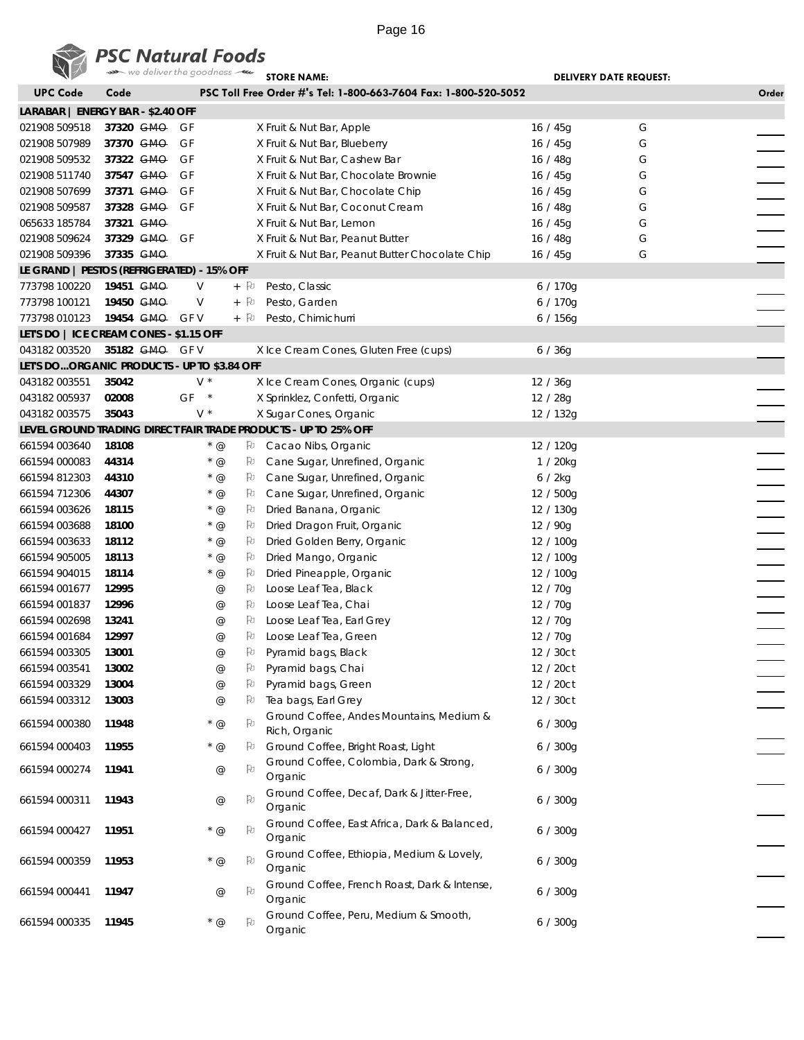# PSC Natural Foods

we deliver the goodness

STORE NAME: DELIVERY DATE REQUEST:

| UPC Code | Code | | PSC Toll Free Order #'s Tel: 1-800-663-7604 Fax: 1-800-520-5052 | | | | Order |
|---|---|---|---|---|---|---|---|
| **LARABAR \| ENERGY BAR - $2.40 OFF** | | | | | | | |
| 021908 509518 | **37320** ~~GMO~~ | GF | | X Fruit & Nut Bar, Apple | 16 / 45g | G | |
| 021908 507989 | **37370** ~~GMO~~ | GF | | X Fruit & Nut Bar, Blueberry | 16 / 45g | G | |
| 021908 509532 | **37322** ~~GMO~~ | GF | | X Fruit & Nut Bar, Cashew Bar | 16 / 48g | G | |
| 021908 511740 | **37547** ~~GMO~~ | GF | | X Fruit & Nut Bar, Chocolate Brownie | 16 / 45g | G | |
| 021908 507699 | **37371** ~~GMO~~ | GF | | X Fruit & Nut Bar, Chocolate Chip | 16 / 45g | G | |
| 021908 509587 | **37328** ~~GMO~~ | GF | | X Fruit & Nut Bar, Coconut Cream | 16 / 48g | G | |
| 065633 185784 | **37321** ~~GMO~~ | | | X Fruit & Nut Bar, Lemon | 16 / 45g | G | |
| 021908 509624 | **37329** ~~GMO~~ | GF | | X Fruit & Nut Bar, Peanut Butter | 16 / 48g | G | |
| 021908 509396 | **37335** ~~GMO~~ | | | X Fruit & Nut Bar, Peanut Butter Chocolate Chip | 16 / 45g | G | |
| **LE GRAND \| PESTOS (REFRIGERATED) - 15% OFF** | | | | | | | |
| 773798 100220 | **19451** ~~GMO~~ | V | + | Pesto, Classic | 6 / 170g | | |
| 773798 100121 | **19450** ~~GMO~~ | V | + | Pesto, Garden | 6 / 170g | | |
| 773798 010123 | **19454** ~~GMO~~ | GF V | + | Pesto, Chimichurri | 6 / 156g | | |
| **LET'S DO \| ICE CREAM CONES - $1.15 OFF** | | | | | | | |
| 043182 003520 | **35182** ~~GMO~~ | GF V | | X Ice Cream Cones, Gluten Free (cups) | 6 / 36g | | |
| **LET'S DO...ORGANIC PRODUCTS - UP TO $3.84 OFF** | | | | | | | |
| 043182 003551 | **35042** | V * | | X Ice Cream Cones, Organic (cups) | 12 / 36g | | |
| 043182 005937 | **02008** | GF * | | X Sprinklez, Confetti, Organic | 12 / 28g | | |
| 043182 003575 | **35043** | V * | | X Sugar Cones, Organic | 12 / 132g | | |
| **LEVEL GROUND TRADING DIRECT FAIR TRADE PRODUCTS - UP TO 25% OFF** | | | | | | | |
| 661594 003640 | **18108** | * @ | | Cacao Nibs, Organic | 12 / 120g | | |
| 661594 000083 | **44314** | * @ | | Cane Sugar, Unrefined, Organic | 1 / 20kg | | |
| 661594 812303 | **44310** | * @ | | Cane Sugar, Unrefined, Organic | 6 / 2kg | | |
| 661594 712306 | **44307** | * @ | | Cane Sugar, Unrefined, Organic | 12 / 500g | | |
| 661594 003626 | **18115** | * @ | | Dried Banana, Organic | 12 / 130g | | |
| 661594 003688 | **18100** | * @ | | Dried Dragon Fruit, Organic | 12 / 90g | | |
| 661594 003633 | **18112** | * @ | | Dried Golden Berry, Organic | 12 / 100g | | |
| 661594 905005 | **18113** | * @ | | Dried Mango, Organic | 12 / 100g | | |
| 661594 904015 | **18114** | * @ | | Dried Pineapple, Organic | 12 / 100g | | |
| 661594 001677 | **12995** | @ | | Loose Leaf Tea, Black | 12 / 70g | | |
| 661594 001837 | **12996** | @ | | Loose Leaf Tea, Chai | 12 / 70g | | |
| 661594 002698 | **13241** | @ | | Loose Leaf Tea, Earl Grey | 12 / 70g | | |
| 661594 001684 | **12997** | @ | | Loose Leaf Tea, Green | 12 / 70g | | |
| 661594 003305 | **13001** | @ | | Pyramid bags, Black | 12 / 30ct | | |
| 661594 003541 | **13002** | @ | | Pyramid bags, Chai | 12 / 20ct | | |
| 661594 003329 | **13004** | @ | | Pyramid bags, Green | 12 / 20ct | | |
| 661594 003312 | **13003** | @ | | Tea bags, Earl Grey | 12 / 30ct | | |
| 661594 000380 | **11948** | * @ | | Ground Coffee, Andes Mountains, Medium & Rich, Organic | 6 / 300g | | |
| 661594 000403 | **11955** | * @ | | Ground Coffee, Bright Roast, Light | 6 / 300g | | |
| 661594 000274 | **11941** | @ | | Ground Coffee, Colombia, Dark & Strong, Organic | 6 / 300g | | |
| 661594 000311 | **11943** | @ | | Ground Coffee, Decaf, Dark & Jitter-Free, Organic | 6 / 300g | | |
| 661594 000427 | **11951** | * @ | | Ground Coffee, East Africa, Dark & Balanced, Organic | 6 / 300g | | |
| 661594 000359 | **11953** | * @ | | Ground Coffee, Ethiopia, Medium & Lovely, Organic | 6 / 300g | | |
| 661594 000441 | **11947** | @ | | Ground Coffee, French Roast, Dark & Intense, Organic | 6 / 300g | | |
| 661594 000335 | **11945** | * @ | | Ground Coffee, Peru, Medium & Smooth, Organic | 6 / 300g | | |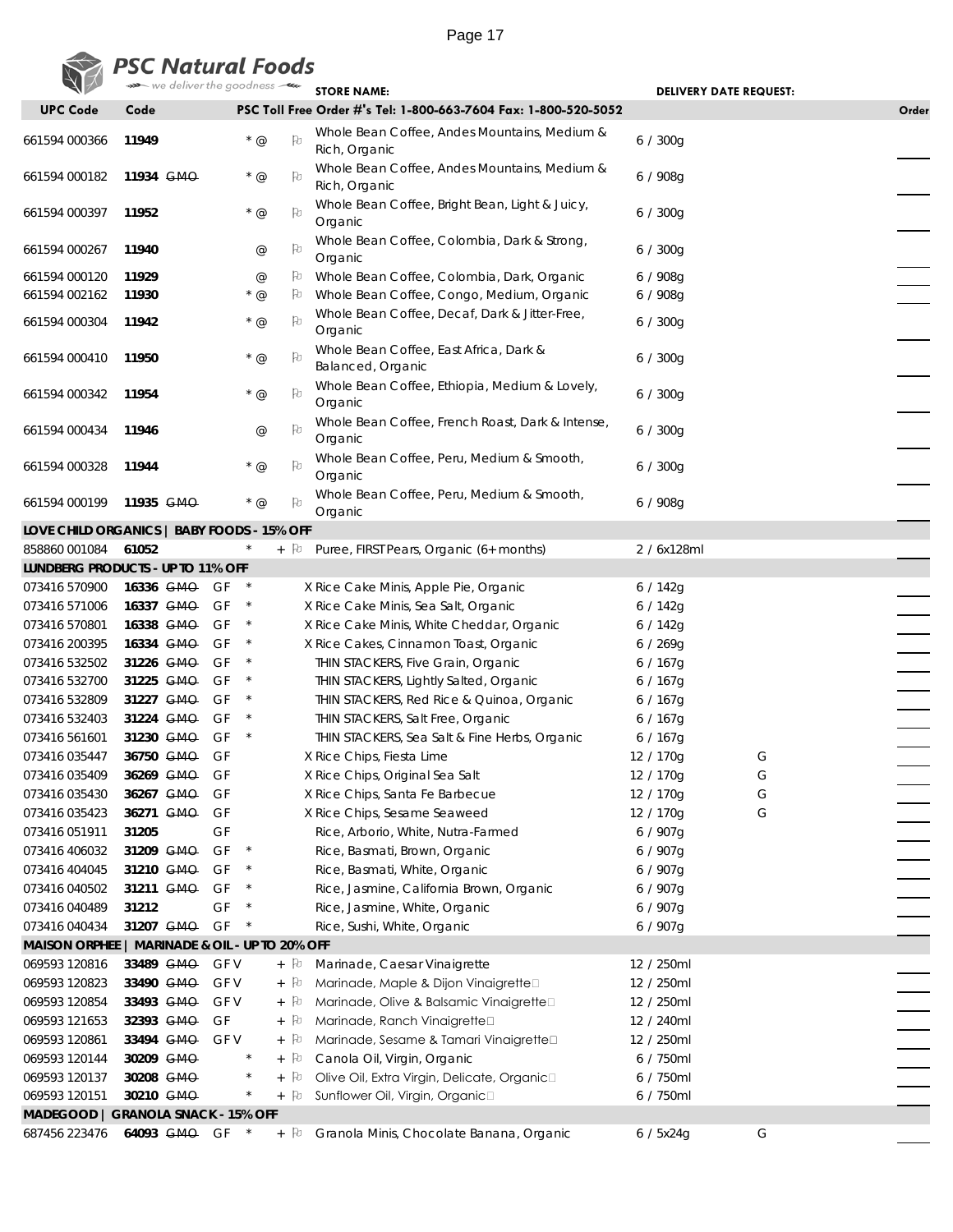# PSC Natural Foods

we deliver the goodness

**STORE NAME:** | **DELIVERY DATE REQUEST:**

| UPC Code | Code | | | | | PSC Toll Free Order #'s Tel: 1-800-663-7604 Fax: 1-800-520-5052 | | | Order |
|---|---|---|---|---|---|---|---|---|---|
| 661594 000366 | 11949 | | | * @ | | Whole Bean Coffee, Andes Mountains, Medium & Rich, Organic | 6 / 300g | | |
| 661594 000182 | 11934 | GMO | | * @ | | Whole Bean Coffee, Andes Mountains, Medium & Rich, Organic | 6 / 908g | | |
| 661594 000397 | 11952 | | | * @ | | Whole Bean Coffee, Bright Bean, Light & Juicy, Organic | 6 / 300g | | |
| 661594 000267 | 11940 | | | @ | | Whole Bean Coffee, Colombia, Dark & Strong, Organic | 6 / 300g | | |
| 661594 000120 | 11929 | | | @ | | Whole Bean Coffee, Colombia, Dark, Organic | 6 / 908g | | |
| 661594 002162 | 11930 | | | * @ | | Whole Bean Coffee, Congo, Medium, Organic | 6 / 908g | | |
| 661594 000304 | 11942 | | | * @ | | Whole Bean Coffee, Decaf, Dark & Jitter-Free, Organic | 6 / 300g | | |
| 661594 000410 | 11950 | | | * @ | | Whole Bean Coffee, East Africa, Dark & Balanced, Organic | 6 / 300g | | |
| 661594 000342 | 11954 | | | * @ | | Whole Bean Coffee, Ethiopia, Medium & Lovely, Organic | 6 / 300g | | |
| 661594 000434 | 11946 | | | @ | | Whole Bean Coffee, French Roast, Dark & Intense, Organic | 6 / 300g | | |
| 661594 000328 | 11944 | | | * @ | | Whole Bean Coffee, Peru, Medium & Smooth, Organic | 6 / 300g | | |
| 661594 000199 | 11935 | GMO | | * @ | | Whole Bean Coffee, Peru, Medium & Smooth, Organic | 6 / 908g | | |
| **LOVE CHILD ORGANICS \| BABY FOODS - 15% OFF** | | | | | | | | | |
| 858860 001084 | 61052 | | | * | + | Puree, FIRST Pears, Organic (6+ months) | 2 / 6x128ml | | |
| **LUNDBERG PRODUCTS - UP TO 11% OFF** | | | | | | | | | |
| 073416 570900 | 16336 | GMO | GF | * | | X Rice Cake Minis, Apple Pie, Organic | 6 / 142g | | |
| 073416 571006 | 16337 | GMO | GF | * | | X Rice Cake Minis, Sea Salt, Organic | 6 / 142g | | |
| 073416 570801 | 16338 | GMO | GF | * | | X Rice Cake Minis, White Cheddar, Organic | 6 / 142g | | |
| 073416 200395 | 16334 | GMO | GF | * | | X Rice Cakes, Cinnamon Toast, Organic | 6 / 269g | | |
| 073416 532502 | 31226 | GMO | GF | * | | THIN STACKERS, Five Grain, Organic | 6 / 167g | | |
| 073416 532700 | 31225 | GMO | GF | * | | THIN STACKERS, Lightly Salted, Organic | 6 / 167g | | |
| 073416 532809 | 31227 | GMO | GF | * | | THIN STACKERS, Red Rice & Quinoa, Organic | 6 / 167g | | |
| 073416 532403 | 31224 | GMO | GF | * | | THIN STACKERS, Salt Free, Organic | 6 / 167g | | |
| 073416 561601 | 31230 | GMO | GF | * | | THIN STACKERS, Sea Salt & Fine Herbs, Organic | 6 / 167g | | |
| 073416 035447 | 36750 | GMO | GF | | | X Rice Chips, Fiesta Lime | 12 / 170g | G | |
| 073416 035409 | 36269 | GMO | GF | | | X Rice Chips, Original Sea Salt | 12 / 170g | G | |
| 073416 035430 | 36267 | GMO | GF | | | X Rice Chips, Santa Fe Barbecue | 12 / 170g | G | |
| 073416 035423 | 36271 | GMO | GF | | | X Rice Chips, Sesame Seaweed | 12 / 170g | G | |
| 073416 051911 | 31205 | | GF | | | Rice, Arborio, White, Nutra-Farmed | 6 / 907g | | |
| 073416 406032 | 31209 | GMO | GF | * | | Rice, Basmati, Brown, Organic | 6 / 907g | | |
| 073416 404045 | 31210 | GMO | GF | * | | Rice, Basmati, White, Organic | 6 / 907g | | |
| 073416 040502 | 31211 | GMO | GF | * | | Rice, Jasmine, California Brown, Organic | 6 / 907g | | |
| 073416 040489 | 31212 | | GF | * | | Rice, Jasmine, White, Organic | 6 / 907g | | |
| 073416 040434 | 31207 | GMO | GF | * | | Rice, Sushi, White, Organic | 6 / 907g | | |
| **MAISON ORPHEE \| MARINADE & OIL - UP TO 20% OFF** | | | | | | | | | |
| 069593 120816 | 33489 | GMO | GF V | | + | Marinade, Caesar Vinaigrette | 12 / 250ml | | |
| 069593 120823 | 33490 | GMO | GF V | | + | Marinade, Maple & Dijon Vinaigrette | 12 / 250ml | | |
| 069593 120854 | 33493 | GMO | GF V | | + | Marinade, Olive & Balsamic Vinaigrette | 12 / 250ml | | |
| 069593 121653 | 32393 | GMO | GF | | + | Marinade, Ranch Vinaigrette | 12 / 240ml | | |
| 069593 120861 | 33494 | GMO | GF V | | + | Marinade, Sesame & Tamari Vinaigrette | 12 / 250ml | | |
| 069593 120144 | 30209 | GMO | | * | + | Canola Oil, Virgin, Organic | 6 / 750ml | | |
| 069593 120137 | 30208 | GMO | | * | + | Olive Oil, Extra Virgin, Delicate, Organic | 6 / 750ml | | |
| 069593 120151 | 30210 | GMO | | * | + | Sunflower Oil, Virgin, Organic | 6 / 750ml | | |
| **MADEGOOD \| GRANOLA SNACK - 15% OFF** | | | | | | | | | |
| 687456 223476 | 64093 | GMO | GF | * | + | Granola Minis, Chocolate Banana, Organic | 6 / 5x24g | G | |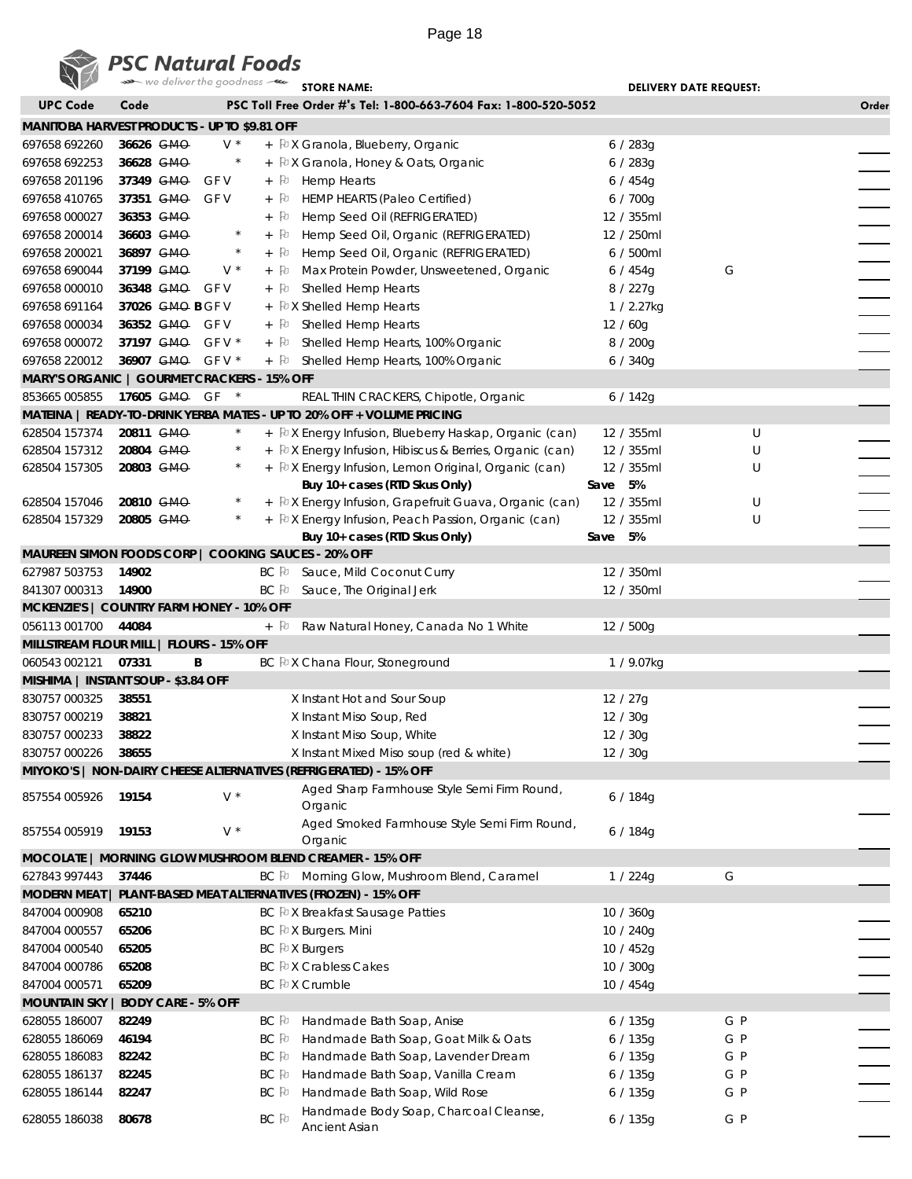**PSC Natural Foods** — we deliver the goodness

**STORE NAME:** **DELIVERY DATE REQUEST:**

| UPC Code | Code | | | | Description | Size | | Order |
|---|---|---|---|---|---|---|---|---|
| **MANITOBA HARVEST PRODUCTS - UP TO $9.81 OFF** | | | | | | | | |
| 697658 692260 | 36626 | ~~GMO~~ | V * | + X | Granola, Blueberry, Organic | 6 / 283g | | |
| 697658 692253 | 36628 | ~~GMO~~ | * | + X | Granola, Honey & Oats, Organic | 6 / 283g | | |
| 697658 201196 | 37349 | ~~GMO~~ | GF V | + | Hemp Hearts | 6 / 454g | | |
| 697658 410765 | 37351 | ~~GMO~~ | GF V | + | HEMP HEARTS (Paleo Certified) | 6 / 700g | | |
| 697658 000027 | 36353 | ~~GMO~~ | | + | Hemp Seed Oil (REFRIGERATED) | 12 / 355ml | | |
| 697658 200014 | 36603 | ~~GMO~~ | * | + | Hemp Seed Oil, Organic (REFRIGERATED) | 12 / 250ml | | |
| 697658 200021 | 36897 | ~~GMO~~ | * | + | Hemp Seed Oil, Organic (REFRIGERATED) | 6 / 500ml | | |
| 697658 690044 | 37199 | ~~GMO~~ | V * | + | Max Protein Powder, Unsweetened, Organic | 6 / 454g | G | |
| 697658 000010 | 36348 | ~~GMO~~ | GF V | + | Shelled Hemp Hearts | 8 / 227g | | |
| 697658 691164 | 37026 | ~~GMO~~ B | GF V | + X | Shelled Hemp Hearts | 1 / 2.27kg | | |
| 697658 000034 | 36352 | ~~GMO~~ | GF V | + | Shelled Hemp Hearts | 12 / 60g | | |
| 697658 000072 | 37197 | ~~GMO~~ | GF V * | + | Shelled Hemp Hearts, 100% Organic | 8 / 200g | | |
| 697658 220012 | 36907 | ~~GMO~~ | GF V * | + | Shelled Hemp Hearts, 100% Organic | 6 / 340g | | |
| **MARY'S ORGANIC \| GOURMET CRACKERS - 15% OFF** | | | | | | | | |
| 853665 005855 | 17605 | ~~GMO~~ | GF * | | REAL THIN CRACKERS, Chipotle, Organic | 6 / 142g | | |
| **MATEINA \| READY-TO-DRINK YERBA MATES - UP TO 20% OFF + VOLUME PRICING** | | | | | | | | |
| 628504 157374 | 20811 | ~~GMO~~ | * | + X | Energy Infusion, Blueberry Haskap, Organic (can) | 12 / 355ml | U | |
| 628504 157312 | 20804 | ~~GMO~~ | * | + X | Energy Infusion, Hibiscus & Berries, Organic (can) | 12 / 355ml | U | |
| 628504 157305 | 20803 | ~~GMO~~ | * | + X | Energy Infusion, Lemon Original, Organic (can) | 12 / 355ml | U | |
| | | | | | **Buy 10+ cases (RTD Skus Only)** | **Save 5%** | | |
| 628504 157046 | 20810 | ~~GMO~~ | * | + X | Energy Infusion, Grapefruit Guava, Organic (can) | 12 / 355ml | U | |
| 628504 157329 | 20805 | ~~GMO~~ | * | + X | Energy Infusion, Peach Passion, Organic (can) | 12 / 355ml | U | |
| | | | | | **Buy 10+ cases (RTD Skus Only)** | **Save 5%** | | |
| **MAUREEN SIMON FOODS CORP \| COOKING SAUCES - 20% OFF** | | | | | | | | |
| 627987 503753 | 14902 | | | BC | Sauce, Mild Coconut Curry | 12 / 350ml | | |
| 841307 000313 | 14900 | | | BC | Sauce, The Original Jerk | 12 / 350ml | | |
| **MCKENZIE'S \| COUNTRY FARM HONEY - 10% OFF** | | | | | | | | |
| 056113 001700 | 44084 | | | + | Raw Natural Honey, Canada No 1 White | 12 / 500g | | |
| **MILLSTREAM FLOUR MILL \| FLOURS - 15% OFF** | | | | | | | | |
| 060543 002121 | 07331 | B | | BC X | Chana Flour, Stoneground | 1 / 9.07kg | | |
| **MISHIMA \| INSTANT SOUP - $3.84 OFF** | | | | | | | | |
| 830757 000325 | 38551 | | | X | Instant Hot and Sour Soup | 12 / 27g | | |
| 830757 000219 | 38821 | | | X | Instant Miso Soup, Red | 12 / 30g | | |
| 830757 000233 | 38822 | | | X | Instant Miso Soup, White | 12 / 30g | | |
| 830757 000226 | 38655 | | | X | Instant Mixed Miso soup (red & white) | 12 / 30g | | |
| **MIYOKO'S \| NON-DAIRY CHEESE ALTERNATIVES (REFRIGERATED) - 15% OFF** | | | | | | | | |
| 857554 005926 | 19154 | | V * | | Aged Sharp Farmhouse Style Semi Firm Round, Organic | 6 / 184g | | |
| 857554 005919 | 19153 | | V * | | Aged Smoked Farmhouse Style Semi Firm Round, Organic | 6 / 184g | | |
| **MOCOLATE \| MORNING GLOW MUSHROOM BLEND CREAMER - 15% OFF** | | | | | | | | |
| 627843 997443 | 37446 | | | BC | Morning Glow, Mushroom Blend, Caramel | 1 / 224g | G | |
| **MODERN MEAT \| PLANT-BASED MEAT ALTERNATIVES (FROZEN) - 15% OFF** | | | | | | | | |
| 847004 000908 | 65210 | | | BC X | Breakfast Sausage Patties | 10 / 360g | | |
| 847004 000557 | 65206 | | | BC X | Burgers. Mini | 10 / 240g | | |
| 847004 000540 | 65205 | | | BC X | Burgers | 10 / 452g | | |
| 847004 000786 | 65208 | | | BC X | Crabless Cakes | 10 / 300g | | |
| 847004 000571 | 65209 | | | BC X | Crumble | 10 / 454g | | |
| **MOUNTAIN SKY \| BODY CARE - 5% OFF** | | | | | | | | |
| 628055 186007 | 82249 | | | BC | Handmade Bath Soap, Anise | 6 / 135g | G P | |
| 628055 186069 | 46194 | | | BC | Handmade Bath Soap, Goat Milk & Oats | 6 / 135g | G P | |
| 628055 186083 | 82242 | | | BC | Handmade Bath Soap, Lavender Dream | 6 / 135g | G P | |
| 628055 186137 | 82245 | | | BC | Handmade Bath Soap, Vanilla Cream | 6 / 135g | G P | |
| 628055 186144 | 82247 | | | BC | Handmade Bath Soap, Wild Rose | 6 / 135g | G P | |
| 628055 186038 | 80678 | | | BC | Handmade Body Soap, Charcoal Cleanse, Ancient Asian | 6 / 135g | G P | |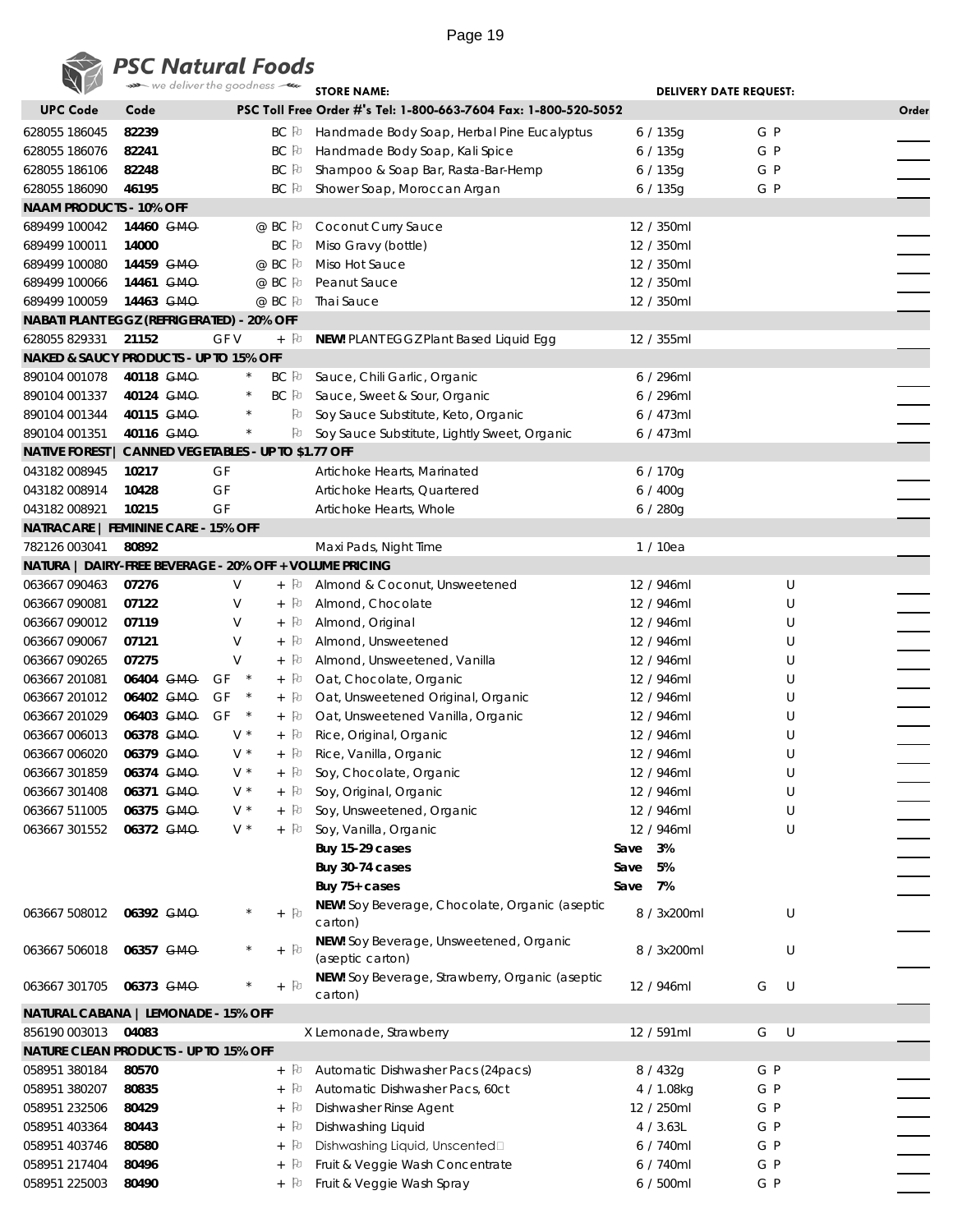**PSC Natural Foods**
*we deliver the goodness*

STORE NAME: DELIVERY DATE REQUEST:

| UPC Code | Code | | | | Description | Size | | Order |
|---|---|---|---|---|---|---|---|---|
| | | | | | PSC Toll Free Order #'s Tel: 1-800-663-7604 Fax: 1-800-520-5052 | | | |
| 628055 186045 | **82239** | | | BC ⚐ | Handmade Body Soap, Herbal Pine Eucalyptus | 6 / 135g | G P | ___ |
| 628055 186076 | **82241** | | | BC ⚐ | Handmade Body Soap, Kali Spice | 6 / 135g | G P | ___ |
| 628055 186106 | **82248** | | | BC ⚐ | Shampoo & Soap Bar, Rasta-Bar-Hemp | 6 / 135g | G P | ___ |
| 628055 186090 | **46195** | | | BC ⚐ | Shower Soap, Moroccan Argan | 6 / 135g | G P | ___ |
| **NAAM PRODUCTS - 10% OFF** | | | | | | | | |
| 689499 100042 | **14460** ~~GMO~~ | | | @ BC ⚐ | Coconut Curry Sauce | 12 / 350ml | | ___ |
| 689499 100011 | **14000** | | | BC ⚐ | Miso Gravy (bottle) | 12 / 350ml | | ___ |
| 689499 100080 | **14459** ~~GMO~~ | | | @ BC ⚐ | Miso Hot Sauce | 12 / 350ml | | ___ |
| 689499 100066 | **14461** ~~GMO~~ | | | @ BC ⚐ | Peanut Sauce | 12 / 350ml | | ___ |
| 689499 100059 | **14463** ~~GMO~~ | | | @ BC ⚐ | Thai Sauce | 12 / 350ml | | ___ |
| **NABATI PLANTEGGZ (REFRIGERATED) - 20% OFF** | | | | | | | | |
| 628055 829331 | **21152** | GF V | | + ⚐ | **NEW!** PLANTEGGZ Plant Based Liquid Egg | 12 / 355ml | | ___ |
| **NAKED & SAUCY PRODUCTS - UP TO 15% OFF** | | | | | | | | |
| 890104 001078 | **40118** ~~GMO~~ | | * | BC ⚐ | Sauce, Chili Garlic, Organic | 6 / 296ml | | ___ |
| 890104 001337 | **40124** ~~GMO~~ | | * | BC ⚐ | Sauce, Sweet & Sour, Organic | 6 / 296ml | | ___ |
| 890104 001344 | **40115** ~~GMO~~ | | * | ⚐ | Soy Sauce Substitute, Keto, Organic | 6 / 473ml | | ___ |
| 890104 001351 | **40116** ~~GMO~~ | | * | ⚐ | Soy Sauce Substitute, Lightly Sweet, Organic | 6 / 473ml | | ___ |
| **NATIVE FOREST \| CANNED VEGETABLES - UP TO $1.77 OFF** | | | | | | | | |
| 043182 008945 | **10217** | GF | | | Artichoke Hearts, Marinated | 6 / 170g | | ___ |
| 043182 008914 | **10428** | GF | | | Artichoke Hearts, Quartered | 6 / 400g | | ___ |
| 043182 008921 | **10215** | GF | | | Artichoke Hearts, Whole | 6 / 280g | | ___ |
| **NATRACARE \| FEMININE CARE - 15% OFF** | | | | | | | | |
| 782126 003041 | **80892** | | | | Maxi Pads, Night Time | 1 / 10ea | | ___ |
| **NATURA \| DAIRY-FREE BEVERAGE - 20% OFF + VOLUME PRICING** | | | | | | | | |
| 063667 090463 | **07276** | V | | + ⚐ | Almond & Coconut, Unsweetened | 12 / 946ml | U | ___ |
| 063667 090081 | **07122** | V | | + ⚐ | Almond, Chocolate | 12 / 946ml | U | ___ |
| 063667 090012 | **07119** | V | | + ⚐ | Almond, Original | 12 / 946ml | U | ___ |
| 063667 090067 | **07121** | V | | + ⚐ | Almond, Unsweetened | 12 / 946ml | U | ___ |
| 063667 090265 | **07275** | V | | + ⚐ | Almond, Unsweetened, Vanilla | 12 / 946ml | U | ___ |
| 063667 201081 | **06404** ~~GMO~~ | GF | * | + ⚐ | Oat, Chocolate, Organic | 12 / 946ml | U | ___ |
| 063667 201012 | **06402** ~~GMO~~ | GF | * | + ⚐ | Oat, Unsweetened Original, Organic | 12 / 946ml | U | ___ |
| 063667 201029 | **06403** ~~GMO~~ | GF | * | + ⚐ | Oat, Unsweetened Vanilla, Organic | 12 / 946ml | U | ___ |
| 063667 006013 | **06378** ~~GMO~~ | V | * | + ⚐ | Rice, Original, Organic | 12 / 946ml | U | ___ |
| 063667 006020 | **06379** ~~GMO~~ | V | * | + ⚐ | Rice, Vanilla, Organic | 12 / 946ml | U | ___ |
| 063667 301859 | **06374** ~~GMO~~ | V | * | + ⚐ | Soy, Chocolate, Organic | 12 / 946ml | U | ___ |
| 063667 301408 | **06371** ~~GMO~~ | V | * | + ⚐ | Soy, Original, Organic | 12 / 946ml | U | ___ |
| 063667 511005 | **06375** ~~GMO~~ | V | * | + ⚐ | Soy, Unsweetened, Organic | 12 / 946ml | U | ___ |
| 063667 301552 | **06372** ~~GMO~~ | V | * | + ⚐ | Soy, Vanilla, Organic | 12 / 946ml | U | ___ |
| | | | | | **Buy 15-29 cases** | Save **3%** | | ___ |
| | | | | | **Buy 30-74 cases** | Save **5%** | | ___ |
| | | | | | **Buy 75+ cases** | Save **7%** | | ___ |
| 063667 508012 | **06392** ~~GMO~~ | | * | + ⚐ | **NEW!** Soy Beverage, Chocolate, Organic (aseptic carton) | 8 / 3x200ml | U | ___ |
| 063667 506018 | **06357** ~~GMO~~ | | * | + ⚐ | **NEW!** Soy Beverage, Unsweetened, Organic (aseptic carton) | 8 / 3x200ml | U | ___ |
| 063667 301705 | **06373** ~~GMO~~ | | * | + ⚐ | **NEW!** Soy Beverage, Strawberry, Organic (aseptic carton) | 12 / 946ml | G U | ___ |
| **NATURAL CABANA \| LEMONADE - 15% OFF** | | | | | | | | |
| 856190 003013 | **04083** | | | | X Lemonade, Strawberry | 12 / 591ml | G U | ___ |
| **NATURE CLEAN PRODUCTS - UP TO 15% OFF** | | | | | | | | |
| 058951 380184 | **80570** | | | + ⚐ | Automatic Dishwasher Pacs (24pacs) | 8 / 432g | G P | ___ |
| 058951 380207 | **80835** | | | + ⚐ | Automatic Dishwasher Pacs, 60ct | 4 / 1.08kg | G P | ___ |
| 058951 232506 | **80429** | | | + ⚐ | Dishwasher Rinse Agent | 12 / 250ml | G P | ___ |
| 058951 403364 | **80443** | | | + ⚐ | Dishwashing Liquid | 4 / 3.63L | G P | ___ |
| 058951 403746 | **80580** | | | + ⚐ | Dishwashing Liquid, Unscented | 6 / 740ml | G P | ___ |
| 058951 217404 | **80496** | | | + ⚐ | Fruit & Veggie Wash Concentrate | 6 / 740ml | G P | ___ |
| 058951 225003 | **80490** | | | + ⚐ | Fruit & Veggie Wash Spray | 6 / 500ml | G P | ___ |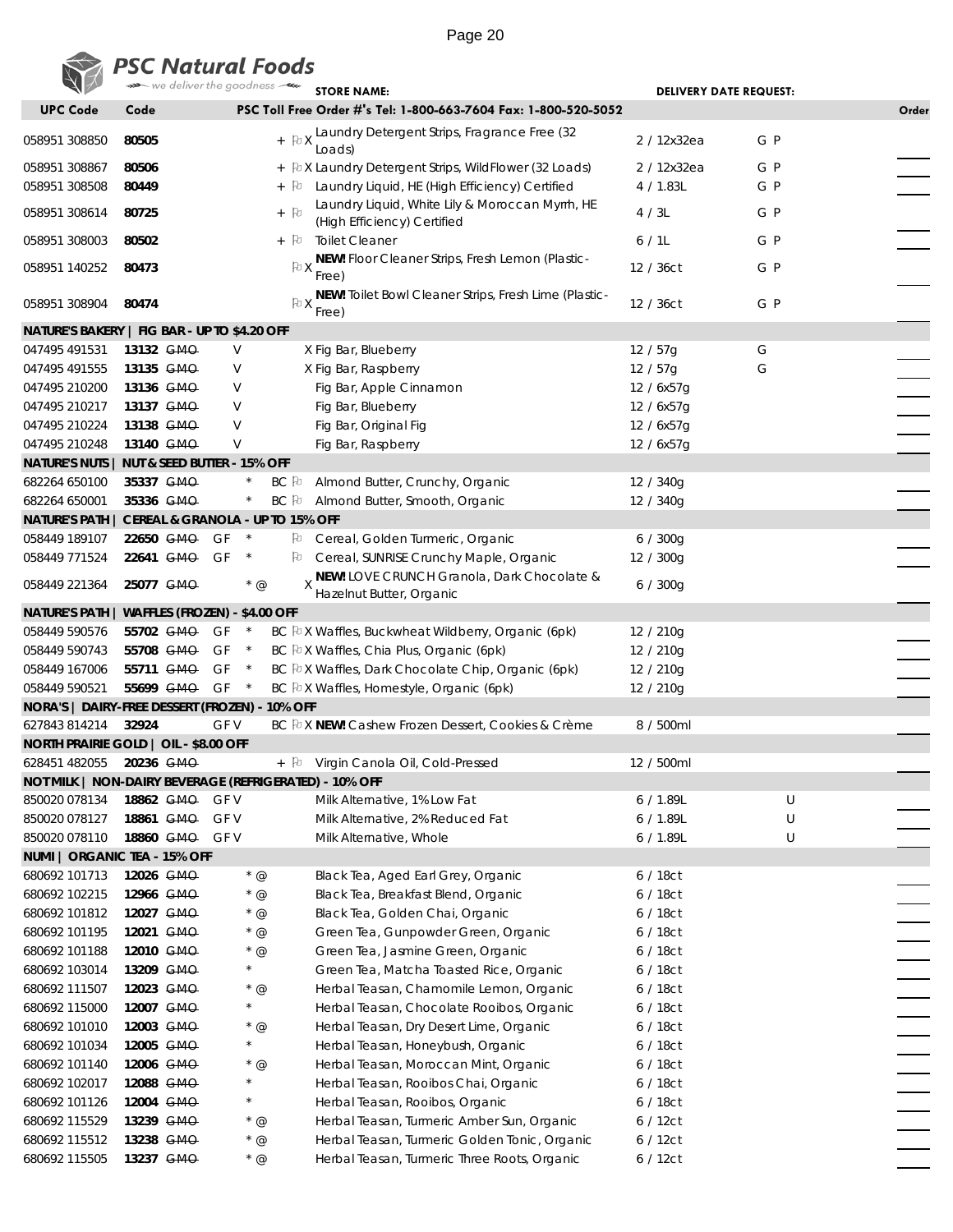## PSC Natural Foods

we deliver the goodness

STORE NAME: DELIVERY DATE REQUEST:

PSC Toll Free Order #'s Tel: 1-800-663-7604 Fax: 1-800-520-5052

| UPC Code | Code | | Flags | Description | Pack/Size | | Order |
|---|---|---|---|---|---|---|---|
| 058951 308850 | **80505** | | + X | Laundry Detergent Strips, Fragrance Free (32 Loads) | 2 / 12x32ea | G P | |
| 058951 308867 | **80506** | | + X | Laundry Detergent Strips, WildFlower (32 Loads) | 2 / 12x32ea | G P | |
| 058951 308508 | **80449** | | + | Laundry Liquid, HE (High Efficiency) Certified | 4 / 1.83L | G P | |
| 058951 308614 | **80725** | | + | Laundry Liquid, White Lily & Moroccan Myrrh, HE (High Efficiency) Certified | 4 / 3L | G P | |
| 058951 308003 | **80502** | | + | Toilet Cleaner | 6 / 1L | G P | |
| 058951 140252 | **80473** | | X | **NEW!** Floor Cleaner Strips, Fresh Lemon (Plastic-Free) | 12 / 36ct | G P | |
| 058951 308904 | **80474** | | X | **NEW!** Toilet Bowl Cleaner Strips, Fresh Lime (Plastic-Free) | 12 / 36ct | G P | |
| **NATURE'S BAKERY \| FIG BAR - UP TO $4.20 OFF** | | | | | | | |
| 047495 491531 | **13132** ~~GMO~~ | V | X | Fig Bar, Blueberry | 12 / 57g | G | |
| 047495 491555 | **13135** ~~GMO~~ | V | X | Fig Bar, Raspberry | 12 / 57g | G | |
| 047495 210200 | **13136** ~~GMO~~ | V | | Fig Bar, Apple Cinnamon | 12 / 6x57g | | |
| 047495 210217 | **13137** ~~GMO~~ | V | | Fig Bar, Blueberry | 12 / 6x57g | | |
| 047495 210224 | **13138** ~~GMO~~ | V | | Fig Bar, Original Fig | 12 / 6x57g | | |
| 047495 210248 | **13140** ~~GMO~~ | V | | Fig Bar, Raspberry | 12 / 6x57g | | |
| **NATURE'S NUTS \| NUT & SEED BUTTER - 15% OFF** | | | | | | | |
| 682264 650100 | **35337** ~~GMO~~ | | * BC | Almond Butter, Crunchy, Organic | 12 / 340g | | |
| 682264 650001 | **35336** ~~GMO~~ | | * BC | Almond Butter, Smooth, Organic | 12 / 340g | | |
| **NATURE'S PATH \| CEREAL & GRANOLA - UP TO 15% OFF** | | | | | | | |
| 058449 189107 | **22650** ~~GMO~~ | GF | * | Cereal, Golden Turmeric, Organic | 6 / 300g | | |
| 058449 771524 | **22641** ~~GMO~~ | GF | * | Cereal, SUNRISE Crunchy Maple, Organic | 12 / 300g | | |
| 058449 221364 | **25077** ~~GMO~~ | | * @ X | **NEW!** LOVE CRUNCH Granola, Dark Chocolate & Hazelnut Butter, Organic | 6 / 300g | | |
| **NATURE'S PATH \| WAFFLES (FROZEN) - $4.00 OFF** | | | | | | | |
| 058449 590576 | **55702** ~~GMO~~ | GF | * BC X | Waffles, Buckwheat Wildberry, Organic (6pk) | 12 / 210g | | |
| 058449 590743 | **55708** ~~GMO~~ | GF | * BC X | Waffles, Chia Plus, Organic (6pk) | 12 / 210g | | |
| 058449 167006 | **55711** ~~GMO~~ | GF | * BC X | Waffles, Dark Chocolate Chip, Organic (6pk) | 12 / 210g | | |
| 058449 590521 | **55699** ~~GMO~~ | GF | * BC X | Waffles, Homestyle, Organic (6pk) | 12 / 210g | | |
| **NORA'S \| DAIRY-FREE DESSERT (FROZEN) - 10% OFF** | | | | | | | |
| 627843 814214 | **32924** | GF V | BC X | **NEW!** Cashew Frozen Dessert, Cookies & Crème | 8 / 500ml | | |
| **NORTH PRAIRIE GOLD \| OIL - $8.00 OFF** | | | | | | | |
| 628451 482055 | **20236** ~~GMO~~ | | + | Virgin Canola Oil, Cold-Pressed | 12 / 500ml | | |
| **NOTMILK \| NON-DAIRY BEVERAGE (REFRIGERATED) - 10% OFF** | | | | | | | |
| 850020 078134 | **18862** ~~GMO~~ | GF V | | Milk Alternative, 1% Low Fat | 6 / 1.89L | U | |
| 850020 078127 | **18861** ~~GMO~~ | GF V | | Milk Alternative, 2% Reduced Fat | 6 / 1.89L | U | |
| 850020 078110 | **18860** ~~GMO~~ | GF V | | Milk Alternative, Whole | 6 / 1.89L | U | |
| **NUMI \| ORGANIC TEA - 15% OFF** | | | | | | | |
| 680692 101713 | **12026** ~~GMO~~ | | * @ | Black Tea, Aged Earl Grey, Organic | 6 / 18ct | | |
| 680692 102215 | **12966** ~~GMO~~ | | * @ | Black Tea, Breakfast Blend, Organic | 6 / 18ct | | |
| 680692 101812 | **12027** ~~GMO~~ | | * @ | Black Tea, Golden Chai, Organic | 6 / 18ct | | |
| 680692 101195 | **12021** ~~GMO~~ | | * @ | Green Tea, Gunpowder Green, Organic | 6 / 18ct | | |
| 680692 101188 | **12010** ~~GMO~~ | | * @ | Green Tea, Jasmine Green, Organic | 6 / 18ct | | |
| 680692 103014 | **13209** ~~GMO~~ | | * | Green Tea, Matcha Toasted Rice, Organic | 6 / 18ct | | |
| 680692 111507 | **12023** ~~GMO~~ | | * @ | Herbal Teasan, Chamomile Lemon, Organic | 6 / 18ct | | |
| 680692 115000 | **12007** ~~GMO~~ | | * | Herbal Teasan, Chocolate Rooibos, Organic | 6 / 18ct | | |
| 680692 101010 | **12003** ~~GMO~~ | | * @ | Herbal Teasan, Dry Desert Lime, Organic | 6 / 18ct | | |
| 680692 101034 | **12005** ~~GMO~~ | | * | Herbal Teasan, Honeybush, Organic | 6 / 18ct | | |
| 680692 101140 | **12006** ~~GMO~~ | | * @ | Herbal Teasan, Moroccan Mint, Organic | 6 / 18ct | | |
| 680692 102017 | **12088** ~~GMO~~ | | * | Herbal Teasan, Rooibos Chai, Organic | 6 / 18ct | | |
| 680692 101126 | **12004** ~~GMO~~ | | * | Herbal Teasan, Rooibos, Organic | 6 / 18ct | | |
| 680692 115529 | **13239** ~~GMO~~ | | * @ | Herbal Teasan, Turmeric Amber Sun, Organic | 6 / 12ct | | |
| 680692 115512 | **13238** ~~GMO~~ | | * @ | Herbal Teasan, Turmeric Golden Tonic, Organic | 6 / 12ct | | |
| 680692 115505 | **13237** ~~GMO~~ | | * @ | Herbal Teasan, Turmeric Three Roots, Organic | 6 / 12ct | | |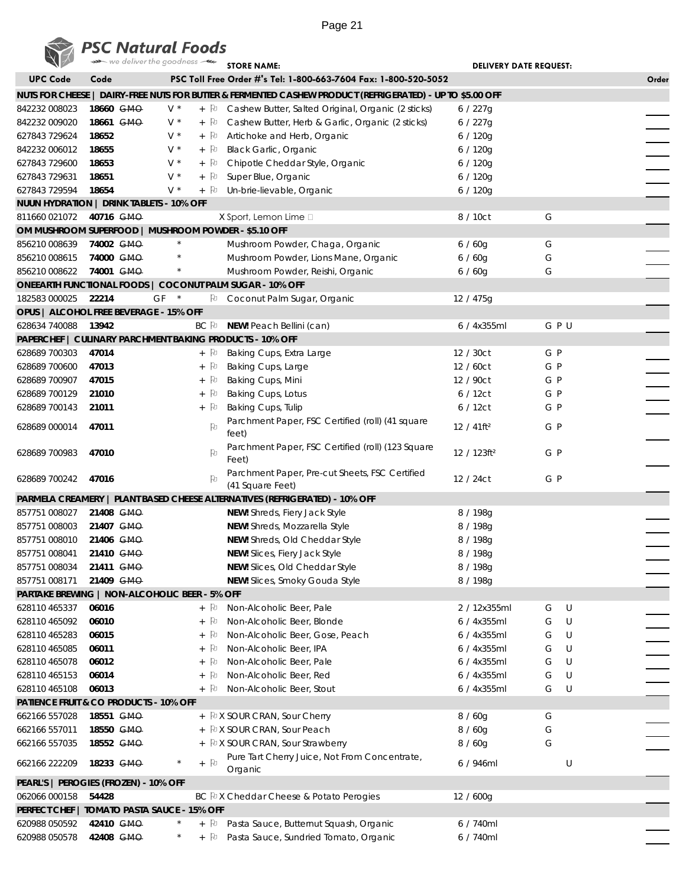# PSC Natural Foods

we deliver the goodness

STORE NAME: DELIVERY DATE REQUEST:

| UPC Code | Code | | | | PSC Toll Free Order #'s Tel: 1-800-663-7604 Fax: 1-800-520-5052 | | | Order |
|---|---|---|---|---|---|---|---|---|
| **NUTS FOR CHEESE \| DAIRY-FREE NUTS FOR BUTTER & FERMENTED CASHEW PRODUCT (REFRIGERATED) - UP TO $5.00 OFF** | | | | | | | | |
| 842232 008023 | **18660** | ~~GMO~~ | V * | + | Cashew Butter, Salted Original, Organic (2 sticks) | 6 / 227g | | |
| 842232 009020 | **18661** | ~~GMO~~ | V * | + | Cashew Butter, Herb & Garlic, Organic (2 sticks) | 6 / 227g | | |
| 627843 729624 | **18652** | | V * | + | Artichoke and Herb, Organic | 6 / 120g | | |
| 842232 006012 | **18655** | | V * | + | Black Garlic, Organic | 6 / 120g | | |
| 627843 729600 | **18653** | | V * | + | Chipotle Cheddar Style, Organic | 6 / 120g | | |
| 627843 729631 | **18651** | | V * | + | Super Blue, Organic | 6 / 120g | | |
| 627843 729594 | **18654** | | V * | + | Un-brie-lievable, Organic | 6 / 120g | | |
| **NUUN HYDRATION \| DRINK TABLETS - 10% OFF** | | | | | | | | |
| 811660 021072 | **40716** | ~~GMO~~ | | | X Sport, Lemon Lime | 8 / 10ct | G | |
| **OM MUSHROOM SUPERFOOD \| MUSHROOM POWDER - $5.10 OFF** | | | | | | | | |
| 856210 008639 | **74002** | ~~GMO~~ | * | | Mushroom Powder, Chaga, Organic | 6 / 60g | G | |
| 856210 008615 | **74000** | ~~GMO~~ | * | | Mushroom Powder, Lions Mane, Organic | 6 / 60g | G | |
| 856210 008622 | **74001** | ~~GMO~~ | * | | Mushroom Powder, Reishi, Organic | 6 / 60g | G | |
| **ONEEARTH FUNCTIONAL FOODS \| COCONUT PALM SUGAR - 10% OFF** | | | | | | | | |
| 182583 000025 | **22214** | | GF * | | Coconut Palm Sugar, Organic | 12 / 475g | | |
| **OPUS \| ALCOHOL FREE BEVERAGE - 15% OFF** | | | | | | | | |
| 628634 740088 | **13942** | | | BC | **NEW!** Peach Bellini (can) | 6 / 4x355ml | G P U | |
| **PAPERCHEF \| CULINARY PARCHMENT BAKING PRODUCTS - 10% OFF** | | | | | | | | |
| 628689 700303 | **47014** | | | + | Baking Cups, Extra Large | 12 / 30ct | G P | |
| 628689 700600 | **47013** | | | + | Baking Cups, Large | 12 / 60ct | G P | |
| 628689 700907 | **47015** | | | + | Baking Cups, Mini | 12 / 90ct | G P | |
| 628689 700129 | **21010** | | | + | Baking Cups, Lotus | 6 / 12ct | G P | |
| 628689 700143 | **21011** | | | + | Baking Cups, Tulip | 6 / 12ct | G P | |
| 628689 000014 | **47011** | | | | Parchment Paper, FSC Certified (roll) (41 square feet) | 12 / 41ft² | G P | |
| 628689 700983 | **47010** | | | | Parchment Paper, FSC Certified (roll) (123 Square Feet) | 12 / 123ft² | G P | |
| 628689 700242 | **47016** | | | | Parchment Paper, Pre-cut Sheets, FSC Certified (41 Square Feet) | 12 / 24ct | G P | |
| **PARMELA CREAMERY \| PLANT BASED CHEESE ALTERNATIVES (REFRIGERATED) - 10% OFF** | | | | | | | | |
| 857751 008027 | **21408** | ~~GMO~~ | | | **NEW!** Shreds, Fiery Jack Style | 8 / 198g | | |
| 857751 008003 | **21407** | ~~GMO~~ | | | **NEW!** Shreds, Mozzarella Style | 8 / 198g | | |
| 857751 008010 | **21406** | ~~GMO~~ | | | **NEW!** Shreds, Old Cheddar Style | 8 / 198g | | |
| 857751 008041 | **21410** | ~~GMO~~ | | | **NEW!** Slices, Fiery Jack Style | 8 / 198g | | |
| 857751 008034 | **21411** | ~~GMO~~ | | | **NEW!** Slices, Old Cheddar Style | 8 / 198g | | |
| 857751 008171 | **21409** | ~~GMO~~ | | | **NEW!** Slices, Smoky Gouda Style | 8 / 198g | | |
| **PARTAKE BREWING \| NON-ALCOHOLIC BEER - 5% OFF** | | | | | | | | |
| 628110 465337 | **06016** | | | + | Non-Alcoholic Beer, Pale | 2 / 12x355ml | G U | |
| 628110 465092 | **06010** | | | + | Non-Alcoholic Beer, Blonde | 6 / 4x355ml | G U | |
| 628110 465283 | **06015** | | | + | Non-Alcoholic Beer, Gose, Peach | 6 / 4x355ml | G U | |
| 628110 465085 | **06011** | | | + | Non-Alcoholic Beer, IPA | 6 / 4x355ml | G U | |
| 628110 465078 | **06012** | | | + | Non-Alcoholic Beer, Pale | 6 / 4x355ml | G U | |
| 628110 465153 | **06014** | | | + | Non-Alcoholic Beer, Red | 6 / 4x355ml | G U | |
| 628110 465108 | **06013** | | | + | Non-Alcoholic Beer, Stout | 6 / 4x355ml | G U | |
| **PATIENCE FRUIT & CO PRODUCTS - 10% OFF** | | | | | | | | |
| 662166 557028 | **18551** | ~~GMO~~ | | + | X SOUR CRAN, Sour Cherry | 8 / 60g | G | |
| 662166 557011 | **18550** | ~~GMO~~ | | + | X SOUR CRAN, Sour Peach | 8 / 60g | G | |
| 662166 557035 | **18552** | ~~GMO~~ | | + | X SOUR CRAN, Sour Strawberry | 8 / 60g | G | |
| 662166 222209 | **18233** | ~~GMO~~ | * | + | Pure Tart Cherry Juice, Not From Concentrate, Organic | 6 / 946ml | U | |
| **PEARL'S \| PEROGIES (FROZEN) - 10% OFF** | | | | | | | | |
| 062066 000158 | **54428** | | | BC | X Cheddar Cheese & Potato Perogies | 12 / 600g | | |
| **PERFECT CHEF \| TOMATO PASTA SAUCE - 15% OFF** | | | | | | | | |
| 620988 050592 | **42410** | ~~GMO~~ | * | + | Pasta Sauce, Butternut Squash, Organic | 6 / 740ml | | |
| 620988 050578 | **42408** | ~~GMO~~ | * | + | Pasta Sauce, Sundried Tomato, Organic | 6 / 740ml | | |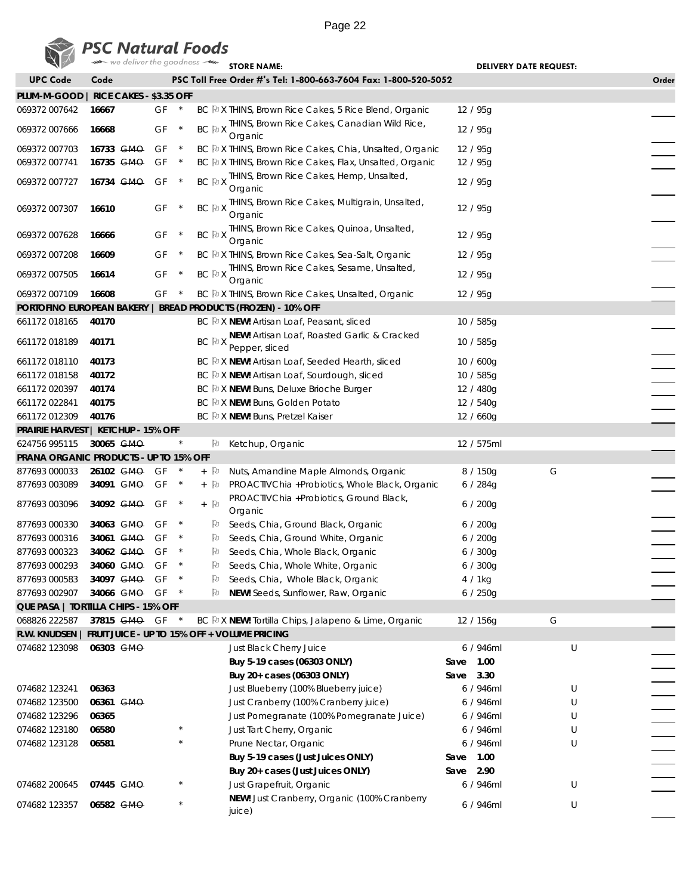**PSC Natural Foods** — we deliver the goodness

STORE NAME: DELIVERY DATE REQUEST:

| UPC Code | Code | | | | | PSC Toll Free Order #'s Tel: 1-800-663-7604 Fax: 1-800-520-5052 | | | Order |
|---|---|---|---|---|---|---|---|---|---|
| **PLUM-M-GOOD \| RICE CAKES - $3.35 OFF** | | | | | | | | | |
| 069372 007642 | **16667** | | GF | * | BC ⚐ X | THINS, Brown Rice Cakes, 5 Rice Blend, Organic | 12 / 95g | | |
| 069372 007666 | **16668** | | GF | * | BC ⚐ X | THINS, Brown Rice Cakes, Canadian Wild Rice, Organic | 12 / 95g | | |
| 069372 007703 | **16733** | ~~GMO~~ | GF | * | BC ⚐ X | THINS, Brown Rice Cakes, Chia, Unsalted, Organic | 12 / 95g | | |
| 069372 007741 | **16735** | ~~GMO~~ | GF | * | BC ⚐ X | THINS, Brown Rice Cakes, Flax, Unsalted, Organic | 12 / 95g | | |
| 069372 007727 | **16734** | ~~GMO~~ | GF | * | BC ⚐ X | THINS, Brown Rice Cakes, Hemp, Unsalted, Organic | 12 / 95g | | |
| 069372 007307 | **16610** | | GF | * | BC ⚐ X | THINS, Brown Rice Cakes, Multigrain, Unsalted, Organic | 12 / 95g | | |
| 069372 007628 | **16666** | | GF | * | BC ⚐ X | THINS, Brown Rice Cakes, Quinoa, Unsalted, Organic | 12 / 95g | | |
| 069372 007208 | **16609** | | GF | * | BC ⚐ X | THINS, Brown Rice Cakes, Sea-Salt, Organic | 12 / 95g | | |
| 069372 007505 | **16614** | | GF | * | BC ⚐ X | THINS, Brown Rice Cakes, Sesame, Unsalted, Organic | 12 / 95g | | |
| 069372 007109 | **16608** | | GF | * | BC ⚐ X | THINS, Brown Rice Cakes, Unsalted, Organic | 12 / 95g | | |
| **PORTOFINO EUROPEAN BAKERY \| BREAD PRODUCTS (FROZEN) - 10% OFF** | | | | | | | | | |
| 661172 018165 | **40170** | | | | BC ⚐ X | **NEW!** Artisan Loaf, Peasant, sliced | 10 / 585g | | |
| 661172 018189 | **40171** | | | | BC ⚐ X | **NEW!** Artisan Loaf, Roasted Garlic & Cracked Pepper, sliced | 10 / 585g | | |
| 661172 018110 | **40173** | | | | BC ⚐ X | **NEW!** Artisan Loaf, Seeded Hearth, sliced | 10 / 600g | | |
| 661172 018158 | **40172** | | | | BC ⚐ X | **NEW!** Artisan Loaf, Sourdough, sliced | 10 / 585g | | |
| 661172 020397 | **40174** | | | | BC ⚐ X | **NEW!** Buns, Deluxe Brioche Burger | 12 / 480g | | |
| 661172 022841 | **40175** | | | | BC ⚐ X | **NEW!** Buns, Golden Potato | 12 / 540g | | |
| 661172 012309 | **40176** | | | | BC ⚐ X | **NEW!** Buns, Pretzel Kaiser | 12 / 660g | | |
| **PRAIRIE HARVEST \| KETCHUP - 15% OFF** | | | | | | | | | |
| 624756 995115 | **30065** | ~~GMO~~ | | * | ⚐ | Ketchup, Organic | 12 / 575ml | | |
| **PRANA ORGANIC PRODUCTS - UP TO 15% OFF** | | | | | | | | | |
| 877693 000033 | **26102** | ~~GMO~~ | GF | * | + ⚐ | Nuts, Amandine Maple Almonds, Organic | 8 / 150g | G | |
| 877693 003089 | **34091** | ~~GMO~~ | GF | * | + ⚐ | PROACTIVChia +Probiotics, Whole Black, Organic | 6 / 284g | | |
| 877693 003096 | **34092** | ~~GMO~~ | GF | * | + ⚐ | PROACTIVChia +Probiotics, Ground Black, Organic | 6 / 200g | | |
| 877693 000330 | **34063** | ~~GMO~~ | GF | * | ⚐ | Seeds, Chia, Ground Black, Organic | 6 / 200g | | |
| 877693 000316 | **34061** | ~~GMO~~ | GF | * | ⚐ | Seeds, Chia, Ground White, Organic | 6 / 200g | | |
| 877693 000323 | **34062** | ~~GMO~~ | GF | * | ⚐ | Seeds, Chia, Whole Black, Organic | 6 / 300g | | |
| 877693 000293 | **34060** | ~~GMO~~ | GF | * | ⚐ | Seeds, Chia, Whole White, Organic | 6 / 300g | | |
| 877693 000583 | **34097** | ~~GMO~~ | GF | * | ⚐ | Seeds, Chia, Whole Black, Organic | 4 / 1kg | | |
| 877693 002907 | **34066** | ~~GMO~~ | GF | * | ⚐ | **NEW!** Seeds, Sunflower, Raw, Organic | 6 / 250g | | |
| **QUE PASA \| TORTILLA CHIPS - 15% OFF** | | | | | | | | | |
| 068826 222587 | **37815** | ~~GMO~~ | GF | * | BC ⚐ X | **NEW!** Tortilla Chips, Jalapeno & Lime, Organic | 12 / 156g | G | |
| **R.W. KNUDSEN \| FRUIT JUICE - UP TO 15% OFF + VOLUME PRICING** | | | | | | | | | |
| 074682 123098 | **06303** | ~~GMO~~ | | | | Just Black Cherry Juice | 6 / 946ml | U | |
| | | | | | | **Buy 5-19 cases (06303 ONLY)** | Save **1.00** | | |
| | | | | | | **Buy 20+ cases (06303 ONLY)** | Save **3.30** | | |
| 074682 123241 | **06363** | | | | | Just Blueberry (100% Blueberry juice) | 6 / 946ml | U | |
| 074682 123500 | **06361** | ~~GMO~~ | | | | Just Cranberry (100% Cranberry juice) | 6 / 946ml | U | |
| 074682 123296 | **06365** | | | | | Just Pomegranate (100% Pomegranate Juice) | 6 / 946ml | U | |
| 074682 123180 | **06580** | | | * | | Just Tart Cherry, Organic | 6 / 946ml | U | |
| 074682 123128 | **06581** | | | * | | Prune Nectar, Organic | 6 / 946ml | U | |
| | | | | | | **Buy 5-19 cases (Just Juices ONLY)** | Save **1.00** | | |
| | | | | | | **Buy 20+ cases (Just Juices ONLY)** | Save **2.90** | | |
| 074682 200645 | **07445** | ~~GMO~~ | | * | | Just Grapefruit, Organic | 6 / 946ml | U | |
| 074682 123357 | **06582** | ~~GMO~~ | | * | | **NEW!** Just Cranberry, Organic (100% Cranberry juice) | 6 / 946ml | U | |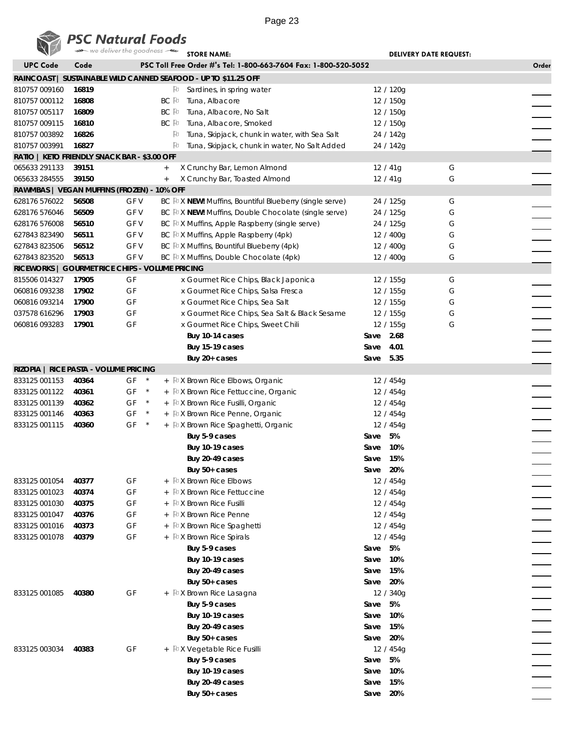# PSC Natural Foods

we deliver the goodness

**STORE NAME:** **DELIVERY DATE REQUEST:**

**PSC Toll Free Order #'s Tel: 1-800-663-7604 Fax: 1-800-520-5052**

| UPC Code | Code | | | Description | Size | | Order |
|---|---|---|---|---|---|---|---|
| **RAINCOAST \| SUSTAINABLE WILD CANNED SEAFOOD - UP TO $11.25 OFF** | | | | | | | |
| 810757 009160 | **16819** | | | Sardines, in spring water | 12 / 120g | | |
| 810757 000112 | **16808** | | BC | Tuna, Albacore | 12 / 150g | | |
| 810757 005117 | **16809** | | BC | Tuna, Albacore, No Salt | 12 / 150g | | |
| 810757 009115 | **16810** | | BC | Tuna, Albacore, Smoked | 12 / 150g | | |
| 810757 003892 | **16826** | | | Tuna, Skipjack, chunk in water, with Sea Salt | 24 / 142g | | |
| 810757 003991 | **16827** | | | Tuna, Skipjack, chunk in water, No Salt Added | 24 / 142g | | |
| **RATIO \| KETO FRIENDLY SNACK BAR - $3.00 OFF** | | | | | | | |
| 065633 291133 | **39151** | | + | X Crunchy Bar, Lemon Almond | 12 / 41g | G | |
| 065633 284555 | **39150** | | + | X Crunchy Bar, Toasted Almond | 12 / 41g | G | |
| **RAWMBAS \| VEGAN MUFFINS (FROZEN) - 10% OFF** | | | | | | | |
| 628176 576022 | **56508** | GF V | BC | X **NEW!** Muffins, Bountiful Blueberry (single serve) | 24 / 125g | G | |
| 628176 576046 | **56509** | GF V | BC | X **NEW!** Muffins, Double Chocolate (single serve) | 24 / 125g | G | |
| 628176 576008 | **56510** | GF V | BC | X Muffins, Apple Raspberry (single serve) | 24 / 125g | G | |
| 627843 823490 | **56511** | GF V | BC | X Muffins, Apple Raspberry (4pk) | 12 / 400g | G | |
| 627843 823506 | **56512** | GF V | BC | X Muffins, Bountiful Blueberry (4pk) | 12 / 400g | G | |
| 627843 823520 | **56513** | GF V | BC | X Muffins, Double Chocolate (4pk) | 12 / 400g | G | |
| **RICEWORKS \| GOURMET RICE CHIPS - VOLUME PRICING** | | | | | | | |
| 815506 014327 | **17905** | GF | | x Gourmet Rice Chips, Black Japonica | 12 / 155g | G | |
| 060816 093238 | **17902** | GF | | x Gourmet Rice Chips, Salsa Fresca | 12 / 155g | G | |
| 060816 093214 | **17900** | GF | | x Gourmet Rice Chips, Sea Salt | 12 / 155g | G | |
| 037578 616296 | **17903** | GF | | x Gourmet Rice Chips, Sea Salt & Black Sesame | 12 / 155g | G | |
| 060816 093283 | **17901** | GF | | x Gourmet Rice Chips, Sweet Chili | 12 / 155g | G | |
| | | | | **Buy 10-14 cases** | **Save 2.68** | | |
| | | | | **Buy 15-19 cases** | **Save 4.01** | | |
| | | | | **Buy 20+ cases** | **Save 5.35** | | |
| **RIZOPIA \| RICE PASTA - VOLUME PRICING** | | | | | | | |
| 833125 001153 | **40364** | GF * | + | X Brown Rice Elbows, Organic | 12 / 454g | | |
| 833125 001122 | **40361** | GF * | + | X Brown Rice Fettuccine, Organic | 12 / 454g | | |
| 833125 001139 | **40362** | GF * | + | X Brown Rice Fusilli, Organic | 12 / 454g | | |
| 833125 001146 | **40363** | GF * | + | X Brown Rice Penne, Organic | 12 / 454g | | |
| 833125 001115 | **40360** | GF * | + | X Brown Rice Spaghetti, Organic | 12 / 454g | | |
| | | | | **Buy 5-9 cases** | **Save 5%** | | |
| | | | | **Buy 10-19 cases** | **Save 10%** | | |
| | | | | **Buy 20-49 cases** | **Save 15%** | | |
| | | | | **Buy 50+ cases** | **Save 20%** | | |
| 833125 001054 | **40377** | GF | + | X Brown Rice Elbows | 12 / 454g | | |
| 833125 001023 | **40374** | GF | + | X Brown Rice Fettuccine | 12 / 454g | | |
| 833125 001030 | **40375** | GF | + | X Brown Rice Fusilli | 12 / 454g | | |
| 833125 001047 | **40376** | GF | + | X Brown Rice Penne | 12 / 454g | | |
| 833125 001016 | **40373** | GF | + | X Brown Rice Spaghetti | 12 / 454g | | |
| 833125 001078 | **40379** | GF | + | X Brown Rice Spirals | 12 / 454g | | |
| | | | | **Buy 5-9 cases** | **Save 5%** | | |
| | | | | **Buy 10-19 cases** | **Save 10%** | | |
| | | | | **Buy 20-49 cases** | **Save 15%** | | |
| | | | | **Buy 50+ cases** | **Save 20%** | | |
| 833125 001085 | **40380** | GF | + | X Brown Rice Lasagna | 12 / 340g | | |
| | | | | **Buy 5-9 cases** | **Save 5%** | | |
| | | | | **Buy 10-19 cases** | **Save 10%** | | |
| | | | | **Buy 20-49 cases** | **Save 15%** | | |
| | | | | **Buy 50+ cases** | **Save 20%** | | |
| 833125 003034 | **40383** | GF | + | X Vegetable Rice Fusilli | 12 / 454g | | |
| | | | | **Buy 5-9 cases** | **Save 5%** | | |
| | | | | **Buy 10-19 cases** | **Save 10%** | | |
| | | | | **Buy 20-49 cases** | **Save 15%** | | |
| | | | | **Buy 50+ cases** | **Save 20%** | | |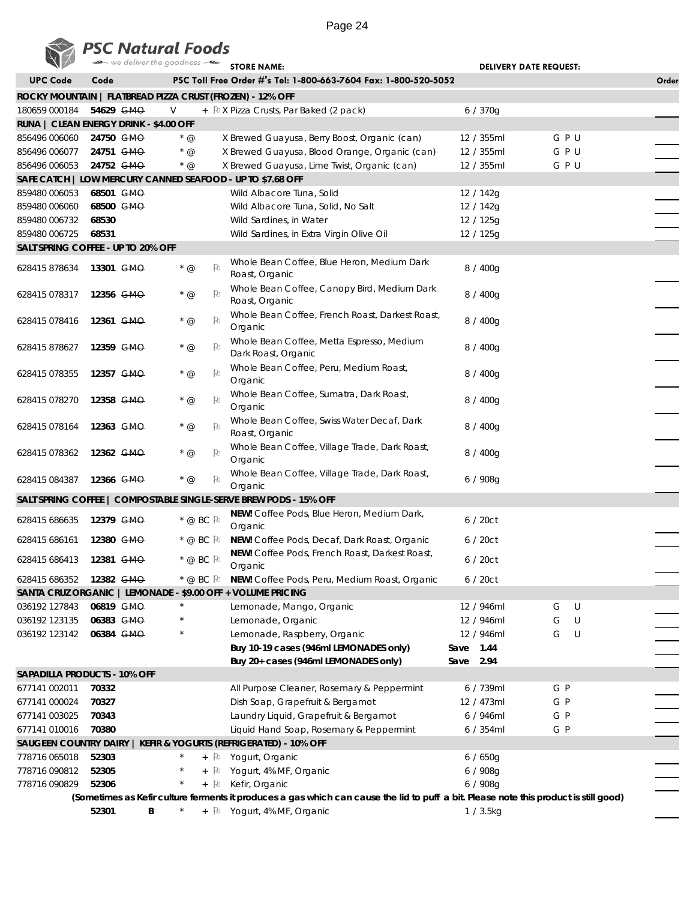## PSC Natural Foods

*we deliver the goodness*

**STORE NAME:** **DELIVERY DATE REQUEST:**

| UPC Code | Code | | | | PSC Toll Free Order #'s Tel: 1-800-663-7604 Fax: 1-800-520-5052 | | | Order |
|---|---|---|---|---|---|---|---|---|
| **ROCKY MOUNTAIN \| FLATBREAD PIZZA CRUST (FROZEN) - 12% OFF** | | | | | | | | |
| 180659 000184 | **54629** | ~~GMO~~ | V | + | X Pizza Crusts, Par Baked (2 pack) | 6 / 370g | | |
| **RUNA \| CLEAN ENERGY DRINK - $4.00 OFF** | | | | | | | | |
| 856496 006060 | **24750** | ~~GMO~~ | * @ | | X Brewed Guayusa, Berry Boost, Organic (can) | 12 / 355ml | G P U | |
| 856496 006077 | **24751** | ~~GMO~~ | * @ | | X Brewed Guayusa, Blood Orange, Organic (can) | 12 / 355ml | G P U | |
| 856496 006053 | **24752** | ~~GMO~~ | * @ | | X Brewed Guayusa, Lime Twist, Organic (can) | 12 / 355ml | G P U | |
| **SAFE CATCH \| LOW MERCURY CANNED SEAFOOD - UP TO $7.68 OFF** | | | | | | | | |
| 859480 006053 | **68501** | ~~GMO~~ | | | Wild Albacore Tuna, Solid | 12 / 142g | | |
| 859480 006060 | **68500** | ~~GMO~~ | | | Wild Albacore Tuna, Solid, No Salt | 12 / 142g | | |
| 859480 006732 | **68530** | | | | Wild Sardines, in Water | 12 / 125g | | |
| 859480 006725 | **68531** | | | | Wild Sardines, in Extra Virgin Olive Oil | 12 / 125g | | |
| **SALTSPRING COFFEE - UP TO 20% OFF** | | | | | | | | |
| 628415 878634 | **13301** | ~~GMO~~ | * @ | | Whole Bean Coffee, Blue Heron, Medium Dark Roast, Organic | 8 / 400g | | |
| 628415 078317 | **12356** | ~~GMO~~ | * @ | | Whole Bean Coffee, Canopy Bird, Medium Dark Roast, Organic | 8 / 400g | | |
| 628415 078416 | **12361** | ~~GMO~~ | * @ | | Whole Bean Coffee, French Roast, Darkest Roast, Organic | 8 / 400g | | |
| 628415 878627 | **12359** | ~~GMO~~ | * @ | | Whole Bean Coffee, Metta Espresso, Medium Dark Roast, Organic | 8 / 400g | | |
| 628415 078355 | **12357** | ~~GMO~~ | * @ | | Whole Bean Coffee, Peru, Medium Roast, Organic | 8 / 400g | | |
| 628415 078270 | **12358** | ~~GMO~~ | * @ | | Whole Bean Coffee, Sumatra, Dark Roast, Organic | 8 / 400g | | |
| 628415 078164 | **12363** | ~~GMO~~ | * @ | | Whole Bean Coffee, Swiss Water Decaf, Dark Roast, Organic | 8 / 400g | | |
| 628415 078362 | **12362** | ~~GMO~~ | * @ | | Whole Bean Coffee, Village Trade, Dark Roast, Organic | 8 / 400g | | |
| 628415 084387 | **12366** | ~~GMO~~ | * @ | | Whole Bean Coffee, Village Trade, Dark Roast, Organic | 6 / 908g | | |
| **SALTSPRING COFFEE \| COMPOSTABLE SINGLE-SERVE BREW PODS - 15% OFF** | | | | | | | | |
| 628415 686635 | **12379** | ~~GMO~~ | * @ BC | | **NEW!** Coffee Pods, Blue Heron, Medium Dark, Organic | 6 / 20ct | | |
| 628415 686161 | **12380** | ~~GMO~~ | * @ BC | | **NEW!** Coffee Pods, Decaf, Dark Roast, Organic | 6 / 20ct | | |
| 628415 686413 | **12381** | ~~GMO~~ | * @ BC | | **NEW!** Coffee Pods, French Roast, Darkest Roast, Organic | 6 / 20ct | | |
| 628415 686352 | **12382** | ~~GMO~~ | * @ BC | | **NEW!** Coffee Pods, Peru, Medium Roast, Organic | 6 / 20ct | | |
| **SANTA CRUZ ORGANIC \| LEMONADE - $9.00 OFF + VOLUME PRICING** | | | | | | | | |
| 036192 127843 | **06819** | ~~GMO~~ | * | | Lemonade, Mango, Organic | 12 / 946ml | G U | |
| 036192 123135 | **06383** | ~~GMO~~ | * | | Lemonade, Organic | 12 / 946ml | G U | |
| 036192 123142 | **06384** | ~~GMO~~ | * | | Lemonade, Raspberry, Organic | 12 / 946ml | G U | |
| | | | | | **Buy 10-19 cases (946ml LEMONADES only)** | **Save 1.44** | | |
| | | | | | **Buy 20+ cases (946ml LEMONADES only)** | **Save 2.94** | | |
| **SAPADILLA PRODUCTS - 10% OFF** | | | | | | | | |
| 677141 002011 | **70332** | | | | All Purpose Cleaner, Rosemary & Peppermint | 6 / 739ml | G P | |
| 677141 000024 | **70327** | | | | Dish Soap, Grapefruit & Bergamot | 12 / 473ml | G P | |
| 677141 003025 | **70343** | | | | Laundry Liquid, Grapefruit & Bergamot | 6 / 946ml | G P | |
| 677141 010016 | **70380** | | | | Liquid Hand Soap, Rosemary & Peppermint | 6 / 354ml | G P | |
| **SAUGEEN COUNTRY DAIRY \| KEFIR & YOGURTS (REFRIGERATED) - 10% OFF** | | | | | | | | |
| 778716 065018 | **52303** | | * | + | Yogurt, Organic | 6 / 650g | | |
| 778716 090812 | **52305** | | * | + | Yogurt, 4% MF, Organic | 6 / 908g | | |
| 778716 090829 | **52306** | | * | + | Kefir, Organic | 6 / 908g | | |
| | | | | | **(Sometimes as Kefir culture ferments it produces a gas which can cause the lid to puff a bit. Please note this product is still good)** | | | |
| | **52301** | B | * | + | Yogurt, 4% MF, Organic | 1 / 3.5kg | | |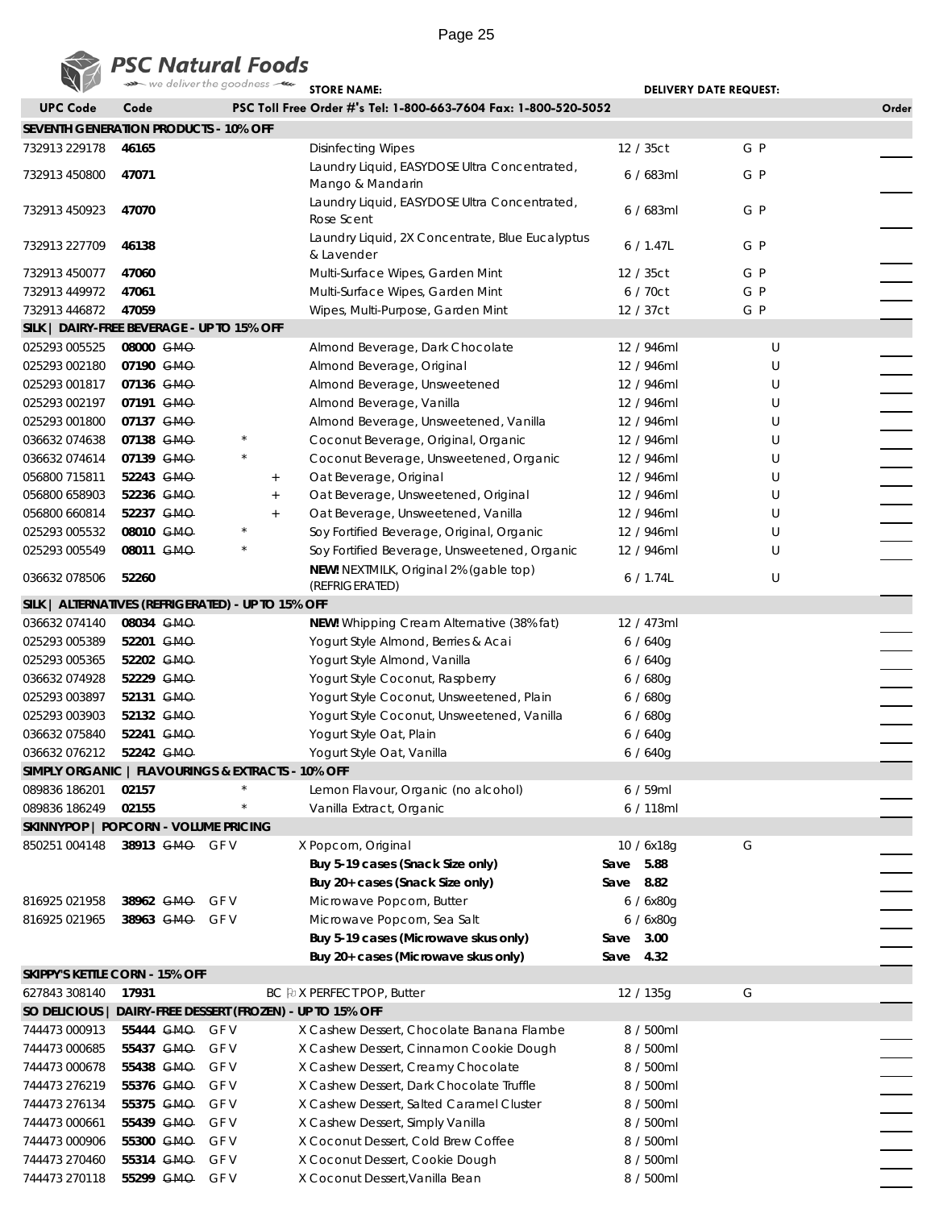**PSC Natural Foods** — we deliver the goodness

STORE NAME: DELIVERY DATE REQUEST:

| UPC Code | Code | | PSC Toll Free Order #'s Tel: 1-800-663-7604 Fax: 1-800-520-5052 | | | Order |
|---|---|---|---|---|---|---|
| **SEVENTH GENERATION PRODUCTS - 10% OFF** | | | | | | |
| 732913 229178 | 46165 | | Disinfecting Wipes | 12 / 35ct | G P | |
| 732913 450800 | 47071 | | Laundry Liquid, EASYDOSE Ultra Concentrated, Mango & Mandarin | 6 / 683ml | G P | |
| 732913 450923 | 47070 | | Laundry Liquid, EASYDOSE Ultra Concentrated, Rose Scent | 6 / 683ml | G P | |
| 732913 227709 | 46138 | | Laundry Liquid, 2X Concentrate, Blue Eucalyptus & Lavender | 6 / 1.47L | G P | |
| 732913 450077 | 47060 | | Multi-Surface Wipes, Garden Mint | 12 / 35ct | G P | |
| 732913 449972 | 47061 | | Multi-Surface Wipes, Garden Mint | 6 / 70ct | G P | |
| 732913 446872 | 47059 | | Wipes, Multi-Purpose, Garden Mint | 12 / 37ct | G P | |
| **SILK \| DAIRY-FREE BEVERAGE - UP TO 15% OFF** | | | | | | |
| 025293 005525 | 08000 ~~GMO~~ | | Almond Beverage, Dark Chocolate | 12 / 946ml | U | |
| 025293 002180 | 07190 ~~GMO~~ | | Almond Beverage, Original | 12 / 946ml | U | |
| 025293 001817 | 07136 ~~GMO~~ | | Almond Beverage, Unsweetened | 12 / 946ml | U | |
| 025293 002197 | 07191 ~~GMO~~ | | Almond Beverage, Vanilla | 12 / 946ml | U | |
| 025293 001800 | 07137 ~~GMO~~ | | Almond Beverage, Unsweetened, Vanilla | 12 / 946ml | U | |
| 036632 074638 | 07138 ~~GMO~~ | * | Coconut Beverage, Original, Organic | 12 / 946ml | U | |
| 036632 074614 | 07139 ~~GMO~~ | * | Coconut Beverage, Unsweetened, Organic | 12 / 946ml | U | |
| 056800 715811 | 52243 ~~GMO~~ | + | Oat Beverage, Original | 12 / 946ml | U | |
| 056800 658903 | 52236 ~~GMO~~ | + | Oat Beverage, Unsweetened, Original | 12 / 946ml | U | |
| 056800 660814 | 52237 ~~GMO~~ | + | Oat Beverage, Unsweetened, Vanilla | 12 / 946ml | U | |
| 025293 005532 | 08010 ~~GMO~~ | * | Soy Fortified Beverage, Original, Organic | 12 / 946ml | U | |
| 025293 005549 | 08011 ~~GMO~~ | * | Soy Fortified Beverage, Unsweetened, Organic | 12 / 946ml | U | |
| 036632 078506 | 52260 | | **NEW!** NEXTMILK, Original 2% (gable top) (REFRIGERATED) | 6 / 1.74L | U | |
| **SILK \| ALTERNATIVES (REFRIGERATED) - UP TO 15% OFF** | | | | | | |
| 036632 074140 | 08034 ~~GMO~~ | | **NEW!** Whipping Cream Alternative (38% fat) | 12 / 473ml | | |
| 025293 005389 | 52201 ~~GMO~~ | | Yogurt Style Almond, Berries & Acai | 6 / 640g | | |
| 025293 005365 | 52202 ~~GMO~~ | | Yogurt Style Almond, Vanilla | 6 / 640g | | |
| 036632 074928 | 52229 ~~GMO~~ | | Yogurt Style Coconut, Raspberry | 6 / 680g | | |
| 025293 003897 | 52131 ~~GMO~~ | | Yogurt Style Coconut, Unsweetened, Plain | 6 / 680g | | |
| 025293 003903 | 52132 ~~GMO~~ | | Yogurt Style Coconut, Unsweetened, Vanilla | 6 / 680g | | |
| 036632 075840 | 52241 ~~GMO~~ | | Yogurt Style Oat, Plain | 6 / 640g | | |
| 036632 076212 | 52242 ~~GMO~~ | | Yogurt Style Oat, Vanilla | 6 / 640g | | |
| **SIMPLY ORGANIC \| FLAVOURINGS & EXTRACTS - 10% OFF** | | | | | | |
| 089836 186201 | 02157 | * | Lemon Flavour, Organic (no alcohol) | 6 / 59ml | | |
| 089836 186249 | 02155 | * | Vanilla Extract, Organic | 6 / 118ml | | |
| **SKINNYPOP \| POPCORN - VOLUME PRICING** | | | | | | |
| 850251 004148 | 38913 ~~GMO~~ | GFV | X Popcorn, Original | 10 / 6x18g | G | |
| | | | **Buy 5-19 cases (Snack Size only)** | **Save 5.88** | | |
| | | | **Buy 20+ cases (Snack Size only)** | **Save 8.82** | | |
| 816925 021958 | 38962 ~~GMO~~ | GFV | Microwave Popcorn, Butter | 6 / 6x80g | | |
| 816925 021965 | 38963 ~~GMO~~ | GFV | Microwave Popcorn, Sea Salt | 6 / 6x80g | | |
| | | | **Buy 5-19 cases (Microwave skus only)** | **Save 3.00** | | |
| | | | **Buy 20+ cases (Microwave skus only)** | **Save 4.32** | | |
| **SKIPPY'S KETTLE CORN - 15% OFF** | | | | | | |
| 627843 308140 | 17931 | BC | X PERFECT POP, Butter | 12 / 135g | G | |
| **SO DELICIOUS \| DAIRY-FREE DESSERT (FROZEN) - UP TO 15% OFF** | | | | | | |
| 744473 000913 | 55444 ~~GMO~~ | GFV | X Cashew Dessert, Chocolate Banana Flambe | 8 / 500ml | | |
| 744473 000685 | 55437 ~~GMO~~ | GFV | X Cashew Dessert, Cinnamon Cookie Dough | 8 / 500ml | | |
| 744473 000678 | 55438 ~~GMO~~ | GFV | X Cashew Dessert, Creamy Chocolate | 8 / 500ml | | |
| 744473 276219 | 55376 ~~GMO~~ | GFV | X Cashew Dessert, Dark Chocolate Truffle | 8 / 500ml | | |
| 744473 276134 | 55375 ~~GMO~~ | GFV | X Cashew Dessert, Salted Caramel Cluster | 8 / 500ml | | |
| 744473 000661 | 55439 ~~GMO~~ | GFV | X Cashew Dessert, Simply Vanilla | 8 / 500ml | | |
| 744473 000906 | 55300 ~~GMO~~ | GFV | X Coconut Dessert, Cold Brew Coffee | 8 / 500ml | | |
| 744473 270460 | 55314 ~~GMO~~ | GFV | X Coconut Dessert, Cookie Dough | 8 / 500ml | | |
| 744473 270118 | 55299 ~~GMO~~ | GFV | X Coconut Dessert,Vanilla Bean | 8 / 500ml | | |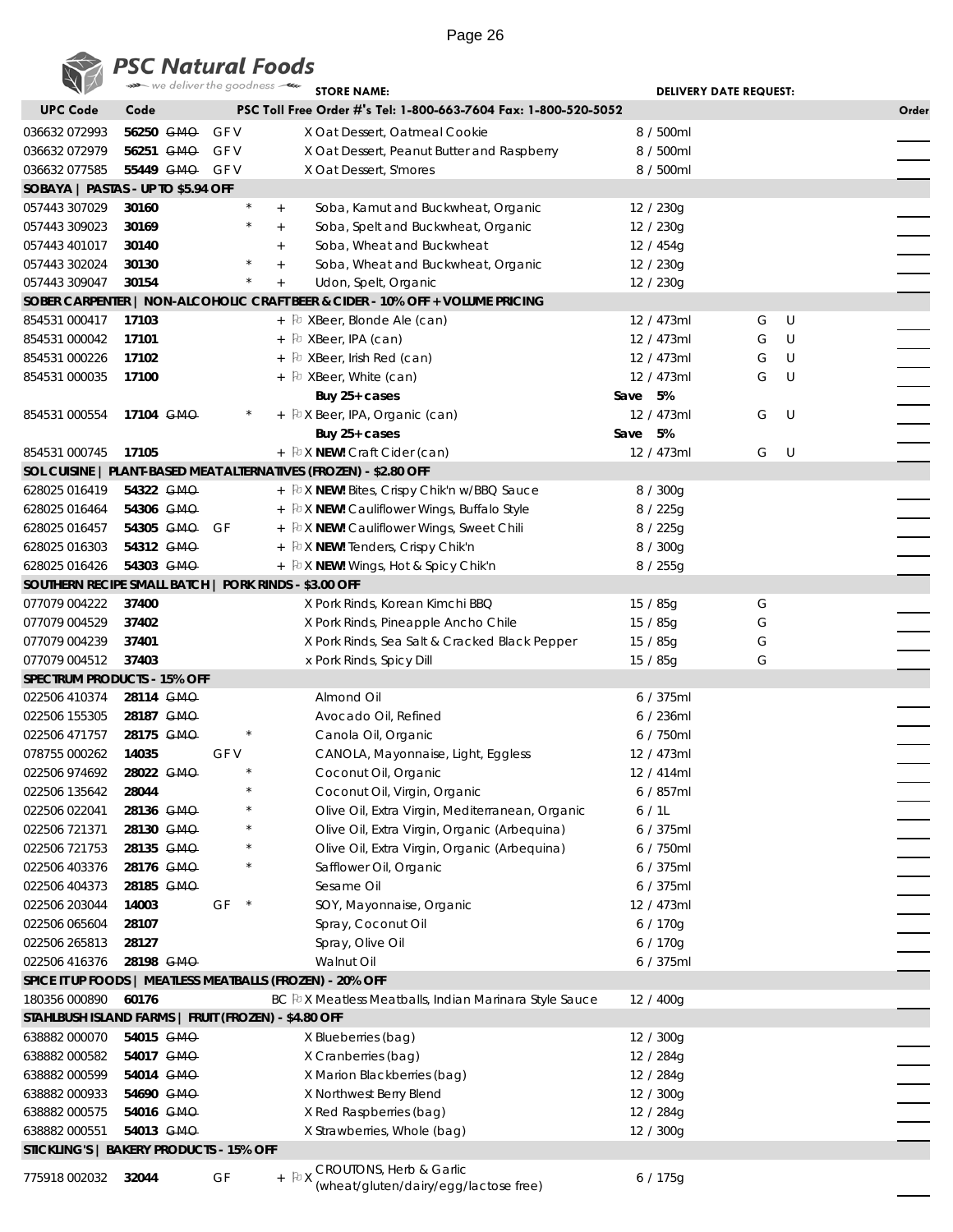**PSC Natural Foods** — we deliver the goodness

STORE NAME: DELIVERY DATE REQUEST:

| UPC Code | Code | | | | | Description | Size | | | Order |
|---|---|---|---|---|---|---|---|---|---|---|
| 036632 072993 | **56250** | ~~GMO~~ | GFV | | | X Oat Dessert, Oatmeal Cookie | 8 / 500ml | | | |
| 036632 072979 | **56251** | ~~GMO~~ | GFV | | | X Oat Dessert, Peanut Butter and Raspberry | 8 / 500ml | | | |
| 036632 077585 | **55449** | ~~GMO~~ | GFV | | | X Oat Dessert, S'mores | 8 / 500ml | | | |
| **SOBAYA \| PASTAS - UP TO $5.94 OFF** | | | | | | | | | | |
| 057443 307029 | **30160** | | | * | + | Soba, Kamut and Buckwheat, Organic | 12 / 230g | | | |
| 057443 309023 | **30169** | | | * | + | Soba, Spelt and Buckwheat, Organic | 12 / 230g | | | |
| 057443 401017 | **30140** | | | | + | Soba, Wheat and Buckwheat | 12 / 454g | | | |
| 057443 302024 | **30130** | | | * | + | Soba, Wheat and Buckwheat, Organic | 12 / 230g | | | |
| 057443 309047 | **30154** | | | * | + | Udon, Spelt, Organic | 12 / 230g | | | |
| **SOBER CARPENTER \| NON-ALCOHOLIC CRAFT BEER & CIDER - 10% OFF + VOLUME PRICING** | | | | | | | | | | |
| 854531 000417 | **17103** | | | | + | XBeer, Blonde Ale (can) | 12 / 473ml | G | U | |
| 854531 000042 | **17101** | | | | + | XBeer, IPA (can) | 12 / 473ml | G | U | |
| 854531 000226 | **17102** | | | | + | XBeer, Irish Red (can) | 12 / 473ml | G | U | |
| 854531 000035 | **17100** | | | | + | XBeer, White (can) | 12 / 473ml | G | U | |
| | | | | | | **Buy 25+ cases** | **Save 5%** | | | |
| 854531 000554 | **17104** | ~~GMO~~ | | * | + | X Beer, IPA, Organic (can) | 12 / 473ml | G | U | |
| | | | | | | **Buy 25+ cases** | **Save 5%** | | | |
| 854531 000745 | **17105** | | | | + | X **NEW!** Craft Cider (can) | 12 / 473ml | G | U | |
| **SOL CUISINE \| PLANT-BASED MEAT ALTERNATIVES (FROZEN) - $2.80 OFF** | | | | | | | | | | |
| 628025 016419 | **54322** | ~~GMO~~ | | | + | X **NEW!** Bites, Crispy Chik'n w/BBQ Sauce | 8 / 300g | | | |
| 628025 016464 | **54306** | ~~GMO~~ | | | + | X **NEW!** Cauliflower Wings, Buffalo Style | 8 / 225g | | | |
| 628025 016457 | **54305** | ~~GMO~~ | GF | | + | X **NEW!** Cauliflower Wings, Sweet Chili | 8 / 225g | | | |
| 628025 016303 | **54312** | ~~GMO~~ | | | + | X **NEW!** Tenders, Crispy Chik'n | 8 / 300g | | | |
| 628025 016426 | **54303** | ~~GMO~~ | | | + | X **NEW!** Wings, Hot & Spicy Chik'n | 8 / 255g | | | |
| **SOUTHERN RECIPE SMALL BATCH \| PORK RINDS - $3.00 OFF** | | | | | | | | | | |
| 077079 004222 | **37400** | | | | | X Pork Rinds, Korean Kimchi BBQ | 15 / 85g | G | | |
| 077079 004529 | **37402** | | | | | X Pork Rinds, Pineapple Ancho Chile | 15 / 85g | G | | |
| 077079 004239 | **37401** | | | | | X Pork Rinds, Sea Salt & Cracked Black Pepper | 15 / 85g | G | | |
| 077079 004512 | **37403** | | | | | x Pork Rinds, Spicy Dill | 15 / 85g | G | | |
| **SPECTRUM PRODUCTS - 15% OFF** | | | | | | | | | | |
| 022506 410374 | **28114** | ~~GMO~~ | | | | Almond Oil | 6 / 375ml | | | |
| 022506 155305 | **28187** | ~~GMO~~ | | | | Avocado Oil, Refined | 6 / 236ml | | | |
| 022506 471757 | **28175** | ~~GMO~~ | | * | | Canola Oil, Organic | 6 / 750ml | | | |
| 078755 000262 | **14035** | | GFV | | | CANOLA, Mayonnaise, Light, Eggless | 12 / 473ml | | | |
| 022506 974692 | **28022** | ~~GMO~~ | | * | | Coconut Oil, Organic | 12 / 414ml | | | |
| 022506 135642 | **28044** | | | * | | Coconut Oil, Virgin, Organic | 6 / 857ml | | | |
| 022506 022041 | **28136** | ~~GMO~~ | | * | | Olive Oil, Extra Virgin, Mediterranean, Organic | 6 / 1L | | | |
| 022506 721371 | **28130** | ~~GMO~~ | | * | | Olive Oil, Extra Virgin, Organic (Arbequina) | 6 / 375ml | | | |
| 022506 721753 | **28135** | ~~GMO~~ | | * | | Olive Oil, Extra Virgin, Organic (Arbequina) | 6 / 750ml | | | |
| 022506 403376 | **28176** | ~~GMO~~ | | * | | Safflower Oil, Organic | 6 / 375ml | | | |
| 022506 404373 | **28185** | ~~GMO~~ | | | | Sesame Oil | 6 / 375ml | | | |
| 022506 203044 | **14003** | | GF | * | | SOY, Mayonnaise, Organic | 12 / 473ml | | | |
| 022506 065604 | **28107** | | | | | Spray, Coconut Oil | 6 / 170g | | | |
| 022506 265813 | **28127** | | | | | Spray, Olive Oil | 6 / 170g | | | |
| 022506 416376 | **28198** | ~~GMO~~ | | | | Walnut Oil | 6 / 375ml | | | |
| **SPICE IT UP FOODS \| MEATLESS MEATBALLS (FROZEN) - 20% OFF** | | | | | | | | | | |
| 180356 000890 | **60176** | | | | BC | X Meatless Meatballs, Indian Marinara Style Sauce | 12 / 400g | | | |
| **STAHLBUSH ISLAND FARMS \| FRUIT (FROZEN) - $4.80 OFF** | | | | | | | | | | |
| 638882 000070 | **54015** | ~~GMO~~ | | | | X Blueberries (bag) | 12 / 300g | | | |
| 638882 000582 | **54017** | ~~GMO~~ | | | | X Cranberries (bag) | 12 / 284g | | | |
| 638882 000599 | **54014** | ~~GMO~~ | | | | X Marion Blackberries (bag) | 12 / 284g | | | |
| 638882 000933 | **54690** | ~~GMO~~ | | | | X Northwest Berry Blend | 12 / 300g | | | |
| 638882 000575 | **54016** | ~~GMO~~ | | | | X Red Raspberries (bag) | 12 / 284g | | | |
| 638882 000551 | **54013** | ~~GMO~~ | | | | X Strawberries, Whole (bag) | 12 / 300g | | | |
| **STICKLING'S \| BAKERY PRODUCTS - 15% OFF** | | | | | | | | | | |
| 775918 002032 | **32044** | | GF | | + | X CROUTONS, Herb & Garlic (wheat/gluten/dairy/egg/lactose free) | 6 / 175g | | | |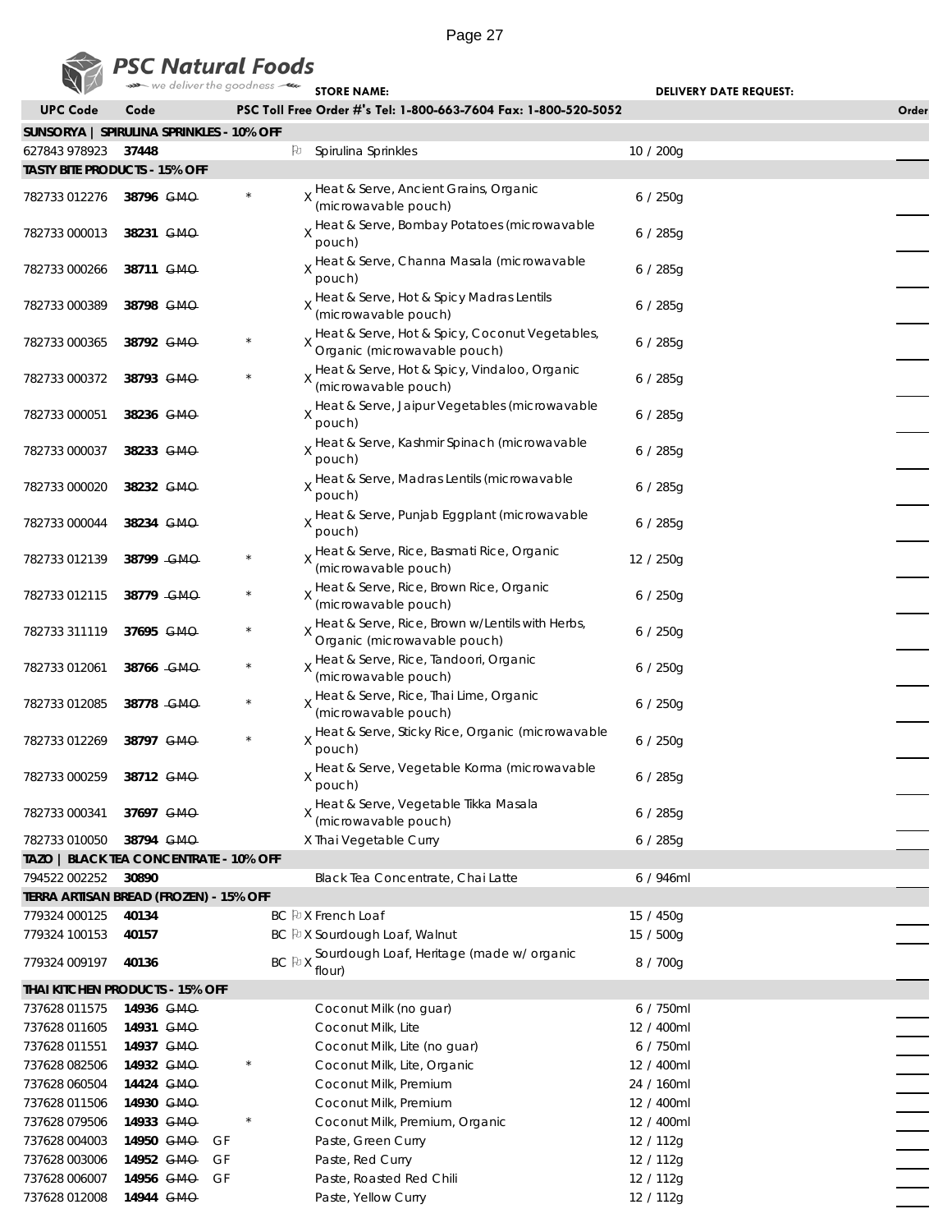PSC Natural Foods — we deliver the goodness

STORE NAME: DELIVERY DATE REQUEST:

PSC Toll Free Order #'s Tel: 1-800-663-7604 Fax: 1-800-520-5052

| UPC Code | Code | | | | Description | Size | Order |
|---|---|---|---|---|---|---|---|
| **SUNSORYA \| SPIRULINA SPRINKLES - 10% OFF** | | | | | | | |
| 627843 978923 | 37448 | | | ⚐ | Spirulina Sprinkles | 10 / 200g | |
| **TASTY BITE PRODUCTS - 15% OFF** | | | | | | | |
| 782733 012276 | 38796 | ~~GMO~~ | * | X | Heat & Serve, Ancient Grains, Organic (microwavable pouch) | 6 / 250g | |
| 782733 000013 | 38231 | ~~GMO~~ | | X | Heat & Serve, Bombay Potatoes (microwavable pouch) | 6 / 285g | |
| 782733 000266 | 38711 | ~~GMO~~ | | X | Heat & Serve, Channa Masala (microwavable pouch) | 6 / 285g | |
| 782733 000389 | 38798 | ~~GMO~~ | | X | Heat & Serve, Hot & Spicy Madras Lentils (microwavable pouch) | 6 / 285g | |
| 782733 000365 | 38792 | ~~GMO~~ | * | X | Heat & Serve, Hot & Spicy, Coconut Vegetables, Organic (microwavable pouch) | 6 / 285g | |
| 782733 000372 | 38793 | ~~GMO~~ | * | X | Heat & Serve, Hot & Spicy, Vindaloo, Organic (microwavable pouch) | 6 / 285g | |
| 782733 000051 | 38236 | ~~GMO~~ | | X | Heat & Serve, Jaipur Vegetables (microwavable pouch) | 6 / 285g | |
| 782733 000037 | 38233 | ~~GMO~~ | | X | Heat & Serve, Kashmir Spinach (microwavable pouch) | 6 / 285g | |
| 782733 000020 | 38232 | ~~GMO~~ | | X | Heat & Serve, Madras Lentils (microwavable pouch) | 6 / 285g | |
| 782733 000044 | 38234 | ~~GMO~~ | | X | Heat & Serve, Punjab Eggplant (microwavable pouch) | 6 / 285g | |
| 782733 012139 | 38799 | ~~GMO~~ | * | X | Heat & Serve, Rice, Basmati Rice, Organic (microwavable pouch) | 12 / 250g | |
| 782733 012115 | 38779 | ~~GMO~~ | * | X | Heat & Serve, Rice, Brown Rice, Organic (microwavable pouch) | 6 / 250g | |
| 782733 311119 | 37695 | ~~GMO~~ | * | X | Heat & Serve, Rice, Brown w/Lentils with Herbs, Organic (microwavable pouch) | 6 / 250g | |
| 782733 012061 | 38766 | ~~GMO~~ | * | X | Heat & Serve, Rice, Tandoori, Organic (microwavable pouch) | 6 / 250g | |
| 782733 012085 | 38778 | ~~GMO~~ | * | X | Heat & Serve, Rice, Thai Lime, Organic (microwavable pouch) | 6 / 250g | |
| 782733 012269 | 38797 | ~~GMO~~ | * | X | Heat & Serve, Sticky Rice, Organic (microwavable pouch) | 6 / 250g | |
| 782733 000259 | 38712 | ~~GMO~~ | | X | Heat & Serve, Vegetable Korma (microwavable pouch) | 6 / 285g | |
| 782733 000341 | 37697 | ~~GMO~~ | | X | Heat & Serve, Vegetable Tikka Masala (microwavable pouch) | 6 / 285g | |
| 782733 010050 | 38794 | ~~GMO~~ | | X | Thai Vegetable Curry | 6 / 285g | |
| **TAZO \| BLACK TEA CONCENTRATE - 10% OFF** | | | | | | | |
| 794522 002252 | 30890 | | | | Black Tea Concentrate, Chai Latte | 6 / 946ml | |
| **TERRA ARTISAN BREAD (FROZEN) - 15% OFF** | | | | | | | |
| 779324 000125 | 40134 | | | BC ⚐ X | French Loaf | 15 / 450g | |
| 779324 100153 | 40157 | | | BC ⚐ X | Sourdough Loaf, Walnut | 15 / 500g | |
| 779324 009197 | 40136 | | | BC ⚐ X | Sourdough Loaf, Heritage (made w/ organic flour) | 8 / 700g | |
| **THAI KITCHEN PRODUCTS - 15% OFF** | | | | | | | |
| 737628 011575 | 14936 | ~~GMO~~ | | | Coconut Milk (no guar) | 6 / 750ml | |
| 737628 011605 | 14931 | ~~GMO~~ | | | Coconut Milk, Lite | 12 / 400ml | |
| 737628 011551 | 14937 | ~~GMO~~ | | | Coconut Milk, Lite (no guar) | 6 / 750ml | |
| 737628 082506 | 14932 | ~~GMO~~ | * | | Coconut Milk, Lite, Organic | 12 / 400ml | |
| 737628 060504 | 14424 | ~~GMO~~ | | | Coconut Milk, Premium | 24 / 160ml | |
| 737628 011506 | 14930 | ~~GMO~~ | | | Coconut Milk, Premium | 12 / 400ml | |
| 737628 079506 | 14933 | ~~GMO~~ | * | | Coconut Milk, Premium, Organic | 12 / 400ml | |
| 737628 004003 | 14950 | ~~GMO~~ GF | | | Paste, Green Curry | 12 / 112g | |
| 737628 003006 | 14952 | ~~GMO~~ GF | | | Paste, Red Curry | 12 / 112g | |
| 737628 006007 | 14956 | ~~GMO~~ GF | | | Paste, Roasted Red Chili | 12 / 112g | |
| 737628 012008 | 14944 | ~~GMO~~ | | | Paste, Yellow Curry | 12 / 112g | |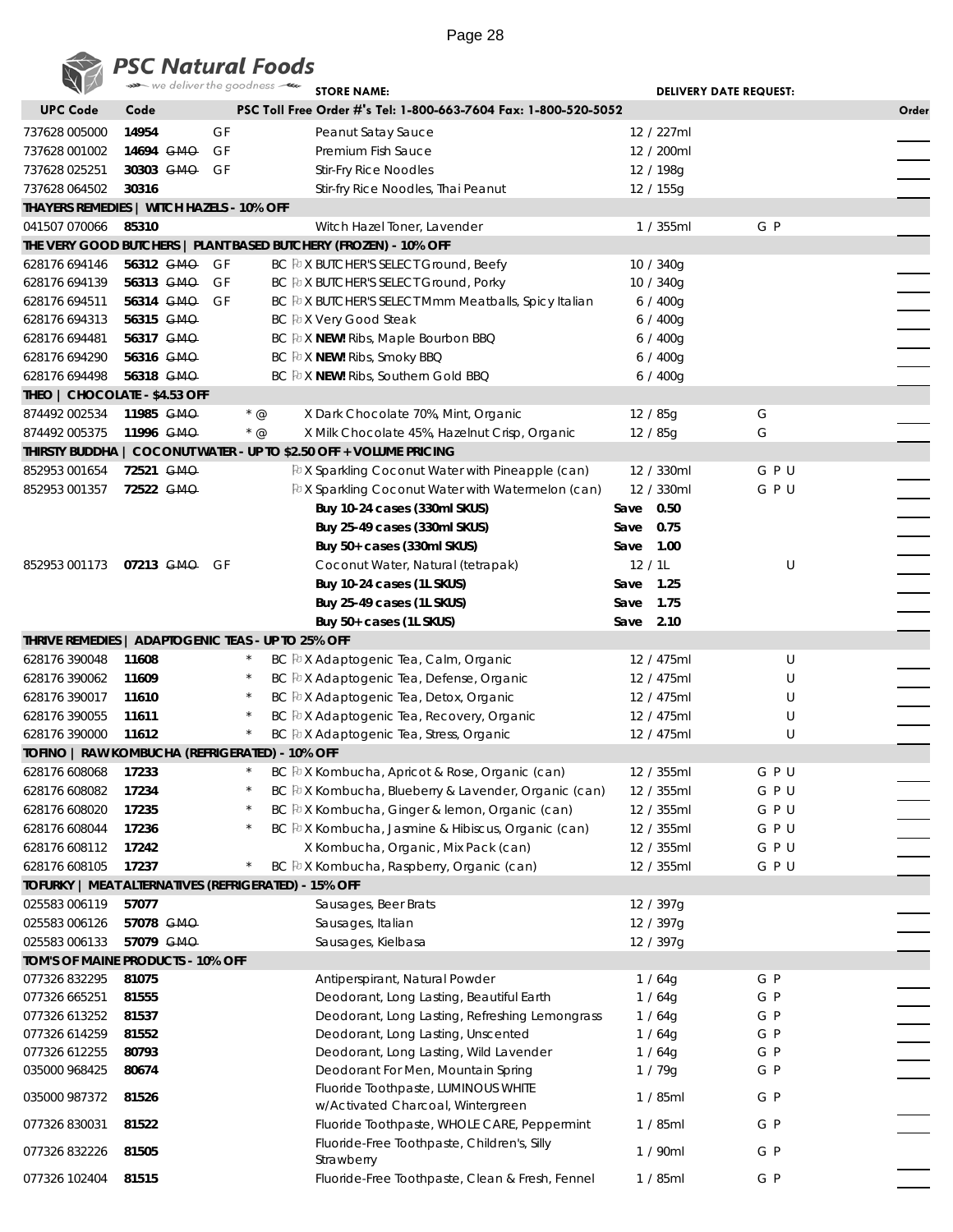**PSC Natural Foods** — we deliver the goodness

STORE NAME: DELIVERY DATE REQUEST:

| UPC Code | Code | | | Description | Pack/Size | | Order |
|---|---|---|---|---|---|---|---|
| 737628 005000 | **14954** | GF | | Peanut Satay Sauce | 12 / 227ml | | |
| 737628 001002 | **14694** ~~GMO~~ | GF | | Premium Fish Sauce | 12 / 200ml | | |
| 737628 025251 | **30303** ~~GMO~~ | GF | | Stir-Fry Rice Noodles | 12 / 198g | | |
| 737628 064502 | **30316** | | | Stir-fry Rice Noodles, Thai Peanut | 12 / 155g | | |
| **THAYERS REMEDIES \| WITCH HAZELS - 10% OFF** | | | | | | | |
| 041507 070066 | **85310** | | | Witch Hazel Toner, Lavender | 1 / 355ml | G P | |
| **THE VERY GOOD BUTCHERS \| PLANT BASED BUTCHERY (FROZEN) - 10% OFF** | | | | | | | |
| 628176 694146 | **56312** ~~GMO~~ | GF | | BC X BUTCHER'S SELECT Ground, Beefy | 10 / 340g | | |
| 628176 694139 | **56313** ~~GMO~~ | GF | | BC X BUTCHER'S SELECT Ground, Porky | 10 / 340g | | |
| 628176 694511 | **56314** ~~GMO~~ | GF | | BC X BUTCHER'S SELECT Mmm Meatballs, Spicy Italian | 6 / 400g | | |
| 628176 694313 | **56315** ~~GMO~~ | | | BC X Very Good Steak | 6 / 400g | | |
| 628176 694481 | **56317** ~~GMO~~ | | | BC X **NEW!** Ribs, Maple Bourbon BBQ | 6 / 400g | | |
| 628176 694290 | **56316** ~~GMO~~ | | | BC X **NEW!** Ribs, Smoky BBQ | 6 / 400g | | |
| 628176 694498 | **56318** ~~GMO~~ | | | BC X **NEW!** Ribs, Southern Gold BBQ | 6 / 400g | | |
| **THEO \| CHOCOLATE - $4.53 OFF** | | | | | | | |
| 874492 002534 | **11985** ~~GMO~~ | | * @ | X Dark Chocolate 70%, Mint, Organic | 12 / 85g | G | |
| 874492 005375 | **11996** ~~GMO~~ | | * @ | X Milk Chocolate 45%, Hazelnut Crisp, Organic | 12 / 85g | G | |
| **THIRSTY BUDDHA \| COCONUT WATER - UP TO $2.50 OFF + VOLUME PRICING** | | | | | | | |
| 852953 001654 | **72521** ~~GMO~~ | | | X Sparkling Coconut Water with Pineapple (can) | 12 / 330ml | G P U | |
| 852953 001357 | **72522** ~~GMO~~ | | | X Sparkling Coconut Water with Watermelon (can) | 12 / 330ml | G P U | |
| | | | | **Buy 10-24 cases (330ml SKUS)** | **Save 0.50** | | |
| | | | | **Buy 25-49 cases (330ml SKUS)** | **Save 0.75** | | |
| | | | | **Buy 50+ cases (330ml SKUS)** | **Save 1.00** | | |
| 852953 001173 | **07213** ~~GMO~~ | GF | | Coconut Water, Natural (tetrapak) | 12 / 1L | U | |
| | | | | **Buy 10-24 cases (1L SKUS)** | **Save 1.25** | | |
| | | | | **Buy 25-49 cases (1L SKUS)** | **Save 1.75** | | |
| | | | | **Buy 50+ cases (1L SKUS)** | **Save 2.10** | | |
| **THRIVE REMEDIES \| ADAPTOGENIC TEAS - UP TO 25% OFF** | | | | | | | |
| 628176 390048 | **11608** | | * | BC X Adaptogenic Tea, Calm, Organic | 12 / 475ml | U | |
| 628176 390062 | **11609** | | * | BC X Adaptogenic Tea, Defense, Organic | 12 / 475ml | U | |
| 628176 390017 | **11610** | | * | BC X Adaptogenic Tea, Detox, Organic | 12 / 475ml | U | |
| 628176 390055 | **11611** | | * | BC X Adaptogenic Tea, Recovery, Organic | 12 / 475ml | U | |
| 628176 390000 | **11612** | | * | BC X Adaptogenic Tea, Stress, Organic | 12 / 475ml | U | |
| **TOFINO \| RAW KOMBUCHA (REFRIGERATED) - 10% OFF** | | | | | | | |
| 628176 608068 | **17233** | | * | BC X Kombucha, Apricot & Rose, Organic (can) | 12 / 355ml | G P U | |
| 628176 608082 | **17234** | | * | BC X Kombucha, Blueberry & Lavender, Organic (can) | 12 / 355ml | G P U | |
| 628176 608020 | **17235** | | * | BC X Kombucha, Ginger & lemon, Organic (can) | 12 / 355ml | G P U | |
| 628176 608044 | **17236** | | * | BC X Kombucha, Jasmine & Hibiscus, Organic (can) | 12 / 355ml | G P U | |
| 628176 608112 | **17242** | | | X Kombucha, Organic, Mix Pack (can) | 12 / 355ml | G P U | |
| 628176 608105 | **17237** | | * | BC X Kombucha, Raspberry, Organic (can) | 12 / 355ml | G P U | |
| **TOFURKY \| MEAT ALTERNATIVES (REFRIGERATED) - 15% OFF** | | | | | | | |
| 025583 006119 | **57077** | | | Sausages, Beer Brats | 12 / 397g | | |
| 025583 006126 | **57078** ~~GMO~~ | | | Sausages, Italian | 12 / 397g | | |
| 025583 006133 | **57079** ~~GMO~~ | | | Sausages, Kielbasa | 12 / 397g | | |
| **TOM'S OF MAINE PRODUCTS - 10% OFF** | | | | | | | |
| 077326 832295 | **81075** | | | Antiperspirant, Natural Powder | 1 / 64g | G P | |
| 077326 665251 | **81555** | | | Deodorant, Long Lasting, Beautiful Earth | 1 / 64g | G P | |
| 077326 613252 | **81537** | | | Deodorant, Long Lasting, Refreshing Lemongrass | 1 / 64g | G P | |
| 077326 614259 | **81552** | | | Deodorant, Long Lasting, Unscented | 1 / 64g | G P | |
| 077326 612255 | **80793** | | | Deodorant, Long Lasting, Wild Lavender | 1 / 64g | G P | |
| 035000 968425 | **80674** | | | Deodorant For Men, Mountain Spring | 1 / 79g | G P | |
| 035000 987372 | **81526** | | | Fluoride Toothpaste, LUMINOUS WHITE w/Activated Charcoal, Wintergreen | 1 / 85ml | G P | |
| 077326 830031 | **81522** | | | Fluoride Toothpaste, WHOLE CARE, Peppermint | 1 / 85ml | G P | |
| 077326 832226 | **81505** | | | Fluoride-Free Toothpaste, Children's, Silly Strawberry | 1 / 90ml | G P | |
| 077326 102404 | **81515** | | | Fluoride-Free Toothpaste, Clean & Fresh, Fennel | 1 / 85ml | G P | |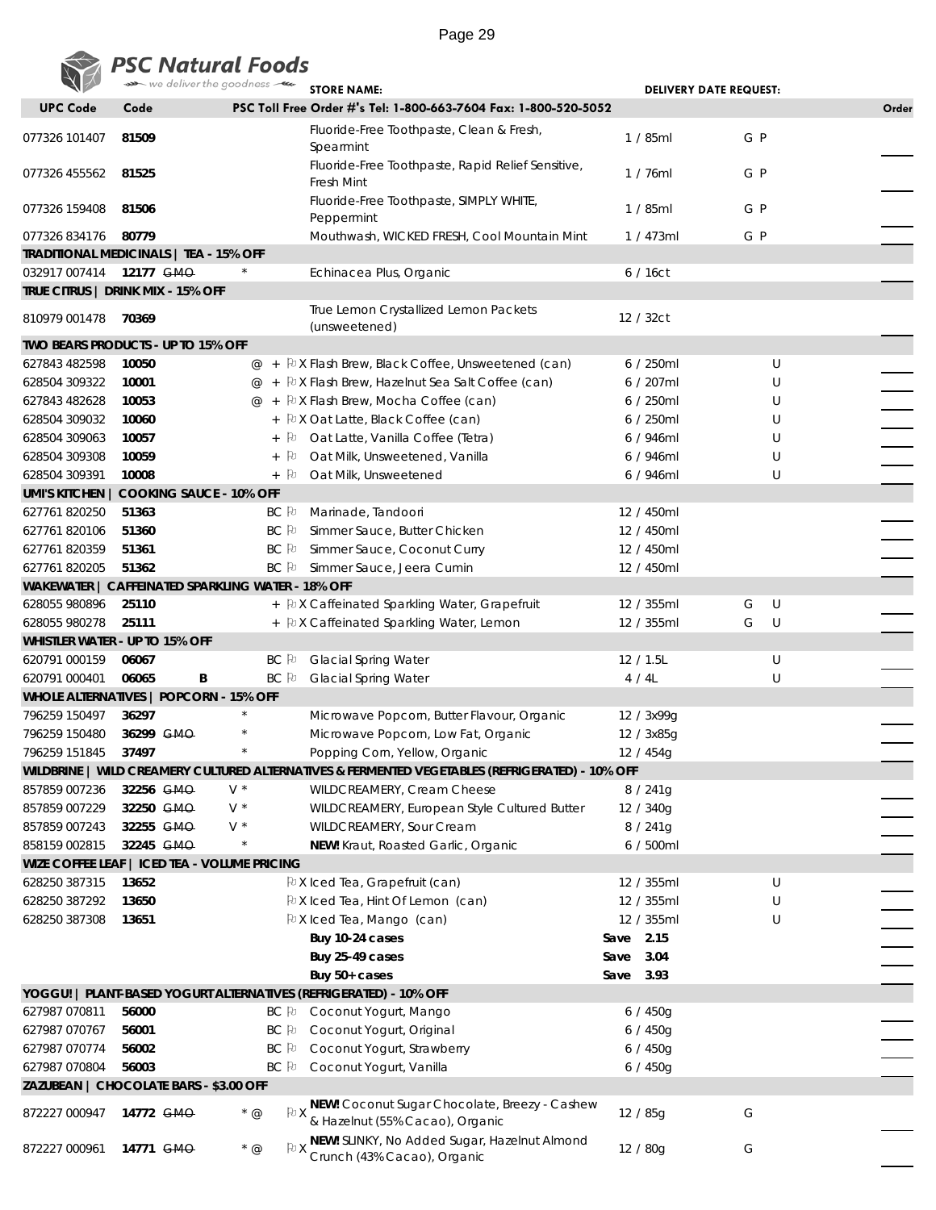**PSC Natural Foods** — we deliver the goodness

STORE NAME: DELIVERY DATE REQUEST:

| UPC Code | Code | | | PSC Toll Free Order #'s Tel: 1-800-663-7604 Fax: 1-800-520-5052 | | | Order |
|---|---|---|---|---|---|---|---|
| 077326 101407 | 81509 | | | Fluoride-Free Toothpaste, Clean & Fresh, Spearmint | 1 / 85ml | G P | |
| 077326 455562 | 81525 | | | Fluoride-Free Toothpaste, Rapid Relief Sensitive, Fresh Mint | 1 / 76ml | G P | |
| 077326 159408 | 81506 | | | Fluoride-Free Toothpaste, SIMPLY WHITE, Peppermint | 1 / 85ml | G P | |
| 077326 834176 | 80779 | | | Mouthwash, WICKED FRESH, Cool Mountain Mint | 1 / 473ml | G P | |
| **TRADITIONAL MEDICINALS \| TEA - 15% OFF** | | | | | | | |
| 032917 007414 | 12177 | ~~GMO~~ | * | Echinacea Plus, Organic | 6 / 16ct | | |
| **TRUE CITRUS \| DRINK MIX - 15% OFF** | | | | | | | |
| 810979 001478 | 70369 | | | True Lemon Crystallized Lemon Packets (unsweetened) | 12 / 32ct | | |
| **TWO BEARS PRODUCTS - UP TO 15% OFF** | | | | | | | |
| 627843 482598 | 10050 | | @ + X | Flash Brew, Black Coffee, Unsweetened (can) | 6 / 250ml | U | |
| 628504 309322 | 10001 | | @ + X | Flash Brew, Hazelnut Sea Salt Coffee (can) | 6 / 207ml | U | |
| 627843 482628 | 10053 | | @ + X | Flash Brew, Mocha Coffee (can) | 6 / 250ml | U | |
| 628504 309032 | 10060 | | + X | Oat Latte, Black Coffee (can) | 6 / 250ml | U | |
| 628504 309063 | 10057 | | + | Oat Latte, Vanilla Coffee (Tetra) | 6 / 946ml | U | |
| 628504 309308 | 10059 | | + | Oat Milk, Unsweetened, Vanilla | 6 / 946ml | U | |
| 628504 309391 | 10008 | | + | Oat Milk, Unsweetened | 6 / 946ml | U | |
| **UMI'S KITCHEN \| COOKING SAUCE - 10% OFF** | | | | | | | |
| 627761 820250 | 51363 | | BC | Marinade, Tandoori | 12 / 450ml | | |
| 627761 820106 | 51360 | | BC | Simmer Sauce, Butter Chicken | 12 / 450ml | | |
| 627761 820359 | 51361 | | BC | Simmer Sauce, Coconut Curry | 12 / 450ml | | |
| 627761 820205 | 51362 | | BC | Simmer Sauce, Jeera Cumin | 12 / 450ml | | |
| **WAKEWATER \| CAFFEINATED SPARKLING WATER - 18% OFF** | | | | | | | |
| 628055 980896 | 25110 | | + X | Caffeinated Sparkling Water, Grapefruit | 12 / 355ml | G U | |
| 628055 980278 | 25111 | | + X | Caffeinated Sparkling Water, Lemon | 12 / 355ml | G U | |
| **WHISTLER WATER - UP TO 15% OFF** | | | | | | | |
| 620791 000159 | 06067 | | BC | Glacial Spring Water | 12 / 1.5L | U | |
| 620791 000401 | 06065 | B | BC | Glacial Spring Water | 4 / 4L | U | |
| **WHOLE ALTERNATIVES \| POPCORN - 15% OFF** | | | | | | | |
| 796259 150497 | 36297 | | * | Microwave Popcorn, Butter Flavour, Organic | 12 / 3x99g | | |
| 796259 150480 | 36299 | ~~GMO~~ | * | Microwave Popcorn, Low Fat, Organic | 12 / 3x85g | | |
| 796259 151845 | 37497 | | * | Popping Corn, Yellow, Organic | 12 / 454g | | |
| **WILDBRINE \| WILD CREAMERY CULTURED ALTERNATIVES & FERMENTED VEGETABLES (REFRIGERATED) - 10% OFF** | | | | | | | |
| 857859 007236 | 32256 | ~~GMO~~ | V * | WILDCREAMERY, Cream Cheese | 8 / 241g | | |
| 857859 007229 | 32250 | ~~GMO~~ | V * | WILDCREAMERY, European Style Cultured Butter | 12 / 340g | | |
| 857859 007243 | 32255 | ~~GMO~~ | V * | WILDCREAMERY, Sour Cream | 8 / 241g | | |
| 858159 002815 | 32245 | ~~GMO~~ | * | **NEW!** Kraut, Roasted Garlic, Organic | 6 / 500ml | | |
| **WIZE COFFEE LEAF \| ICED TEA - VOLUME PRICING** | | | | | | | |
| 628250 387315 | 13652 | | X | Iced Tea, Grapefruit (can) | 12 / 355ml | U | |
| 628250 387292 | 13650 | | X | Iced Tea, Hint Of Lemon (can) | 12 / 355ml | U | |
| 628250 387308 | 13651 | | X | Iced Tea, Mango (can) | 12 / 355ml | U | |
| | | | | **Buy 10-24 cases** | **Save 2.15** | | |
| | | | | **Buy 25-49 cases** | **Save 3.04** | | |
| | | | | **Buy 50+ cases** | **Save 3.93** | | |
| **YOGGU! \| PLANT-BASED YOGURT ALTERNATIVES (REFRIGERATED) - 10% OFF** | | | | | | | |
| 627987 070811 | 56000 | | BC | Coconut Yogurt, Mango | 6 / 450g | | |
| 627987 070767 | 56001 | | BC | Coconut Yogurt, Original | 6 / 450g | | |
| 627987 070774 | 56002 | | BC | Coconut Yogurt, Strawberry | 6 / 450g | | |
| 627987 070804 | 56003 | | BC | Coconut Yogurt, Vanilla | 6 / 450g | | |
| **ZAZUBEAN \| CHOCOLATE BARS - $3.00 OFF** | | | | | | | |
| 872227 000947 | 14772 | ~~GMO~~ | * @ X | **NEW!** Coconut Sugar Chocolate, Breezy - Cashew & Hazelnut (55% Cacao), Organic | 12 / 85g | G | |
| 872227 000961 | 14771 | ~~GMO~~ | * @ X | **NEW!** SLINKY, No Added Sugar, Hazelnut Almond Crunch (43% Cacao), Organic | 12 / 80g | G | |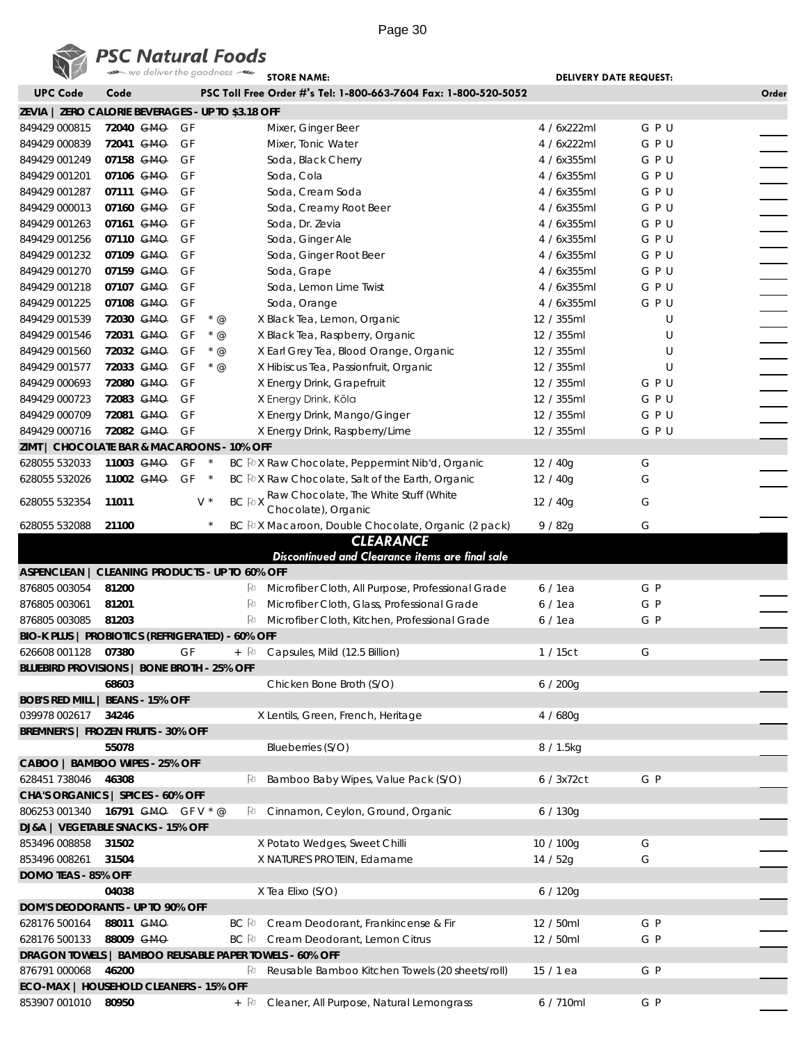# PSC Natural Foods

we deliver the goodness

STORE NAME: DELIVERY DATE REQUEST:

| UPC Code | Code | | | | | PSC Toll Free Order #'s Tel: 1-800-663-7604 Fax: 1-800-520-5052 | | | Order |
|---|---|---|---|---|---|---|---|---|---|
| **ZEVIA \| ZERO CALORIE BEVERAGES - UP TO $3.18 OFF** | | | | | | | | | |
| 849429 000815 | **72040** | ~~GMO~~ | GF | | | Mixer, Ginger Beer | 4 / 6x222ml | G P U | |
| 849429 000839 | **72041** | ~~GMO~~ | GF | | | Mixer, Tonic Water | 4 / 6x222ml | G P U | |
| 849429 001249 | **07158** | ~~GMO~~ | GF | | | Soda, Black Cherry | 4 / 6x355ml | G P U | |
| 849429 001201 | **07106** | ~~GMO~~ | GF | | | Soda, Cola | 4 / 6x355ml | G P U | |
| 849429 001287 | **07111** | ~~GMO~~ | GF | | | Soda, Cream Soda | 4 / 6x355ml | G P U | |
| 849429 000013 | **07160** | ~~GMO~~ | GF | | | Soda, Creamy Root Beer | 4 / 6x355ml | G P U | |
| 849429 001263 | **07161** | ~~GMO~~ | GF | | | Soda, Dr. Zevia | 4 / 6x355ml | G P U | |
| 849429 001256 | **07110** | ~~GMO~~ | GF | | | Soda, Ginger Ale | 4 / 6x355ml | G P U | |
| 849429 001232 | **07109** | ~~GMO~~ | GF | | | Soda, Ginger Root Beer | 4 / 6x355ml | G P U | |
| 849429 001270 | **07159** | ~~GMO~~ | GF | | | Soda, Grape | 4 / 6x355ml | G P U | |
| 849429 001218 | **07107** | ~~GMO~~ | GF | | | Soda, Lemon Lime Twist | 4 / 6x355ml | G P U | |
| 849429 001225 | **07108** | ~~GMO~~ | GF | | | Soda, Orange | 4 / 6x355ml | G P U | |
| 849429 001539 | **72030** | ~~GMO~~ | GF | * @ | | X Black Tea, Lemon, Organic | 12 / 355ml | U | |
| 849429 001546 | **72031** | ~~GMO~~ | GF | * @ | | X Black Tea, Raspberry, Organic | 12 / 355ml | U | |
| 849429 001560 | **72032** | ~~GMO~~ | GF | * @ | | X Earl Grey Tea, Blood Orange, Organic | 12 / 355ml | U | |
| 849429 001577 | **72033** | ~~GMO~~ | GF | * @ | | X Hibiscus Tea, Passionfruit, Organic | 12 / 355ml | U | |
| 849429 000693 | **72080** | ~~GMO~~ | GF | | | X Energy Drink, Grapefruit | 12 / 355ml | G P U | |
| 849429 000723 | **72083** | ~~GMO~~ | GF | | | X Energy Drink, Kōla | 12 / 355ml | G P U | |
| 849429 000709 | **72081** | ~~GMO~~ | GF | | | X Energy Drink, Mango/Ginger | 12 / 355ml | G P U | |
| 849429 000716 | **72082** | ~~GMO~~ | GF | | | X Energy Drink, Raspberry/Lime | 12 / 355ml | G P U | |
| **ZIMT \| CHOCOLATE BAR & MACAROONS - 10% OFF** | | | | | | | | | |
| 628055 532033 | **11003** | ~~GMO~~ | GF | * | BC ♻ | X Raw Chocolate, Peppermint Nib'd, Organic | 12 / 40g | G | |
| 628055 532026 | **11002** | ~~GMO~~ | GF | * | BC ♻ | X Raw Chocolate, Salt of the Earth, Organic | 12 / 40g | G | |
| 628055 532354 | **11011** | | | V * | BC ♻ | X Raw Chocolate, The White Stuff (White Chocolate), Organic | 12 / 40g | G | |
| 628055 532088 | **21100** | | | * | BC ♻ | X Macaroon, Double Chocolate, Organic (2 pack) | 9 / 82g | G | |

## CLEARANCE

*Discontinued and Clearance items are final sale*

| UPC Code | Code | | | | | Description | Size | | Order |
|---|---|---|---|---|---|---|---|---|---|
| **ASPENCLEAN \| CLEANING PRODUCTS - UP TO 60% OFF** | | | | | | | | | |
| 876805 003054 | **81200** | | | | ♻ | Microfiber Cloth, All Purpose, Professional Grade | 6 / 1ea | G P | |
| 876805 003061 | **81201** | | | | ♻ | Microfiber Cloth, Glass, Professional Grade | 6 / 1ea | G P | |
| 876805 003085 | **81203** | | | | ♻ | Microfiber Cloth, Kitchen, Professional Grade | 6 / 1ea | G P | |
| **BIO-K PLUS \| PROBIOTICS (REFRIGERATED) - 60% OFF** | | | | | | | | | |
| 626608 001128 | **07380** | | GF | | + ♻ | Capsules, Mild (12.5 Billion) | 1 / 15ct | G | |
| **BLUEBIRD PROVISIONS \| BONE BROTH - 25% OFF** | | | | | | | | | |
| | **68603** | | | | | Chicken Bone Broth (S/O) | 6 / 200g | | |
| **BOB'S RED MILL \| BEANS - 15% OFF** | | | | | | | | | |
| 039978 002617 | **34246** | | | | | X Lentils, Green, French, Heritage | 4 / 680g | | |
| **BREMNER'S \| FROZEN FRUITS - 30% OFF** | | | | | | | | | |
| | **55078** | | | | | Blueberries (S/O) | 8 / 1.5kg | | |
| **CABOO \| BAMBOO WIPES - 25% OFF** | | | | | | | | | |
| 628451 738046 | **46308** | | | | ♻ | Bamboo Baby Wipes, Value Pack (S/O) | 6 / 3x72ct | G P | |
| **CHA'S ORGANICS \| SPICES - 60% OFF** | | | | | | | | | |
| 806253 001340 | **16791** | ~~GMO~~ | GF V * @ | | ♻ | Cinnamon, Ceylon, Ground, Organic | 6 / 130g | | |
| **DJ&A \| VEGETABLE SNACKS - 15% OFF** | | | | | | | | | |
| 853496 008858 | **31502** | | | | | X Potato Wedges, Sweet Chilli | 10 / 100g | G | |
| 853496 008261 | **31504** | | | | | X NATURE'S PROTEIN, Edamame | 14 / 52g | G | |
| **DOMO TEAS - 85% OFF** | | | | | | | | | |
| | **04038** | | | | | X Tea Elixo (S/O) | 6 / 120g | | |
| **DOM'S DEODORANTS - UP TO 90% OFF** | | | | | | | | | |
| 628176 500164 | **88011** | ~~GMO~~ | | | BC ♻ | Cream Deodorant, Frankincense & Fir | 12 / 50ml | G P | |
| 628176 500133 | **88009** | ~~GMO~~ | | | BC ♻ | Cream Deodorant, Lemon Citrus | 12 / 50ml | G P | |
| **DRAGON TOWELS \| BAMBOO REUSABLE PAPER TOWELS - 60% OFF** | | | | | | | | | |
| 876791 000068 | **46200** | | | | ♻ | Reusable Bamboo Kitchen Towels (20 sheets/roll) | 15 / 1 ea | G P | |
| **ECO-MAX \| HOUSEHOLD CLEANERS - 15% OFF** | | | | | | | | | |
| 853907 001010 | **80950** | | | | + ♻ | Cleaner, All Purpose, Natural Lemongrass | 6 / 710ml | G P | |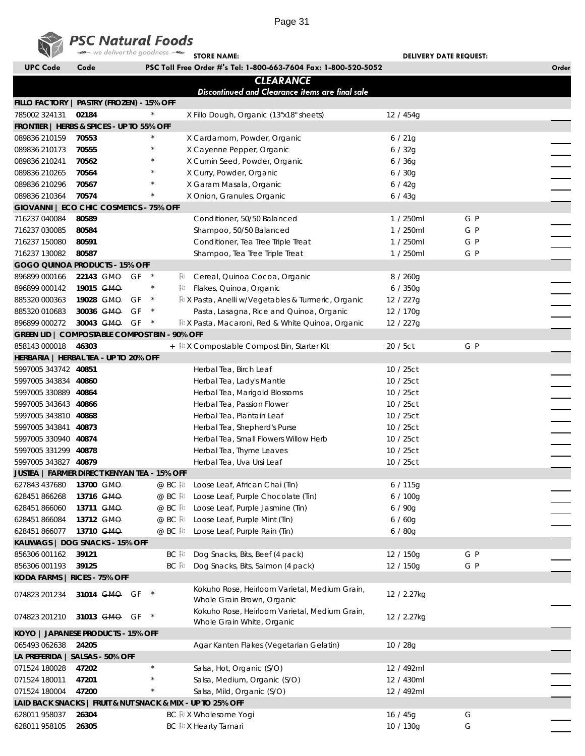PSC Natural Foods
we deliver the goodness

STORE NAME: DELIVERY DATE REQUEST:

| UPC Code | Code | | PSC Toll Free Order #'s Tel: 1-800-663-7604 Fax: 1-800-520-5052 | | | Order |
|---|---|---|---|---|---|---|

## CLEARANCE

*Discontinued and Clearance items are final sale*

| UPC Code | Code | Attributes | Description | Pack/Size | | Order |
|---|---|---|---|---|---|---|
| **FILLO FACTORY \| PASTRY (FROZEN) - 15% OFF** | | | | | | |
| 785002 324131 | **02184** | * | X Fillo Dough, Organic (13"x18" sheets) | 12 / 454g | | |
| **FRONTIER \| HERBS & SPICES - UP TO 55% OFF** | | | | | | |
| 089836 210159 | **70553** | * | X Cardamom, Powder, Organic | 6 / 21g | | |
| 089836 210173 | **70555** | * | X Cayenne Pepper, Organic | 6 / 32g | | |
| 089836 210241 | **70562** | * | X Cumin Seed, Powder, Organic | 6 / 36g | | |
| 089836 210265 | **70564** | * | X Curry, Powder, Organic | 6 / 30g | | |
| 089836 210296 | **70567** | * | X Garam Masala, Organic | 6 / 42g | | |
| 089836 210364 | **70574** | * | X Onion, Granules, Organic | 6 / 43g | | |
| **GIOVANNI \| ECO CHIC COSMETICS - 75% OFF** | | | | | | |
| 716237 040084 | **80589** | | Conditioner, 50/50 Balanced | 1 / 250ml | G P | |
| 716237 030085 | **80584** | | Shampoo, 50/50 Balanced | 1 / 250ml | G P | |
| 716237 150080 | **80591** | | Conditioner, Tea Tree Triple Treat | 1 / 250ml | G P | |
| 716237 130082 | **80587** | | Shampoo, Tea Tree Triple Treat | 1 / 250ml | G P | |
| **GOGO QUINOA PRODUCTS - 15% OFF** | | | | | | |
| 896899 000166 | **22143** ~~GMO~~ | GF * | Cereal, Quinoa Cocoa, Organic | 8 / 260g | | |
| 896899 000142 | **19015** ~~GMO~~ | * | Flakes, Quinoa, Organic | 6 / 350g | | |
| 885320 000363 | **19028** ~~GMO~~ | GF * | X Pasta, Anelli w/Vegetables & Turmeric, Organic | 12 / 227g | | |
| 885320 010683 | **30036** ~~GMO~~ | GF * | Pasta, Lasagna, Rice and Quinoa, Organic | 12 / 170g | | |
| 896899 000272 | **30043** ~~GMO~~ | GF * | X Pasta, Macaroni, Red & White Quinoa, Organic | 12 / 227g | | |
| **GREEN LID \| COMPOSTABLE COMPOST BIN - 90% OFF** | | | | | | |
| 858143 000018 | **46303** | + | X Compostable Compost Bin, Starter Kit | 20 / 5ct | G P | |
| **HERBARIA \| HERBAL TEA - UP TO 20% OFF** | | | | | | |
| 5997005 343742 | **40851** | | Herbal Tea, Birch Leaf | 10 / 25ct | | |
| 5997005 343834 | **40860** | | Herbal Tea, Lady's Mantle | 10 / 25ct | | |
| 5997005 330889 | **40864** | | Herbal Tea, Marigold Blossoms | 10 / 25ct | | |
| 5997005 343643 | **40866** | | Herbal Tea, Passion Flower | 10 / 25ct | | |
| 5997005 343810 | **40868** | | Herbal Tea, Plantain Leaf | 10 / 25ct | | |
| 5997005 343841 | **40873** | | Herbal Tea, Shepherd's Purse | 10 / 25ct | | |
| 5997005 330940 | **40874** | | Herbal Tea, Small Flowers Willow Herb | 10 / 25ct | | |
| 5997005 331299 | **40878** | | Herbal Tea, Thyme Leaves | 10 / 25ct | | |
| 5997005 343827 | **40879** | | Herbal Tea, Uva Ursi Leaf | 10 / 25ct | | |
| **JUSTEA \| FARMER DIRECT KENYAN TEA - 15% OFF** | | | | | | |
| 627843 437680 | **13700** ~~GMO~~ | @ BC | Loose Leaf, African Chai (Tin) | 6 / 115g | | |
| 628451 866268 | **13716** ~~GMO~~ | @ BC | Loose Leaf, Purple Chocolate (Tin) | 6 / 100g | | |
| 628451 866060 | **13711** ~~GMO~~ | @ BC | Loose Leaf, Purple Jasmine (Tin) | 6 / 90g | | |
| 628451 866084 | **13712** ~~GMO~~ | @ BC | Loose Leaf, Purple Mint (Tin) | 6 / 60g | | |
| 628451 866077 | **13710** ~~GMO~~ | @ BC | Loose Leaf, Purple Rain (Tin) | 6 / 80g | | |
| **KALIWAGS \| DOG SNACKS - 15% OFF** | | | | | | |
| 856306 001162 | **39121** | BC | Dog Snacks, Bits, Beef (4 pack) | 12 / 150g | G P | |
| 856306 001193 | **39125** | BC | Dog Snacks, Bits, Salmon (4 pack) | 12 / 150g | G P | |
| **KODA FARMS \| RICES - 75% OFF** | | | | | | |
| 074823 201234 | **31014** ~~GMO~~ | GF * | Kokuho Rose, Heirloom Varietal, Medium Grain, Whole Grain Brown, Organic | 12 / 2.27kg | | |
| 074823 201210 | **31013** ~~GMO~~ | GF * | Kokuho Rose, Heirloom Varietal, Medium Grain, Whole Grain White, Organic | 12 / 2.27kg | | |
| **KOYO \| JAPANESE PRODUCTS - 15% OFF** | | | | | | |
| 065493 062638 | **24205** | | Agar Kanten Flakes (Vegetarian Gelatin) | 10 / 28g | | |
| **LA PREFERIDA \| SALSAS - 50% OFF** | | | | | | |
| 071524 180028 | **47202** | * | Salsa, Hot, Organic (S/O) | 12 / 492ml | | |
| 071524 180011 | **47201** | * | Salsa, Medium, Organic (S/O) | 12 / 430ml | | |
| 071524 180004 | **47200** | * | Salsa, Mild, Organic (S/O) | 12 / 492ml | | |
| **LAID BACK SNACKS \| FRUIT & NUT SNACK & MIX - UP TO 25% OFF** | | | | | | |
| 628011 958037 | **26304** | BC | X Wholesome Yogi | 16 / 45g | G | |
| 628011 958105 | **26305** | BC | X Hearty Tamari | 10 / 130g | G | |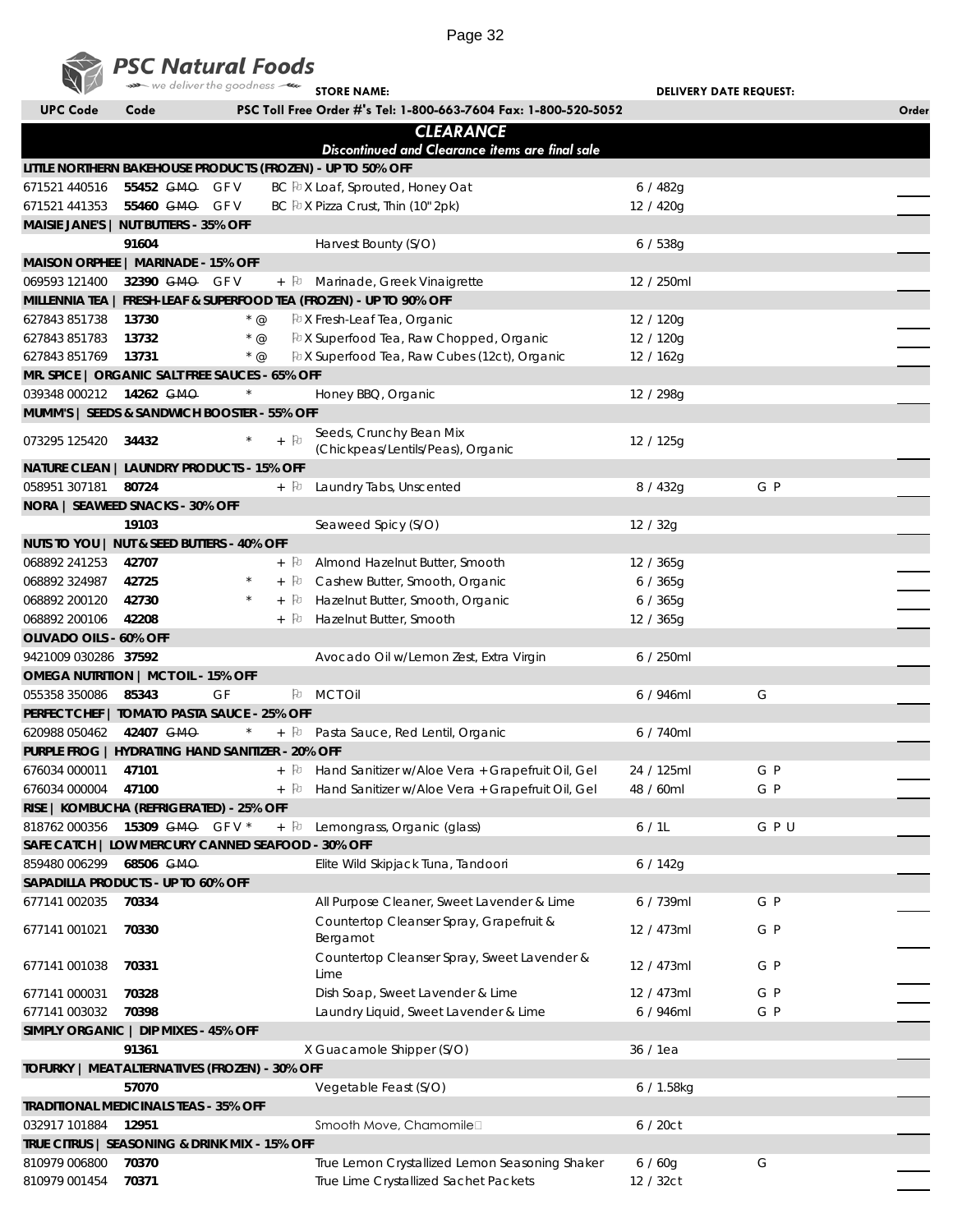**PSC Natural Foods**
*we deliver the goodness*

STORE NAME: DELIVERY DATE REQUEST:

| UPC Code | Code | PSC Toll Free Order #'s Tel: 1-800-663-7604 Fax: 1-800-520-5052 | | | Order |
|---|---|---|---|---|---|
| | | ***CLEARANCE*** | | | |
| | | ***Discontinued and Clearance items are final sale*** | | | |
| **LITTLE NORTHERN BAKEHOUSE PRODUCTS (FROZEN) - UP TO 50% OFF** | | | | | |
| 671521 440516 | **55452** ~~GMO~~ GF V | BC X Loaf, Sprouted, Honey Oat | 6 / 482g | | |
| 671521 441353 | **55460** ~~GMO~~ GF V | BC X Pizza Crust, Thin (10" 2pk) | 12 / 420g | | |
| **MAISIE JANE'S \| NUT BUTTERS - 35% OFF** | | | | | |
| | **91604** | Harvest Bounty (S/O) | 6 / 538g | | |
| **MAISON ORPHEE \| MARINADE - 15% OFF** | | | | | |
| 069593 121400 | **32390** ~~GMO~~ GF V | + Marinade, Greek Vinaigrette | 12 / 250ml | | |
| **MILLENNIA TEA \| FRESH-LEAF & SUPERFOOD TEA (FROZEN) - UP TO 90% OFF** | | | | | |
| 627843 851738 | **13730** * @ | X Fresh-Leaf Tea, Organic | 12 / 120g | | |
| 627843 851783 | **13732** * @ | X Superfood Tea, Raw Chopped, Organic | 12 / 120g | | |
| 627843 851769 | **13731** * @ | X Superfood Tea, Raw Cubes (12ct), Organic | 12 / 162g | | |
| **MR. SPICE \| ORGANIC SALT FREE SAUCES - 65% OFF** | | | | | |
| 039348 000212 | **14262** ~~GMO~~ * | Honey BBQ, Organic | 12 / 298g | | |
| **MUMM'S \| SEEDS & SANDWICH BOOSTER - 55% OFF** | | | | | |
| 073295 125420 | **34432** * | + Seeds, Crunchy Bean Mix (Chickpeas/Lentils/Peas), Organic | 12 / 125g | | |
| **NATURE CLEAN \| LAUNDRY PRODUCTS - 15% OFF** | | | | | |
| 058951 307181 | **80724** | + Laundry Tabs, Unscented | 8 / 432g | G P | |
| **NORA \| SEAWEED SNACKS - 30% OFF** | | | | | |
| | **19103** | Seaweed Spicy (S/O) | 12 / 32g | | |
| **NUTS TO YOU \| NUT & SEED BUTTERS - 40% OFF** | | | | | |
| 068892 241253 | **42707** | + Almond Hazelnut Butter, Smooth | 12 / 365g | | |
| 068892 324987 | **42725** * | + Cashew Butter, Smooth, Organic | 6 / 365g | | |
| 068892 200120 | **42730** * | + Hazelnut Butter, Smooth, Organic | 6 / 365g | | |
| 068892 200106 | **42208** | + Hazelnut Butter, Smooth | 12 / 365g | | |
| **OLIVADO OILS - 60% OFF** | | | | | |
| 9421009 030286 | **37592** | Avocado Oil w/Lemon Zest, Extra Virgin | 6 / 250ml | | |
| **OMEGA NUTRITION \| MCT OIL - 15% OFF** | | | | | |
| 055358 350086 | **85343** GF | MCT Oil | 6 / 946ml | G | |
| **PERFECT CHEF \| TOMATO PASTA SAUCE - 25% OFF** | | | | | |
| 620988 050462 | **42407** ~~GMO~~ * | + Pasta Sauce, Red Lentil, Organic | 6 / 740ml | | |
| **PURPLE FROG \| HYDRATING HAND SANITIZER - 20% OFF** | | | | | |
| 676034 000011 | **47101** | + Hand Sanitizer w/Aloe Vera + Grapefruit Oil, Gel | 24 / 125ml | G P | |
| 676034 000004 | **47100** | + Hand Sanitizer w/Aloe Vera + Grapefruit Oil, Gel | 48 / 60ml | G P | |
| **RISE \| KOMBUCHA (REFRIGERATED) - 25% OFF** | | | | | |
| 818762 000356 | **15309** ~~GMO~~ GF V * | + Lemongrass, Organic (glass) | 6 / 1L | G P U | |
| **SAFE CATCH \| LOW MERCURY CANNED SEAFOOD - 30% OFF** | | | | | |
| 859480 006299 | **68506** ~~GMO~~ | Elite Wild Skipjack Tuna, Tandoori | 6 / 142g | | |
| **SAPADILLA PRODUCTS - UP TO 60% OFF** | | | | | |
| 677141 002035 | **70334** | All Purpose Cleaner, Sweet Lavender & Lime | 6 / 739ml | G P | |
| 677141 001021 | **70330** | Countertop Cleanser Spray, Grapefruit & Bergamot | 12 / 473ml | G P | |
| 677141 001038 | **70331** | Countertop Cleanser Spray, Sweet Lavender & Lime | 12 / 473ml | G P | |
| 677141 000031 | **70328** | Dish Soap, Sweet Lavender & Lime | 12 / 473ml | G P | |
| 677141 003032 | **70398** | Laundry Liquid, Sweet Lavender & Lime | 6 / 946ml | G P | |
| **SIMPLY ORGANIC \| DIP MIXES - 45% OFF** | | | | | |
| | **91361** | X Guacamole Shipper (S/O) | 36 / 1ea | | |
| **TOFURKY \| MEAT ALTERNATIVES (FROZEN) - 30% OFF** | | | | | |
| | **57070** | Vegetable Feast (S/O) | 6 / 1.58kg | | |
| **TRADITIONAL MEDICINALS TEAS - 35% OFF** | | | | | |
| 032917 101884 | **12951** | Smooth Move, Chamomile | 6 / 20ct | | |
| **TRUE CITRUS \| SEASONING & DRINK MIX - 15% OFF** | | | | | |
| 810979 006800 | **70370** | True Lemon Crystallized Lemon Seasoning Shaker | 6 / 60g | G | |
| 810979 001454 | **70371** | True Lime Crystallized Sachet Packets | 12 / 32ct | | |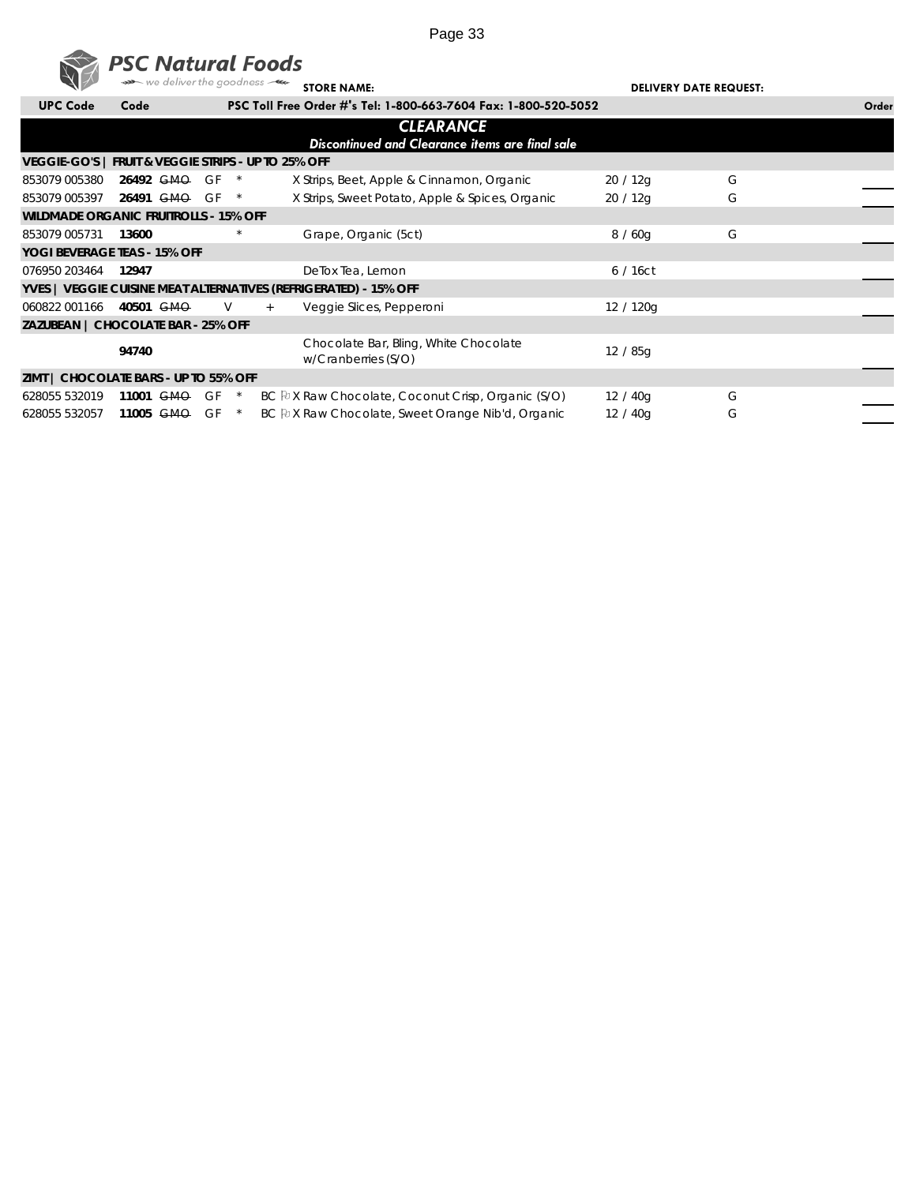**PSC Natural Foods**
*we deliver the goodness*

STORE NAME: DELIVERY DATE REQUEST:

| UPC Code | Code | | | | | PSC Toll Free Order #'s Tel: 1-800-663-7604 Fax: 1-800-520-5052 | | | Order |
|---|---|---|---|---|---|---|---|---|---|
| | | | | | | ***CLEARANCE*** *Discontinued and Clearance items are final sale* | | | |
| **VEGGIE-GO'S \| FRUIT & VEGGIE STRIPS - UP TO 25% OFF** | | | | | | | | | |
| 853079 005380 | **26492** | ~~GMO~~ | GF | * | | X Strips, Beet, Apple & Cinnamon, Organic | 20 / 12g | G | |
| 853079 005397 | **26491** | ~~GMO~~ | GF | * | | X Strips, Sweet Potato, Apple & Spices, Organic | 20 / 12g | G | |
| **WILDMADE ORGANIC FRUITROLLS - 15% OFF** | | | | | | | | | |
| 853079 005731 | **13600** | | | * | | Grape, Organic (5ct) | 8 / 60g | G | |
| **YOGI BEVERAGE TEAS - 15% OFF** | | | | | | | | | |
| 076950 203464 | **12947** | | | | | DeTox Tea, Lemon | 6 / 16ct | | |
| **YVES \| VEGGIE CUISINE MEAT ALTERNATIVES (REFRIGERATED) - 15% OFF** | | | | | | | | | |
| 060822 001166 | **40501** | ~~GMO~~ | V | | + | Veggie Slices, Pepperoni | 12 / 120g | | |
| **ZAZUBEAN \| CHOCOLATE BAR - 25% OFF** | | | | | | | | | |
| | **94740** | | | | | Chocolate Bar, Bling, White Chocolate w/Cranberries (S/O) | 12 / 85g | | |
| **ZIMT \| CHOCOLATE BARS - UP TO 55% OFF** | | | | | | | | | |
| 628055 532019 | **11001** | ~~GMO~~ | GF | * | BC | X Raw Chocolate, Coconut Crisp, Organic (S/O) | 12 / 40g | G | |
| 628055 532057 | **11005** | ~~GMO~~ | GF | * | BC | X Raw Chocolate, Sweet Orange Nib'd, Organic | 12 / 40g | G | |